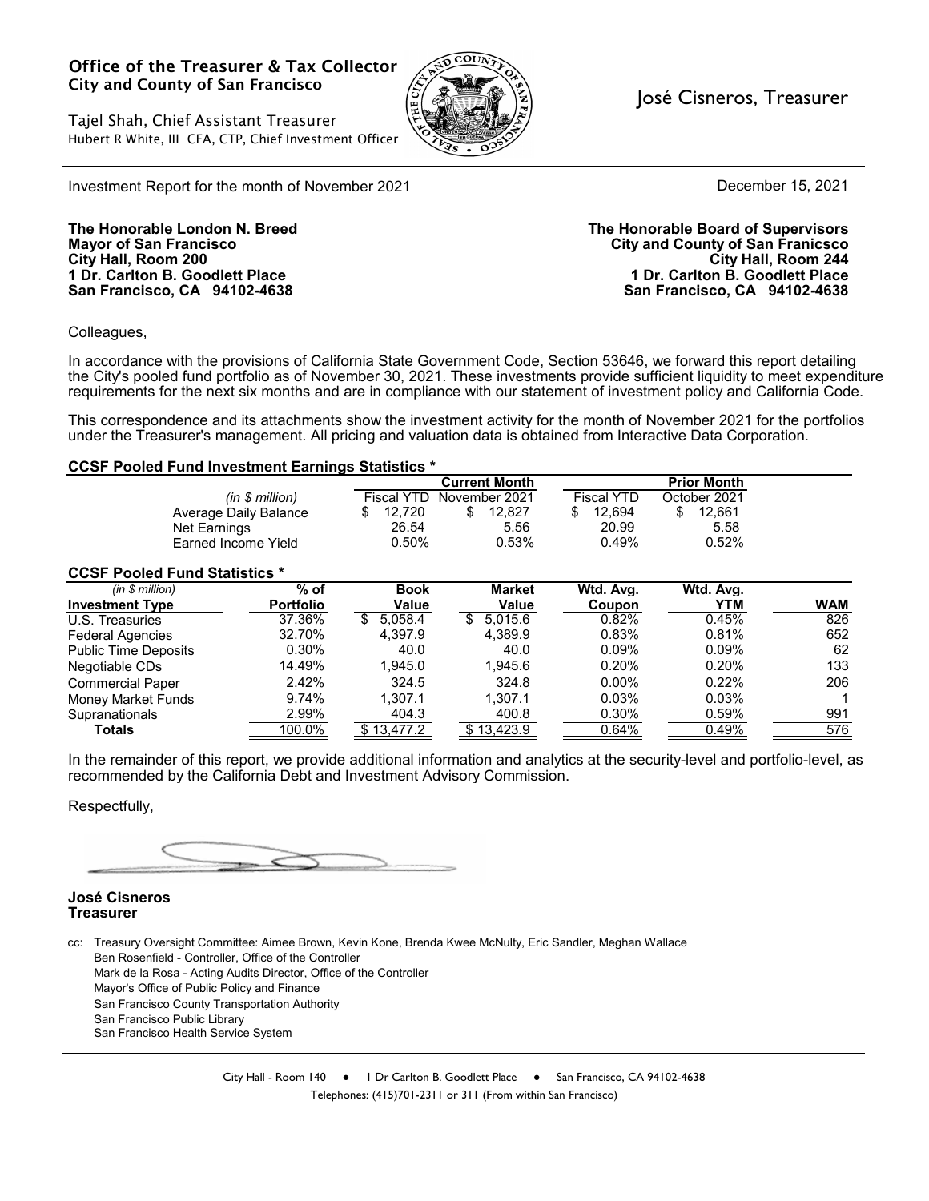**Office of the Treasurer & Tax Collector**
**City and County of San Francisco**

Tajel Shah, Chief Assistant Treasurer
Hubert R White, III CFA, CTP, Chief Investment Officer

José Cisneros, Treasurer

Investment Report for the month of November 2021

December 15, 2021

**The Honorable London N. Breed**
**Mayor of San Francisco**
**City Hall, Room 200**
**1 Dr. Carlton B. Goodlett Place**
**San Francisco, CA 94102-4638**

**The Honorable Board of Supervisors**
**City and County of San Franicsco**
**City Hall, Room 244**
**1 Dr. Carlton B. Goodlett Place**
**San Francisco, CA 94102-4638**

Colleagues,

In accordance with the provisions of California State Government Code, Section 53646, we forward this report detailing the City's pooled fund portfolio as of November 30, 2021. These investments provide sufficient liquidity to meet expenditure requirements for the next six months and are in compliance with our statement of investment policy and California Code.

This correspondence and its attachments show the investment activity for the month of November 2021 for the portfolios under the Treasurer's management. All pricing and valuation data is obtained from Interactive Data Corporation.

**CCSF Pooled Fund Investment Earnings Statistics \***

| *(in $ million)* | Current Month | | Prior Month | |
|---|---|---|---|---|
| | Fiscal YTD | November 2021 | Fiscal YTD | October 2021 |
| Average Daily Balance | $ 12,720 | $ 12,827 | $ 12,694 | $ 12,661 |
| Net Earnings | 26.54 | 5.56 | 20.99 | 5.58 |
| Earned Income Yield | 0.50% | 0.53% | 0.49% | 0.52% |

**CCSF Pooled Fund Statistics \***

| *(in $ million)* **Investment Type** | % of Portfolio | Book Value | Market Value | Wtd. Avg. Coupon | Wtd. Avg. YTM | WAM |
|---|---|---|---|---|---|---|
| U.S. Treasuries | 37.36% | $ 5,058.4 | $ 5,015.6 | 0.82% | 0.45% | 826 |
| Federal Agencies | 32.70% | 4,397.9 | 4,389.9 | 0.83% | 0.81% | 652 |
| Public Time Deposits | 0.30% | 40.0 | 40.0 | 0.09% | 0.09% | 62 |
| Negotiable CDs | 14.49% | 1,945.0 | 1,945.6 | 0.20% | 0.20% | 133 |
| Commercial Paper | 2.42% | 324.5 | 324.8 | 0.00% | 0.22% | 206 |
| Money Market Funds | 9.74% | 1,307.1 | 1,307.1 | 0.03% | 0.03% | 1 |
| Supranationals | 2.99% | 404.3 | 400.8 | 0.30% | 0.59% | 991 |
| **Totals** | 100.0% | $ 13,477.2 | $ 13,423.9 | 0.64% | 0.49% | 576 |

In the remainder of this report, we provide additional information and analytics at the security-level and portfolio-level, as recommended by the California Debt and Investment Advisory Commission.

Respectfully,

**José Cisneros**
**Treasurer**

cc: Treasury Oversight Committee: Aimee Brown, Kevin Kone, Brenda Kwee McNulty, Eric Sandler, Meghan Wallace
Ben Rosenfield - Controller, Office of the Controller
Mark de la Rosa - Acting Audits Director, Office of the Controller
Mayor's Office of Public Policy and Finance
San Francisco County Transportation Authority
San Francisco Public Library
San Francisco Health Service System

City Hall - Room 140 ● 1 Dr Carlton B. Goodlett Place ● San Francisco, CA 94102-4638
Telephones: (415)701-2311 or 311 (From within San Francisco)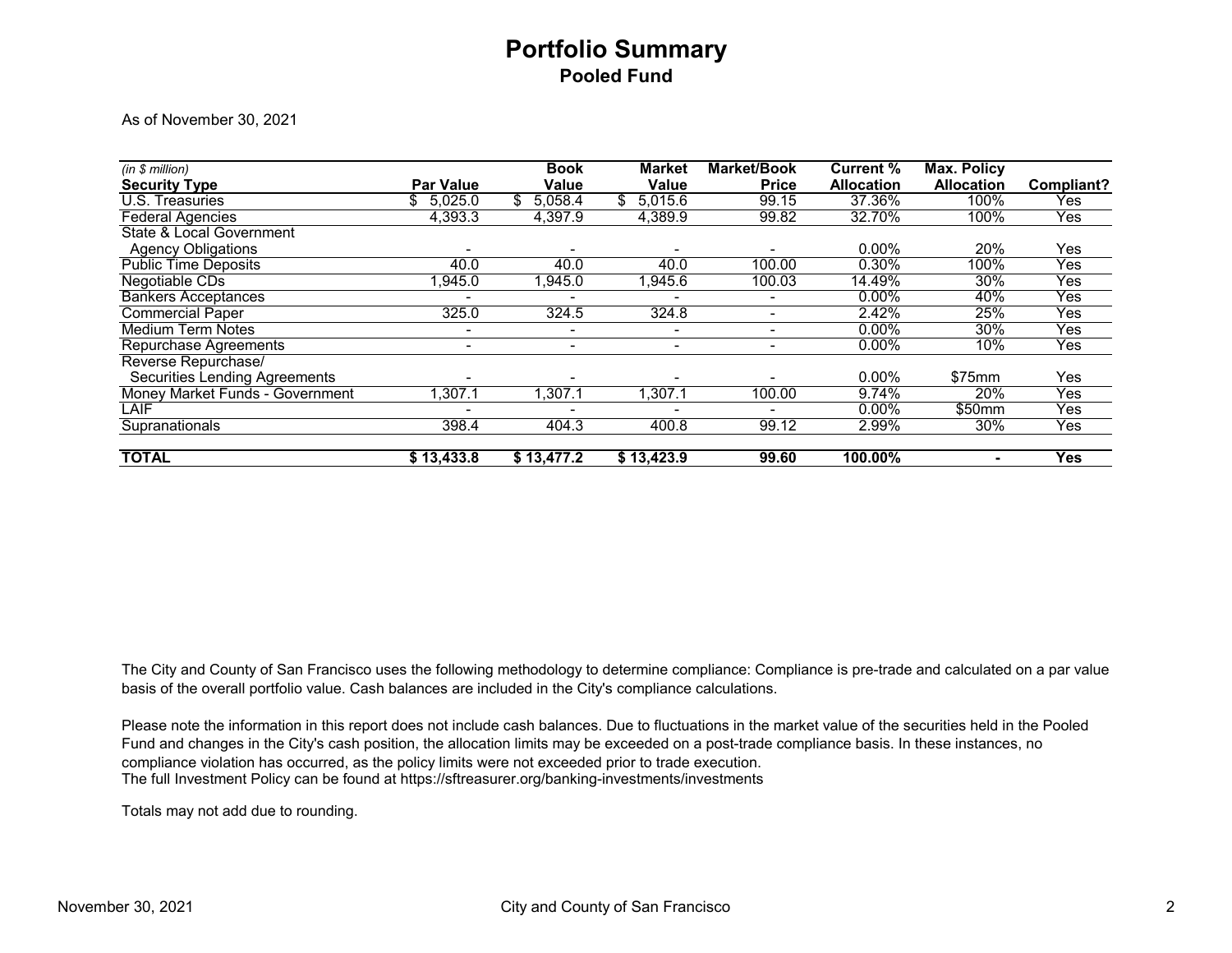# Portfolio Summary

## Pooled Fund

As of November 30, 2021

| *(in $ million)* Security Type | Par Value | Book Value | Market Value | Market/Book Price | Current % Allocation | Max. Policy Allocation | Compliant? |
|---|---|---|---|---|---|---|---|
| U.S. Treasuries | $ 5,025.0 | $ 5,058.4 | $ 5,015.6 | 99.15 | 37.36% | 100% | Yes |
| Federal Agencies | 4,393.3 | 4,397.9 | 4,389.9 | 99.82 | 32.70% | 100% | Yes |
| State & Local Government Agency Obligations | - | - | - | - | 0.00% | 20% | Yes |
| Public Time Deposits | 40.0 | 40.0 | 40.0 | 100.00 | 0.30% | 100% | Yes |
| Negotiable CDs | 1,945.0 | 1,945.0 | 1,945.6 | 100.03 | 14.49% | 30% | Yes |
| Bankers Acceptances | - | - | - | - | 0.00% | 40% | Yes |
| Commercial Paper | 325.0 | 324.5 | 324.8 | - | 2.42% | 25% | Yes |
| Medium Term Notes | - | - | - | - | 0.00% | 30% | Yes |
| Repurchase Agreements | - | - | - | - | 0.00% | 10% | Yes |
| Reverse Repurchase/ Securities Lending Agreements | - | - | - | - | 0.00% | $75mm | Yes |
| Money Market Funds - Government | 1,307.1 | 1,307.1 | 1,307.1 | 100.00 | 9.74% | 20% | Yes |
| LAIF | - | - | - | - | 0.00% | $50mm | Yes |
| Supranationals | 398.4 | 404.3 | 400.8 | 99.12 | 2.99% | 30% | Yes |
| **TOTAL** | **$ 13,433.8** | **$ 13,477.2** | **$ 13,423.9** | **99.60** | **100.00%** | **-** | **Yes** |

The City and County of San Francisco uses the following methodology to determine compliance: Compliance is pre-trade and calculated on a par value basis of the overall portfolio value. Cash balances are included in the City's compliance calculations.

Please note the information in this report does not include cash balances. Due to fluctuations in the market value of the securities held in the Pooled Fund and changes in the City's cash position, the allocation limits may be exceeded on a post-trade compliance basis. In these instances, no compliance violation has occurred, as the policy limits were not exceeded prior to trade execution.
The full Investment Policy can be found at https://sftreasurer.org/banking-investments/investments

Totals may not add due to rounding.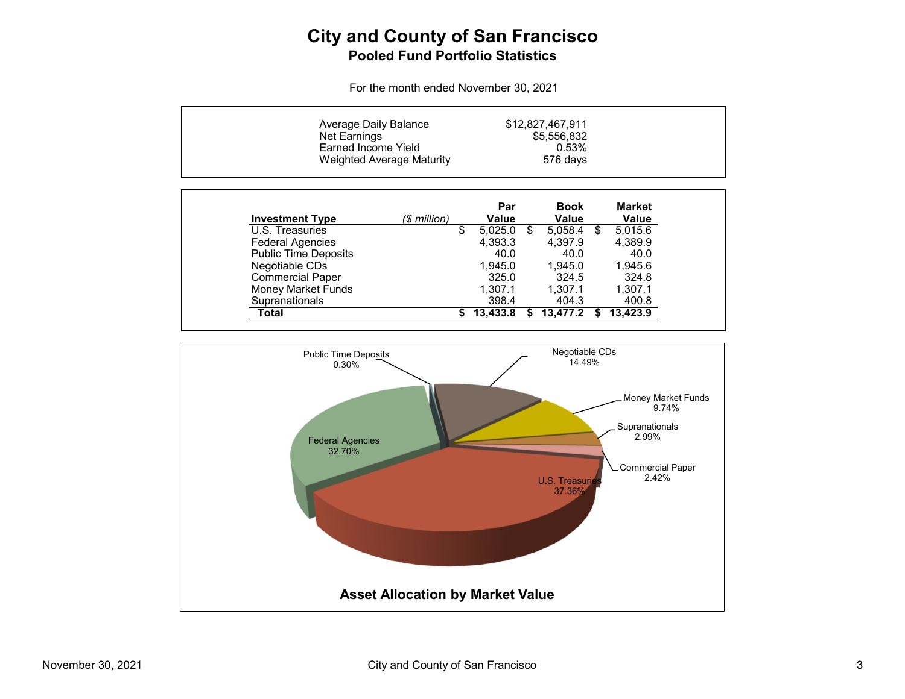# City and County of San Francisco

## Pooled Fund Portfolio Statistics

For the month ended November 30, 2021

| | |
|---|---|
| Average Daily Balance | $12,827,467,911 |
| Net Earnings | $5,556,832 |
| Earned Income Yield | 0.53% |
| Weighted Average Maturity | 576 days |

| Investment Type *($ million)* | Par Value | Book Value | Market Value |
|---|---|---|---|
| U.S. Treasuries | $ 5,025.0 | $ 5,058.4 | $ 5,015.6 |
| Federal Agencies | 4,393.3 | 4,397.9 | 4,389.9 |
| Public Time Deposits | 40.0 | 40.0 | 40.0 |
| Negotiable CDs | 1,945.0 | 1,945.0 | 1,945.6 |
| Commercial Paper | 325.0 | 324.5 | 324.8 |
| Money Market Funds | 1,307.1 | 1,307.1 | 1,307.1 |
| Supranationals | 398.4 | 404.3 | 400.8 |
| **Total** | **$ 13,433.8** | **$ 13,477.2** | **$ 13,423.9** |

| Asset | Allocation |
|---|---|
| U.S. Treasuries | 37.36% |
| Federal Agencies | 32.70% |
| Public Time Deposits | 0.30% |
| Negotiable CDs | 14.49% |
| Money Market Funds | 9.74% |
| Supranationals | 2.99% |
| Commercial Paper | 2.42% |

**Asset Allocation by Market Value**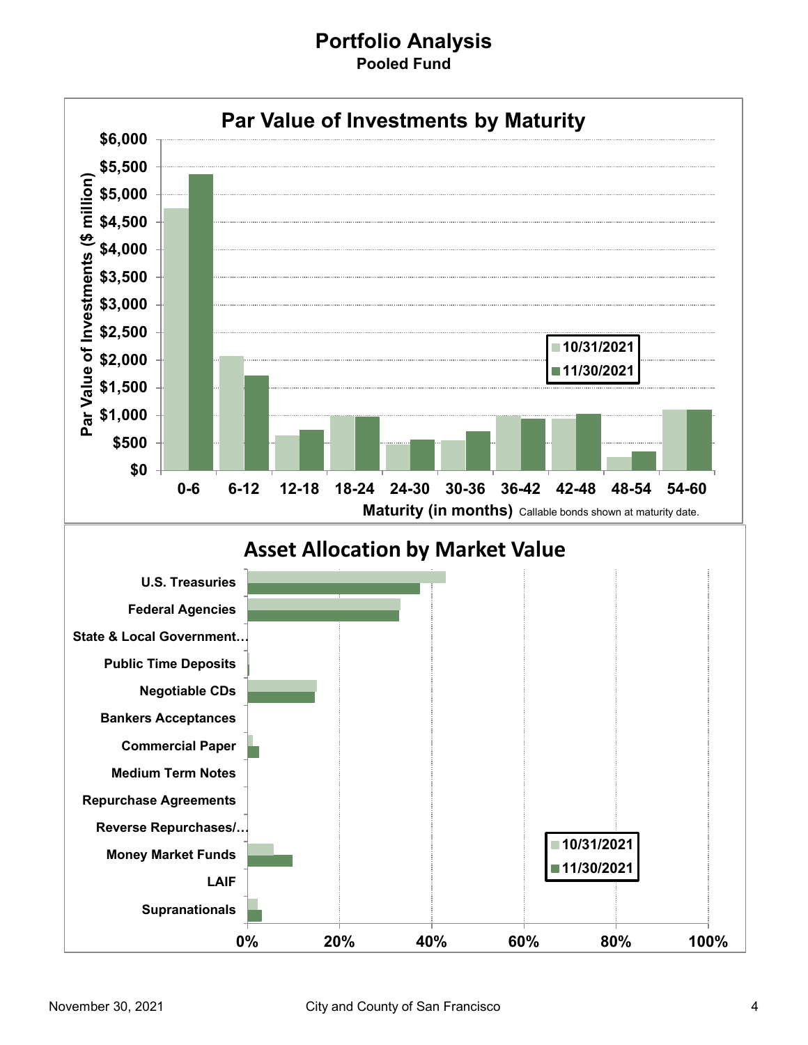# Portfolio Analysis
## Pooled Fund

### Par Value of Investments by Maturity

Par Value of Investments ($ million)

| Maturity (in months) | 10/31/2021 | 11/30/2021 |
|---|---|---|
| 0-6 | | |
| 6-12 | | |
| 12-18 | | |
| 18-24 | | |
| 24-30 | | |
| 30-36 | | |
| 36-42 | | |
| 42-48 | | |
| 48-54 | | |
| 54-60 | | |

Maturity (in months) Callable bonds shown at maturity date.

### Asset Allocation by Market Value

| Asset Type | 10/31/2021 | 11/30/2021 |
|---|---|---|
| U.S. Treasuries | | |
| Federal Agencies | | |
| State & Local Government… | | |
| Public Time Deposits | | |
| Negotiable CDs | | |
| Bankers Acceptances | | |
| Commercial Paper | | |
| Medium Term Notes | | |
| Repurchase Agreements | | |
| Reverse Repurchases/… | | |
| Money Market Funds | | |
| LAIF | | |
| Supranationals | | |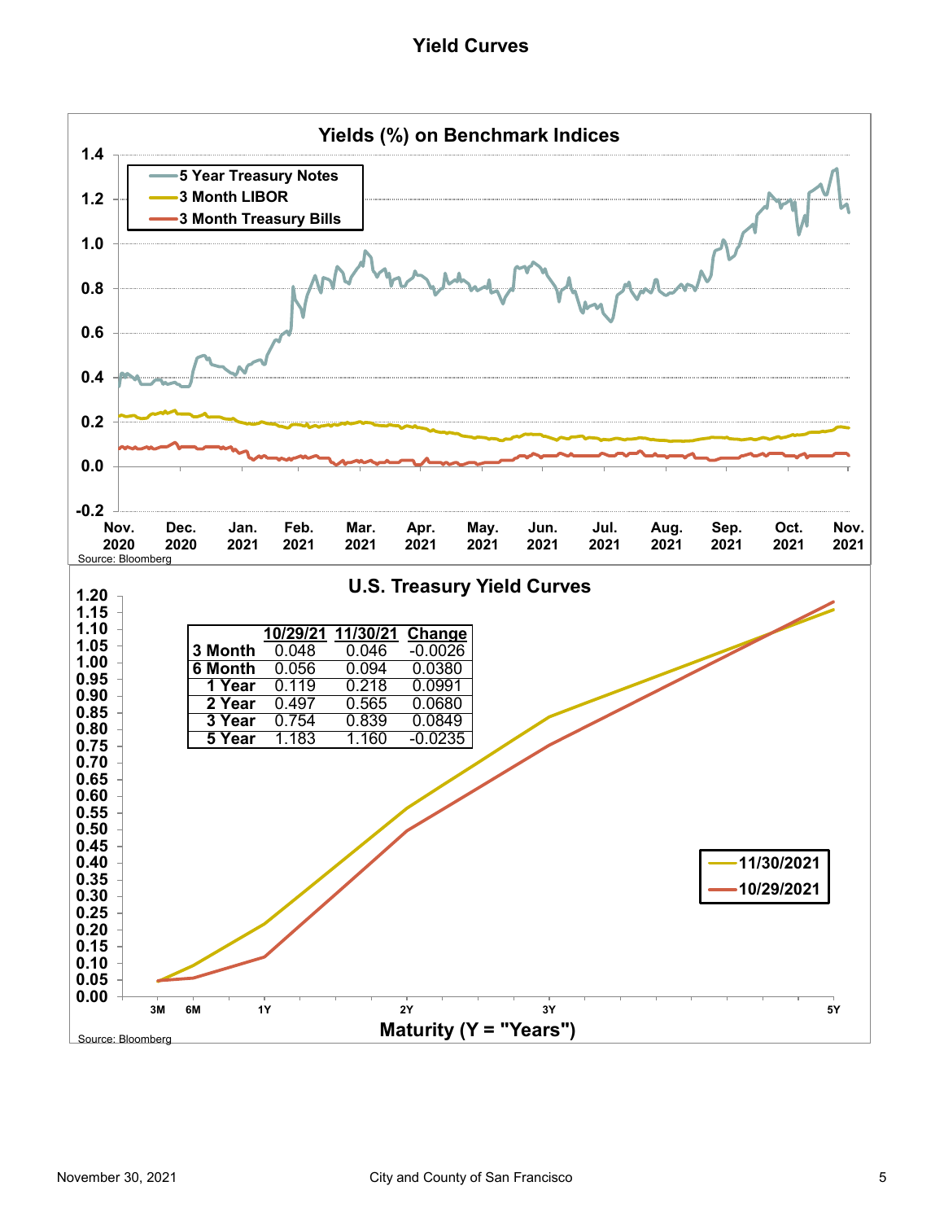# Yield Curves

## Yields (%) on Benchmark Indices

- 5 Year Treasury Notes
- 3 Month LIBOR
- 3 Month Treasury Bills

Source: Bloomberg

## U.S. Treasury Yield Curves

| | 10/29/21 | 11/30/21 | Change |
|---|---|---|---|
| 3 Month | 0.048 | 0.046 | -0.0026 |
| 6 Month | 0.056 | 0.094 | 0.0380 |
| 1 Year | 0.119 | 0.218 | 0.0991 |
| 2 Year | 0.497 | 0.565 | 0.0680 |
| 3 Year | 0.754 | 0.839 | 0.0849 |
| 5 Year | 1.183 | 1.160 | -0.0235 |

- 11/30/2021
- 10/29/2021

Maturity (Y = "Years")

Source: Bloomberg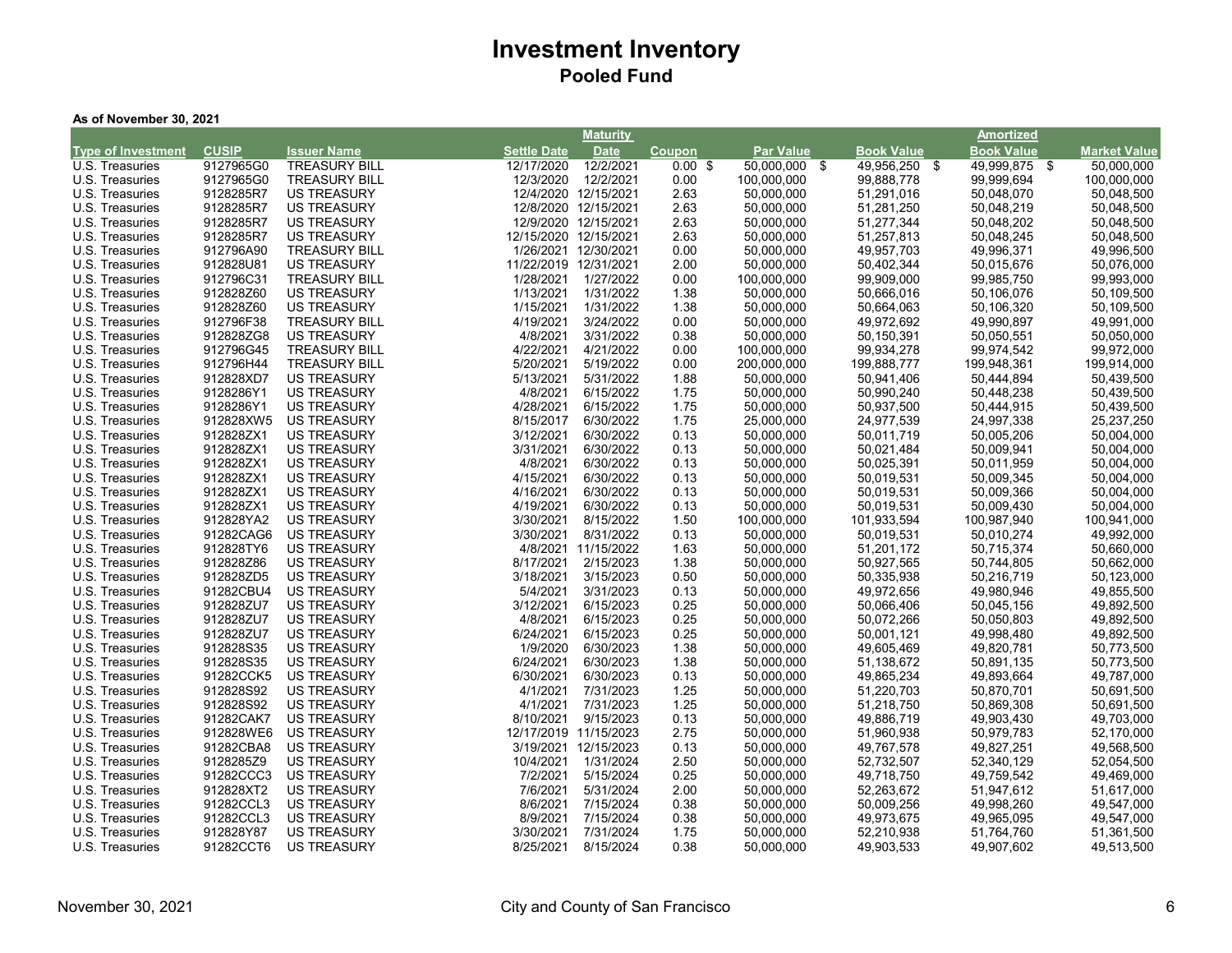# Investment Inventory

## Pooled Fund

**As of November 30, 2021**

| Type of Investment | CUSIP | Issuer Name | Settle Date | Maturity Date | Coupon | Par Value | Book Value | Amortized Book Value | Market Value |
|---|---|---|---|---|---|---|---|---|---|
| U.S. Treasuries | 9127965G0 | TREASURY BILL | 12/17/2020 | 12/2/2021 | 0.00 | $ 50,000,000 | $ 49,956,250 | $ 49,999,875 | $ 50,000,000 |
| U.S. Treasuries | 9127965G0 | TREASURY BILL | 12/3/2020 | 12/2/2021 | 0.00 | 100,000,000 | 99,888,778 | 99,999,694 | 100,000,000 |
| U.S. Treasuries | 9128285R7 | US TREASURY | 12/4/2020 | 12/15/2021 | 2.63 | 50,000,000 | 51,291,016 | 50,048,070 | 50,048,500 |
| U.S. Treasuries | 9128285R7 | US TREASURY | 12/8/2020 | 12/15/2021 | 2.63 | 50,000,000 | 51,281,250 | 50,048,219 | 50,048,500 |
| U.S. Treasuries | 9128285R7 | US TREASURY | 12/9/2020 | 12/15/2021 | 2.63 | 50,000,000 | 51,277,344 | 50,048,202 | 50,048,500 |
| U.S. Treasuries | 9128285R7 | US TREASURY | 12/15/2020 | 12/15/2021 | 2.63 | 50,000,000 | 51,257,813 | 50,048,245 | 50,048,500 |
| U.S. Treasuries | 912796A90 | TREASURY BILL | 1/26/2021 | 12/30/2021 | 0.00 | 50,000,000 | 49,957,703 | 49,996,371 | 49,996,500 |
| U.S. Treasuries | 912828U81 | US TREASURY | 11/22/2019 | 12/31/2021 | 2.00 | 50,000,000 | 50,402,344 | 50,015,676 | 50,076,000 |
| U.S. Treasuries | 912796C31 | TREASURY BILL | 1/28/2021 | 1/27/2022 | 0.00 | 100,000,000 | 99,909,000 | 99,985,750 | 99,993,000 |
| U.S. Treasuries | 912828Z60 | US TREASURY | 1/13/2021 | 1/31/2022 | 1.38 | 50,000,000 | 50,666,016 | 50,106,076 | 50,109,500 |
| U.S. Treasuries | 912828Z60 | US TREASURY | 1/15/2021 | 1/31/2022 | 1.38 | 50,000,000 | 50,664,063 | 50,106,320 | 50,109,500 |
| U.S. Treasuries | 912796F38 | TREASURY BILL | 4/19/2021 | 3/24/2022 | 0.00 | 50,000,000 | 49,972,692 | 49,990,897 | 49,991,000 |
| U.S. Treasuries | 912828ZG8 | US TREASURY | 4/8/2021 | 3/31/2022 | 0.38 | 50,000,000 | 50,150,391 | 50,050,551 | 50,050,000 |
| U.S. Treasuries | 912796G45 | TREASURY BILL | 4/22/2021 | 4/21/2022 | 0.00 | 100,000,000 | 99,934,278 | 99,974,542 | 99,972,000 |
| U.S. Treasuries | 912796H44 | TREASURY BILL | 5/20/2021 | 5/19/2022 | 0.00 | 200,000,000 | 199,888,777 | 199,948,361 | 199,914,000 |
| U.S. Treasuries | 912828XD7 | US TREASURY | 5/13/2021 | 5/31/2022 | 1.88 | 50,000,000 | 50,941,406 | 50,444,894 | 50,439,500 |
| U.S. Treasuries | 9128286Y1 | US TREASURY | 4/8/2021 | 6/15/2022 | 1.75 | 50,000,000 | 50,990,240 | 50,448,238 | 50,439,500 |
| U.S. Treasuries | 9128286Y1 | US TREASURY | 4/28/2021 | 6/15/2022 | 1.75 | 50,000,000 | 50,937,500 | 50,444,915 | 50,439,500 |
| U.S. Treasuries | 912828XW5 | US TREASURY | 8/15/2017 | 6/30/2022 | 1.75 | 25,000,000 | 24,977,539 | 24,997,338 | 25,237,250 |
| U.S. Treasuries | 912828ZX1 | US TREASURY | 3/12/2021 | 6/30/2022 | 0.13 | 50,000,000 | 50,011,719 | 50,005,206 | 50,004,000 |
| U.S. Treasuries | 912828ZX1 | US TREASURY | 3/31/2021 | 6/30/2022 | 0.13 | 50,000,000 | 50,021,484 | 50,009,941 | 50,004,000 |
| U.S. Treasuries | 912828ZX1 | US TREASURY | 4/8/2021 | 6/30/2022 | 0.13 | 50,000,000 | 50,025,391 | 50,011,959 | 50,004,000 |
| U.S. Treasuries | 912828ZX1 | US TREASURY | 4/15/2021 | 6/30/2022 | 0.13 | 50,000,000 | 50,019,531 | 50,009,345 | 50,004,000 |
| U.S. Treasuries | 912828ZX1 | US TREASURY | 4/16/2021 | 6/30/2022 | 0.13 | 50,000,000 | 50,019,531 | 50,009,366 | 50,004,000 |
| U.S. Treasuries | 912828ZX1 | US TREASURY | 4/19/2021 | 6/30/2022 | 0.13 | 50,000,000 | 50,019,531 | 50,009,430 | 50,004,000 |
| U.S. Treasuries | 912828YA2 | US TREASURY | 3/30/2021 | 8/15/2022 | 1.50 | 100,000,000 | 101,933,594 | 100,987,940 | 100,941,000 |
| U.S. Treasuries | 91282CAG6 | US TREASURY | 3/30/2021 | 8/31/2022 | 0.13 | 50,000,000 | 50,019,531 | 50,010,274 | 49,992,000 |
| U.S. Treasuries | 912828TY6 | US TREASURY | 4/8/2021 | 11/15/2022 | 1.63 | 50,000,000 | 51,201,172 | 50,715,374 | 50,660,000 |
| U.S. Treasuries | 912828Z86 | US TREASURY | 8/17/2021 | 2/15/2023 | 1.38 | 50,000,000 | 50,927,565 | 50,744,805 | 50,662,000 |
| U.S. Treasuries | 912828ZD5 | US TREASURY | 3/18/2021 | 3/15/2023 | 0.50 | 50,000,000 | 50,335,938 | 50,216,719 | 50,123,000 |
| U.S. Treasuries | 91282CBU4 | US TREASURY | 5/4/2021 | 3/31/2023 | 0.13 | 50,000,000 | 49,972,656 | 49,980,946 | 49,855,500 |
| U.S. Treasuries | 912828ZU7 | US TREASURY | 3/12/2021 | 6/15/2023 | 0.25 | 50,000,000 | 50,066,406 | 50,045,156 | 49,892,500 |
| U.S. Treasuries | 912828ZU7 | US TREASURY | 4/8/2021 | 6/15/2023 | 0.25 | 50,000,000 | 50,072,266 | 50,050,803 | 49,892,500 |
| U.S. Treasuries | 912828ZU7 | US TREASURY | 6/24/2021 | 6/15/2023 | 0.25 | 50,000,000 | 50,001,121 | 49,998,480 | 49,892,500 |
| U.S. Treasuries | 912828S35 | US TREASURY | 1/9/2020 | 6/30/2023 | 1.38 | 50,000,000 | 49,605,469 | 49,820,781 | 50,773,500 |
| U.S. Treasuries | 912828S35 | US TREASURY | 6/24/2021 | 6/30/2023 | 1.38 | 50,000,000 | 51,138,672 | 50,891,135 | 50,773,500 |
| U.S. Treasuries | 91282CCK5 | US TREASURY | 6/30/2021 | 6/30/2023 | 0.13 | 50,000,000 | 49,865,234 | 49,893,664 | 49,787,000 |
| U.S. Treasuries | 912828S92 | US TREASURY | 4/1/2021 | 7/31/2023 | 1.25 | 50,000,000 | 51,220,703 | 50,870,701 | 50,691,500 |
| U.S. Treasuries | 912828S92 | US TREASURY | 4/1/2021 | 7/31/2023 | 1.25 | 50,000,000 | 51,218,750 | 50,869,308 | 50,691,500 |
| U.S. Treasuries | 91282CAK7 | US TREASURY | 8/10/2021 | 9/15/2023 | 0.13 | 50,000,000 | 49,886,719 | 49,903,430 | 49,703,000 |
| U.S. Treasuries | 912828WE6 | US TREASURY | 12/17/2019 | 11/15/2023 | 2.75 | 50,000,000 | 51,960,938 | 50,979,783 | 52,170,000 |
| U.S. Treasuries | 91282CBA8 | US TREASURY | 3/19/2021 | 12/15/2023 | 0.13 | 50,000,000 | 49,767,578 | 49,827,251 | 49,568,500 |
| U.S. Treasuries | 9128285Z9 | US TREASURY | 10/4/2021 | 1/31/2024 | 2.50 | 50,000,000 | 52,732,507 | 52,340,129 | 52,054,500 |
| U.S. Treasuries | 91282CCC3 | US TREASURY | 7/2/2021 | 5/15/2024 | 0.25 | 50,000,000 | 49,718,750 | 49,759,542 | 49,469,000 |
| U.S. Treasuries | 912828XT2 | US TREASURY | 7/6/2021 | 5/31/2024 | 2.00 | 50,000,000 | 52,263,672 | 51,947,612 | 51,617,000 |
| U.S. Treasuries | 91282CCL3 | US TREASURY | 8/6/2021 | 7/15/2024 | 0.38 | 50,000,000 | 50,009,256 | 49,998,260 | 49,547,000 |
| U.S. Treasuries | 91282CCL3 | US TREASURY | 8/9/2021 | 7/15/2024 | 0.38 | 50,000,000 | 49,973,675 | 49,965,095 | 49,547,000 |
| U.S. Treasuries | 912828Y87 | US TREASURY | 3/30/2021 | 7/31/2024 | 1.75 | 50,000,000 | 52,210,938 | 51,764,760 | 51,361,500 |
| U.S. Treasuries | 91282CCT6 | US TREASURY | 8/25/2021 | 8/15/2024 | 0.38 | 50,000,000 | 49,903,533 | 49,907,602 | 49,513,500 |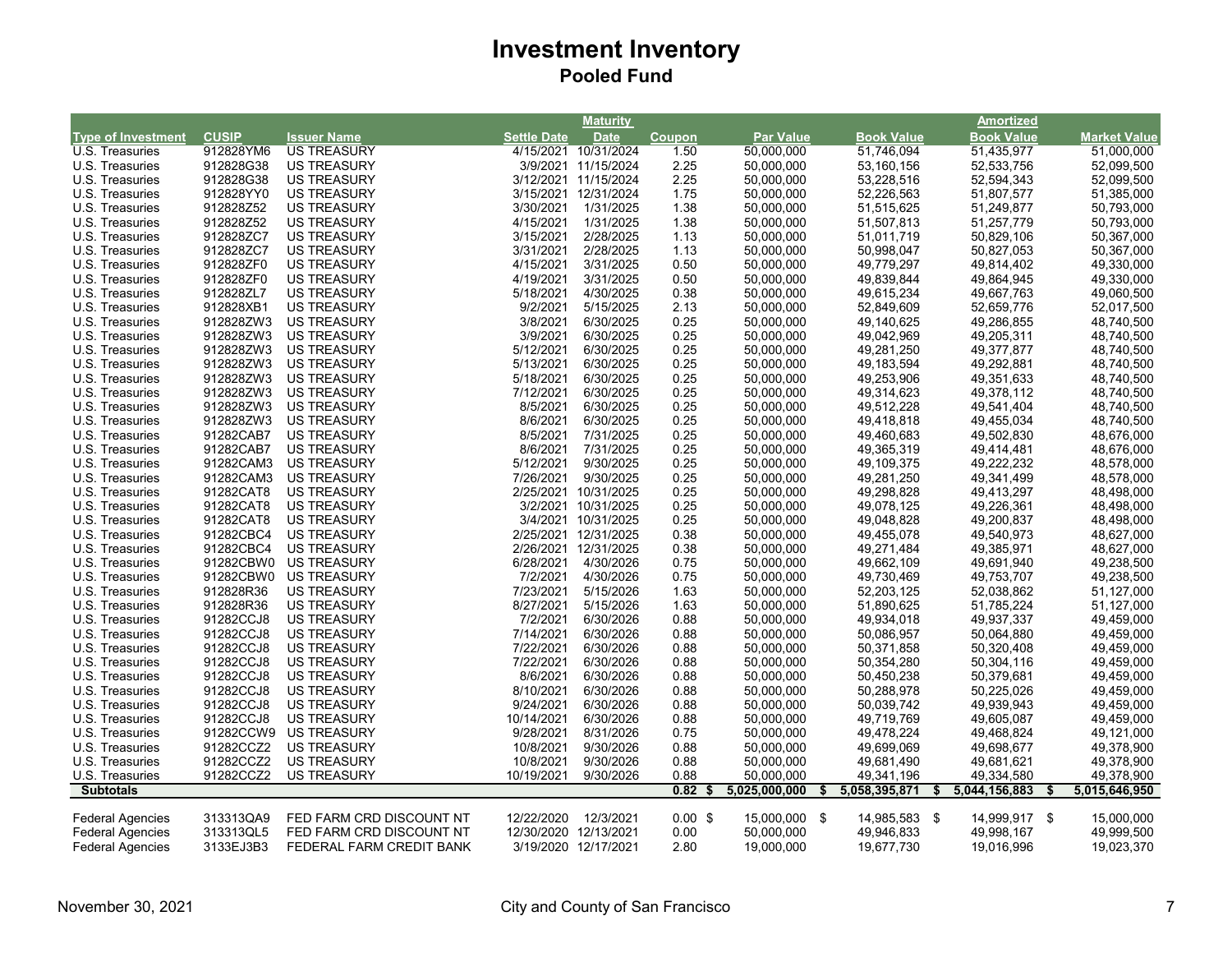# Investment Inventory
## Pooled Fund

| Type of Investment | CUSIP | Issuer Name | Settle Date | Maturity Date | Coupon | Par Value | Book Value | Amortized Book Value | Market Value |
|---|---|---|---|---|---|---|---|---|---|
| U.S. Treasuries | 912828YM6 | US TREASURY | 4/15/2021 | 10/31/2024 | 1.50 | 50,000,000 | 51,746,094 | 51,435,977 | 51,000,000 |
| U.S. Treasuries | 912828G38 | US TREASURY | 3/9/2021 | 11/15/2024 | 2.25 | 50,000,000 | 53,160,156 | 52,533,756 | 52,099,500 |
| U.S. Treasuries | 912828G38 | US TREASURY | 3/12/2021 | 11/15/2024 | 2.25 | 50,000,000 | 53,228,516 | 52,594,343 | 52,099,500 |
| U.S. Treasuries | 912828YY0 | US TREASURY | 3/15/2021 | 12/31/2024 | 1.75 | 50,000,000 | 52,226,563 | 51,807,577 | 51,385,000 |
| U.S. Treasuries | 912828Z52 | US TREASURY | 3/30/2021 | 1/31/2025 | 1.38 | 50,000,000 | 51,515,625 | 51,249,877 | 50,793,000 |
| U.S. Treasuries | 912828Z52 | US TREASURY | 4/15/2021 | 1/31/2025 | 1.38 | 50,000,000 | 51,507,813 | 51,257,779 | 50,793,000 |
| U.S. Treasuries | 912828ZC7 | US TREASURY | 3/15/2021 | 2/28/2025 | 1.13 | 50,000,000 | 51,011,719 | 50,829,106 | 50,367,000 |
| U.S. Treasuries | 912828ZC7 | US TREASURY | 3/31/2021 | 2/28/2025 | 1.13 | 50,000,000 | 50,998,047 | 50,827,053 | 50,367,000 |
| U.S. Treasuries | 912828ZF0 | US TREASURY | 4/15/2021 | 3/31/2025 | 0.50 | 50,000,000 | 49,779,297 | 49,814,402 | 49,330,000 |
| U.S. Treasuries | 912828ZF0 | US TREASURY | 4/19/2021 | 3/31/2025 | 0.50 | 50,000,000 | 49,839,844 | 49,864,945 | 49,330,000 |
| U.S. Treasuries | 912828ZL7 | US TREASURY | 5/18/2021 | 4/30/2025 | 0.38 | 50,000,000 | 49,615,234 | 49,667,763 | 49,060,500 |
| U.S. Treasuries | 912828XB1 | US TREASURY | 9/2/2021 | 5/15/2025 | 2.13 | 50,000,000 | 52,849,609 | 52,659,776 | 52,017,500 |
| U.S. Treasuries | 912828ZW3 | US TREASURY | 3/8/2021 | 6/30/2025 | 0.25 | 50,000,000 | 49,140,625 | 49,286,855 | 48,740,500 |
| U.S. Treasuries | 912828ZW3 | US TREASURY | 3/9/2021 | 6/30/2025 | 0.25 | 50,000,000 | 49,042,969 | 49,205,311 | 48,740,500 |
| U.S. Treasuries | 912828ZW3 | US TREASURY | 5/12/2021 | 6/30/2025 | 0.25 | 50,000,000 | 49,281,250 | 49,377,877 | 48,740,500 |
| U.S. Treasuries | 912828ZW3 | US TREASURY | 5/13/2021 | 6/30/2025 | 0.25 | 50,000,000 | 49,183,594 | 49,292,881 | 48,740,500 |
| U.S. Treasuries | 912828ZW3 | US TREASURY | 5/18/2021 | 6/30/2025 | 0.25 | 50,000,000 | 49,253,906 | 49,351,633 | 48,740,500 |
| U.S. Treasuries | 912828ZW3 | US TREASURY | 7/12/2021 | 6/30/2025 | 0.25 | 50,000,000 | 49,314,623 | 49,378,112 | 48,740,500 |
| U.S. Treasuries | 912828ZW3 | US TREASURY | 8/5/2021 | 6/30/2025 | 0.25 | 50,000,000 | 49,512,228 | 49,541,404 | 48,740,500 |
| U.S. Treasuries | 912828ZW3 | US TREASURY | 8/6/2021 | 6/30/2025 | 0.25 | 50,000,000 | 49,418,818 | 49,455,034 | 48,740,500 |
| U.S. Treasuries | 91282CAB7 | US TREASURY | 8/5/2021 | 7/31/2025 | 0.25 | 50,000,000 | 49,460,683 | 49,502,830 | 48,676,000 |
| U.S. Treasuries | 91282CAB7 | US TREASURY | 8/6/2021 | 7/31/2025 | 0.25 | 50,000,000 | 49,365,319 | 49,414,481 | 48,676,000 |
| U.S. Treasuries | 91282CAM3 | US TREASURY | 5/12/2021 | 9/30/2025 | 0.25 | 50,000,000 | 49,109,375 | 49,222,232 | 48,578,000 |
| U.S. Treasuries | 91282CAM3 | US TREASURY | 7/26/2021 | 9/30/2025 | 0.25 | 50,000,000 | 49,281,250 | 49,341,499 | 48,578,000 |
| U.S. Treasuries | 91282CAT8 | US TREASURY | 2/25/2021 | 10/31/2025 | 0.25 | 50,000,000 | 49,298,828 | 49,413,297 | 48,498,000 |
| U.S. Treasuries | 91282CAT8 | US TREASURY | 3/2/2021 | 10/31/2025 | 0.25 | 50,000,000 | 49,078,125 | 49,226,361 | 48,498,000 |
| U.S. Treasuries | 91282CAT8 | US TREASURY | 3/4/2021 | 10/31/2025 | 0.25 | 50,000,000 | 49,048,828 | 49,200,837 | 48,498,000 |
| U.S. Treasuries | 91282CBC4 | US TREASURY | 2/25/2021 | 12/31/2025 | 0.38 | 50,000,000 | 49,455,078 | 49,540,973 | 48,627,000 |
| U.S. Treasuries | 91282CBC4 | US TREASURY | 2/26/2021 | 12/31/2025 | 0.38 | 50,000,000 | 49,271,484 | 49,385,971 | 48,627,000 |
| U.S. Treasuries | 91282CBW0 | US TREASURY | 6/28/2021 | 4/30/2026 | 0.75 | 50,000,000 | 49,662,109 | 49,691,940 | 49,238,500 |
| U.S. Treasuries | 91282CBW0 | US TREASURY | 7/2/2021 | 4/30/2026 | 0.75 | 50,000,000 | 49,730,469 | 49,753,707 | 49,238,500 |
| U.S. Treasuries | 912828R36 | US TREASURY | 7/23/2021 | 5/15/2026 | 1.63 | 50,000,000 | 52,203,125 | 52,038,862 | 51,127,000 |
| U.S. Treasuries | 912828R36 | US TREASURY | 8/27/2021 | 5/15/2026 | 1.63 | 50,000,000 | 51,890,625 | 51,785,224 | 51,127,000 |
| U.S. Treasuries | 91282CCJ8 | US TREASURY | 7/2/2021 | 6/30/2026 | 0.88 | 50,000,000 | 49,934,018 | 49,937,337 | 49,459,000 |
| U.S. Treasuries | 91282CCJ8 | US TREASURY | 7/14/2021 | 6/30/2026 | 0.88 | 50,000,000 | 50,086,957 | 50,064,880 | 49,459,000 |
| U.S. Treasuries | 91282CCJ8 | US TREASURY | 7/22/2021 | 6/30/2026 | 0.88 | 50,000,000 | 50,371,858 | 50,320,408 | 49,459,000 |
| U.S. Treasuries | 91282CCJ8 | US TREASURY | 7/22/2021 | 6/30/2026 | 0.88 | 50,000,000 | 50,354,280 | 50,304,116 | 49,459,000 |
| U.S. Treasuries | 91282CCJ8 | US TREASURY | 8/6/2021 | 6/30/2026 | 0.88 | 50,000,000 | 50,450,238 | 50,379,681 | 49,459,000 |
| U.S. Treasuries | 91282CCJ8 | US TREASURY | 8/10/2021 | 6/30/2026 | 0.88 | 50,000,000 | 50,288,978 | 50,225,026 | 49,459,000 |
| U.S. Treasuries | 91282CCJ8 | US TREASURY | 9/24/2021 | 6/30/2026 | 0.88 | 50,000,000 | 50,039,742 | 49,939,943 | 49,459,000 |
| U.S. Treasuries | 91282CCJ8 | US TREASURY | 10/14/2021 | 6/30/2026 | 0.88 | 50,000,000 | 49,719,769 | 49,605,087 | 49,459,000 |
| U.S. Treasuries | 91282CCW9 | US TREASURY | 9/28/2021 | 8/31/2026 | 0.75 | 50,000,000 | 49,478,224 | 49,468,824 | 49,121,000 |
| U.S. Treasuries | 91282CCZ2 | US TREASURY | 10/8/2021 | 9/30/2026 | 0.88 | 50,000,000 | 49,699,069 | 49,698,677 | 49,378,900 |
| U.S. Treasuries | 91282CCZ2 | US TREASURY | 10/8/2021 | 9/30/2026 | 0.88 | 50,000,000 | 49,681,490 | 49,681,621 | 49,378,900 |
| U.S. Treasuries | 91282CCZ2 | US TREASURY | 10/19/2021 | 9/30/2026 | 0.88 | 50,000,000 | 49,341,196 | 49,334,580 | 49,378,900 |
| **Subtotals** | | | | | **0.82** | **$ 5,025,000,000** | **$ 5,058,395,871** | **$ 5,044,156,883** | **$ 5,015,646,950** |
| | | | | | | | | | |
| Federal Agencies | 313313QA9 | FED FARM CRD DISCOUNT NT | 12/22/2020 | 12/3/2021 | 0.00 | $ 15,000,000 | $ 14,985,583 | $ 14,999,917 | $ 15,000,000 |
| Federal Agencies | 313313QL5 | FED FARM CRD DISCOUNT NT | 12/30/2020 | 12/13/2021 | 0.00 | 50,000,000 | 49,946,833 | 49,998,167 | 49,999,500 |
| Federal Agencies | 3133EJ3B3 | FEDERAL FARM CREDIT BANK | 3/19/2020 | 12/17/2021 | 2.80 | 19,000,000 | 19,677,730 | 19,016,996 | 19,023,370 |

November 30, 2021 — City and County of San Francisco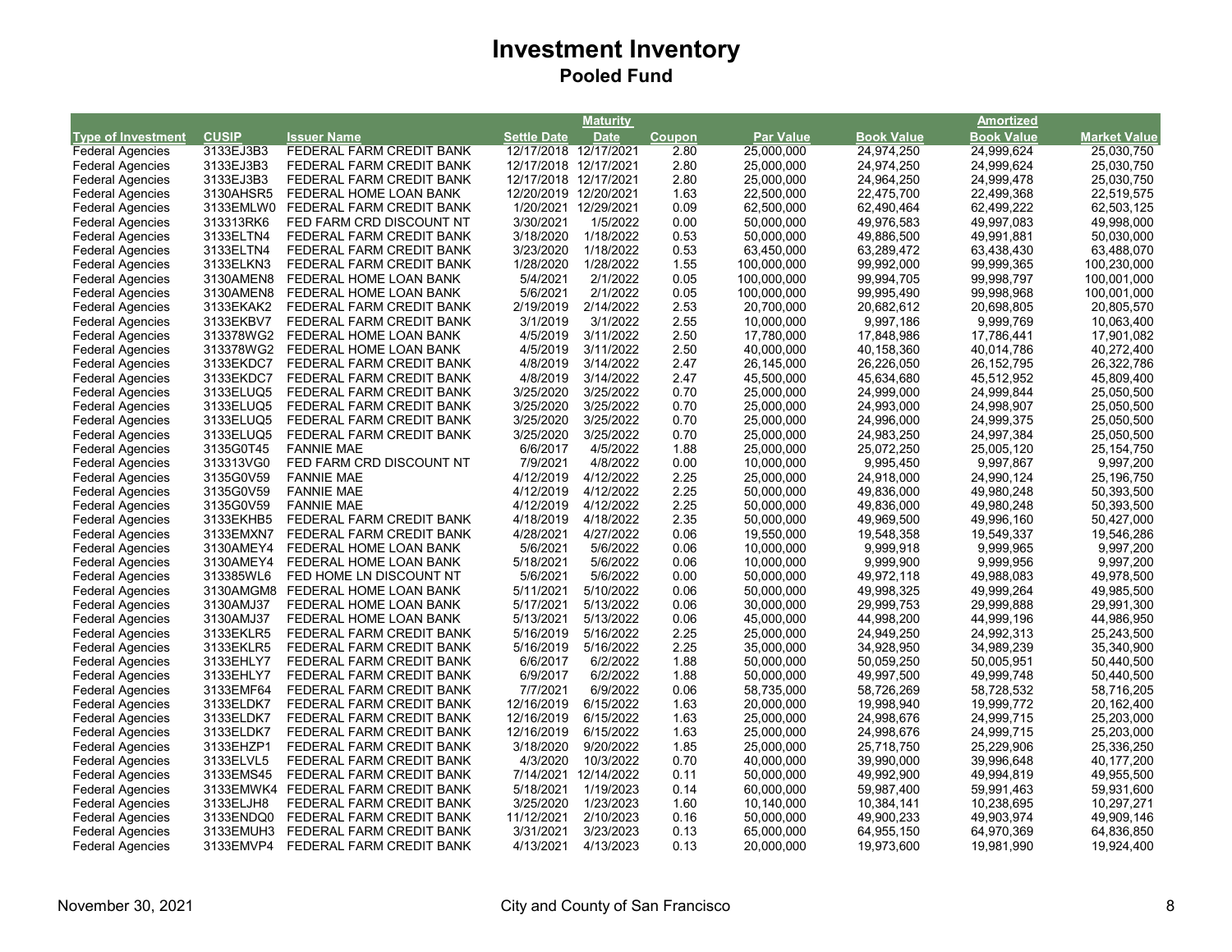# Investment Inventory

## Pooled Fund

| Type of Investment | CUSIP | Issuer Name | Settle Date | Maturity Date | Coupon | Par Value | Book Value | Amortized Book Value | Market Value |
|---|---|---|---|---|---|---|---|---|---|
| Federal Agencies | 3133EJ3B3 | FEDERAL FARM CREDIT BANK | 12/17/2018 | 12/17/2021 | 2.80 | 25,000,000 | 24,974,250 | 24,999,624 | 25,030,750 |
| Federal Agencies | 3133EJ3B3 | FEDERAL FARM CREDIT BANK | 12/17/2018 | 12/17/2021 | 2.80 | 25,000,000 | 24,974,250 | 24,999,624 | 25,030,750 |
| Federal Agencies | 3133EJ3B3 | FEDERAL FARM CREDIT BANK | 12/17/2018 | 12/17/2021 | 2.80 | 25,000,000 | 24,964,250 | 24,999,478 | 25,030,750 |
| Federal Agencies | 3130AHSR5 | FEDERAL HOME LOAN BANK | 12/20/2019 | 12/20/2021 | 1.63 | 22,500,000 | 22,475,700 | 22,499,368 | 22,519,575 |
| Federal Agencies | 3133EMLW0 | FEDERAL FARM CREDIT BANK | 1/20/2021 | 12/29/2021 | 0.09 | 62,500,000 | 62,490,464 | 62,499,222 | 62,503,125 |
| Federal Agencies | 313313RK6 | FED FARM CRD DISCOUNT NT | 3/30/2021 | 1/5/2022 | 0.00 | 50,000,000 | 49,976,583 | 49,997,083 | 49,998,000 |
| Federal Agencies | 3133ELTN4 | FEDERAL FARM CREDIT BANK | 3/18/2020 | 1/18/2022 | 0.53 | 50,000,000 | 49,886,500 | 49,991,881 | 50,030,000 |
| Federal Agencies | 3133ELTN4 | FEDERAL FARM CREDIT BANK | 3/23/2020 | 1/18/2022 | 0.53 | 63,450,000 | 63,289,472 | 63,438,430 | 63,488,070 |
| Federal Agencies | 3133ELKN3 | FEDERAL FARM CREDIT BANK | 1/28/2020 | 1/28/2022 | 1.55 | 100,000,000 | 99,992,000 | 99,999,365 | 100,230,000 |
| Federal Agencies | 3130AMEN8 | FEDERAL HOME LOAN BANK | 5/4/2021 | 2/1/2022 | 0.05 | 100,000,000 | 99,994,705 | 99,998,797 | 100,001,000 |
| Federal Agencies | 3130AMEN8 | FEDERAL HOME LOAN BANK | 5/6/2021 | 2/1/2022 | 0.05 | 100,000,000 | 99,995,490 | 99,998,968 | 100,001,000 |
| Federal Agencies | 3133EKAK2 | FEDERAL FARM CREDIT BANK | 2/19/2019 | 2/14/2022 | 2.53 | 20,700,000 | 20,682,612 | 20,698,805 | 20,805,570 |
| Federal Agencies | 3133EKBV7 | FEDERAL FARM CREDIT BANK | 3/1/2019 | 3/1/2022 | 2.55 | 10,000,000 | 9,997,186 | 9,999,769 | 10,063,400 |
| Federal Agencies | 313378WG2 | FEDERAL HOME LOAN BANK | 4/5/2019 | 3/11/2022 | 2.50 | 17,780,000 | 17,848,986 | 17,786,441 | 17,901,082 |
| Federal Agencies | 313378WG2 | FEDERAL HOME LOAN BANK | 4/5/2019 | 3/11/2022 | 2.50 | 40,000,000 | 40,158,360 | 40,014,786 | 40,272,400 |
| Federal Agencies | 3133EKDC7 | FEDERAL FARM CREDIT BANK | 4/8/2019 | 3/14/2022 | 2.47 | 26,145,000 | 26,226,050 | 26,152,795 | 26,322,786 |
| Federal Agencies | 3133EKDC7 | FEDERAL FARM CREDIT BANK | 4/8/2019 | 3/14/2022 | 2.47 | 45,500,000 | 45,634,680 | 45,512,952 | 45,809,400 |
| Federal Agencies | 3133ELUQ5 | FEDERAL FARM CREDIT BANK | 3/25/2020 | 3/25/2022 | 0.70 | 25,000,000 | 24,999,000 | 24,999,844 | 25,050,500 |
| Federal Agencies | 3133ELUQ5 | FEDERAL FARM CREDIT BANK | 3/25/2020 | 3/25/2022 | 0.70 | 25,000,000 | 24,993,000 | 24,998,907 | 25,050,500 |
| Federal Agencies | 3133ELUQ5 | FEDERAL FARM CREDIT BANK | 3/25/2020 | 3/25/2022 | 0.70 | 25,000,000 | 24,996,000 | 24,999,375 | 25,050,500 |
| Federal Agencies | 3133ELUQ5 | FEDERAL FARM CREDIT BANK | 3/25/2020 | 3/25/2022 | 0.70 | 25,000,000 | 24,983,250 | 24,997,384 | 25,050,500 |
| Federal Agencies | 3135G0T45 | FANNIE MAE | 6/6/2017 | 4/5/2022 | 1.88 | 25,000,000 | 25,072,250 | 25,005,120 | 25,154,750 |
| Federal Agencies | 313313VG0 | FED FARM CRD DISCOUNT NT | 7/9/2021 | 4/8/2022 | 0.00 | 10,000,000 | 9,995,450 | 9,997,867 | 9,997,200 |
| Federal Agencies | 3135G0V59 | FANNIE MAE | 4/12/2019 | 4/12/2022 | 2.25 | 25,000,000 | 24,918,000 | 24,990,124 | 25,196,750 |
| Federal Agencies | 3135G0V59 | FANNIE MAE | 4/12/2019 | 4/12/2022 | 2.25 | 50,000,000 | 49,836,000 | 49,980,248 | 50,393,500 |
| Federal Agencies | 3135G0V59 | FANNIE MAE | 4/12/2019 | 4/12/2022 | 2.25 | 50,000,000 | 49,836,000 | 49,980,248 | 50,393,500 |
| Federal Agencies | 3133EKHB5 | FEDERAL FARM CREDIT BANK | 4/18/2019 | 4/18/2022 | 2.35 | 50,000,000 | 49,969,500 | 49,996,160 | 50,427,000 |
| Federal Agencies | 3133EMXN7 | FEDERAL FARM CREDIT BANK | 4/28/2021 | 4/27/2022 | 0.06 | 19,550,000 | 19,548,358 | 19,549,337 | 19,546,286 |
| Federal Agencies | 3130AMEY4 | FEDERAL HOME LOAN BANK | 5/6/2021 | 5/6/2022 | 0.06 | 10,000,000 | 9,999,918 | 9,999,965 | 9,997,200 |
| Federal Agencies | 3130AMEY4 | FEDERAL HOME LOAN BANK | 5/18/2021 | 5/6/2022 | 0.06 | 10,000,000 | 9,999,900 | 9,999,956 | 9,997,200 |
| Federal Agencies | 313385WL6 | FED HOME LN DISCOUNT NT | 5/6/2021 | 5/6/2022 | 0.00 | 50,000,000 | 49,972,118 | 49,988,083 | 49,978,500 |
| Federal Agencies | 3130AMGM8 | FEDERAL HOME LOAN BANK | 5/11/2021 | 5/10/2022 | 0.06 | 50,000,000 | 49,998,325 | 49,999,264 | 49,985,500 |
| Federal Agencies | 3130AMJ37 | FEDERAL HOME LOAN BANK | 5/17/2021 | 5/13/2022 | 0.06 | 30,000,000 | 29,999,753 | 29,999,888 | 29,991,300 |
| Federal Agencies | 3130AMJ37 | FEDERAL HOME LOAN BANK | 5/13/2021 | 5/13/2022 | 0.06 | 45,000,000 | 44,998,200 | 44,999,196 | 44,986,950 |
| Federal Agencies | 3133EKLR5 | FEDERAL FARM CREDIT BANK | 5/16/2019 | 5/16/2022 | 2.25 | 25,000,000 | 24,949,250 | 24,992,313 | 25,243,500 |
| Federal Agencies | 3133EKLR5 | FEDERAL FARM CREDIT BANK | 5/16/2019 | 5/16/2022 | 2.25 | 35,000,000 | 34,928,950 | 34,989,239 | 35,340,900 |
| Federal Agencies | 3133EHLY7 | FEDERAL FARM CREDIT BANK | 6/6/2017 | 6/2/2022 | 1.88 | 50,000,000 | 50,059,250 | 50,005,951 | 50,440,500 |
| Federal Agencies | 3133EHLY7 | FEDERAL FARM CREDIT BANK | 6/9/2017 | 6/2/2022 | 1.88 | 50,000,000 | 49,997,500 | 49,999,748 | 50,440,500 |
| Federal Agencies | 3133EMF64 | FEDERAL FARM CREDIT BANK | 7/7/2021 | 6/9/2022 | 0.06 | 58,735,000 | 58,726,269 | 58,728,532 | 58,716,205 |
| Federal Agencies | 3133ELDK7 | FEDERAL FARM CREDIT BANK | 12/16/2019 | 6/15/2022 | 1.63 | 20,000,000 | 19,998,940 | 19,999,772 | 20,162,400 |
| Federal Agencies | 3133ELDK7 | FEDERAL FARM CREDIT BANK | 12/16/2019 | 6/15/2022 | 1.63 | 25,000,000 | 24,998,676 | 24,999,715 | 25,203,000 |
| Federal Agencies | 3133ELDK7 | FEDERAL FARM CREDIT BANK | 12/16/2019 | 6/15/2022 | 1.63 | 25,000,000 | 24,998,676 | 24,999,715 | 25,203,000 |
| Federal Agencies | 3133EHZP1 | FEDERAL FARM CREDIT BANK | 3/18/2020 | 9/20/2022 | 1.85 | 25,000,000 | 25,718,750 | 25,229,906 | 25,336,250 |
| Federal Agencies | 3133ELVL5 | FEDERAL FARM CREDIT BANK | 4/3/2020 | 10/3/2022 | 0.70 | 40,000,000 | 39,990,000 | 39,996,648 | 40,177,200 |
| Federal Agencies | 3133EMS45 | FEDERAL FARM CREDIT BANK | 7/14/2021 | 12/14/2022 | 0.11 | 50,000,000 | 49,992,900 | 49,994,819 | 49,955,500 |
| Federal Agencies | 3133EMWK4 | FEDERAL FARM CREDIT BANK | 5/18/2021 | 1/19/2023 | 0.14 | 60,000,000 | 59,987,400 | 59,991,463 | 59,931,600 |
| Federal Agencies | 3133ELJH8 | FEDERAL FARM CREDIT BANK | 3/25/2020 | 1/23/2023 | 1.60 | 10,140,000 | 10,384,141 | 10,238,695 | 10,297,271 |
| Federal Agencies | 3133ENDQ0 | FEDERAL FARM CREDIT BANK | 11/12/2021 | 2/10/2023 | 0.16 | 50,000,000 | 49,900,233 | 49,903,974 | 49,909,146 |
| Federal Agencies | 3133EMUH3 | FEDERAL FARM CREDIT BANK | 3/31/2021 | 3/23/2023 | 0.13 | 65,000,000 | 64,955,150 | 64,970,369 | 64,836,850 |
| Federal Agencies | 3133EMVP4 | FEDERAL FARM CREDIT BANK | 4/13/2021 | 4/13/2023 | 0.13 | 20,000,000 | 19,973,600 | 19,981,990 | 19,924,400 |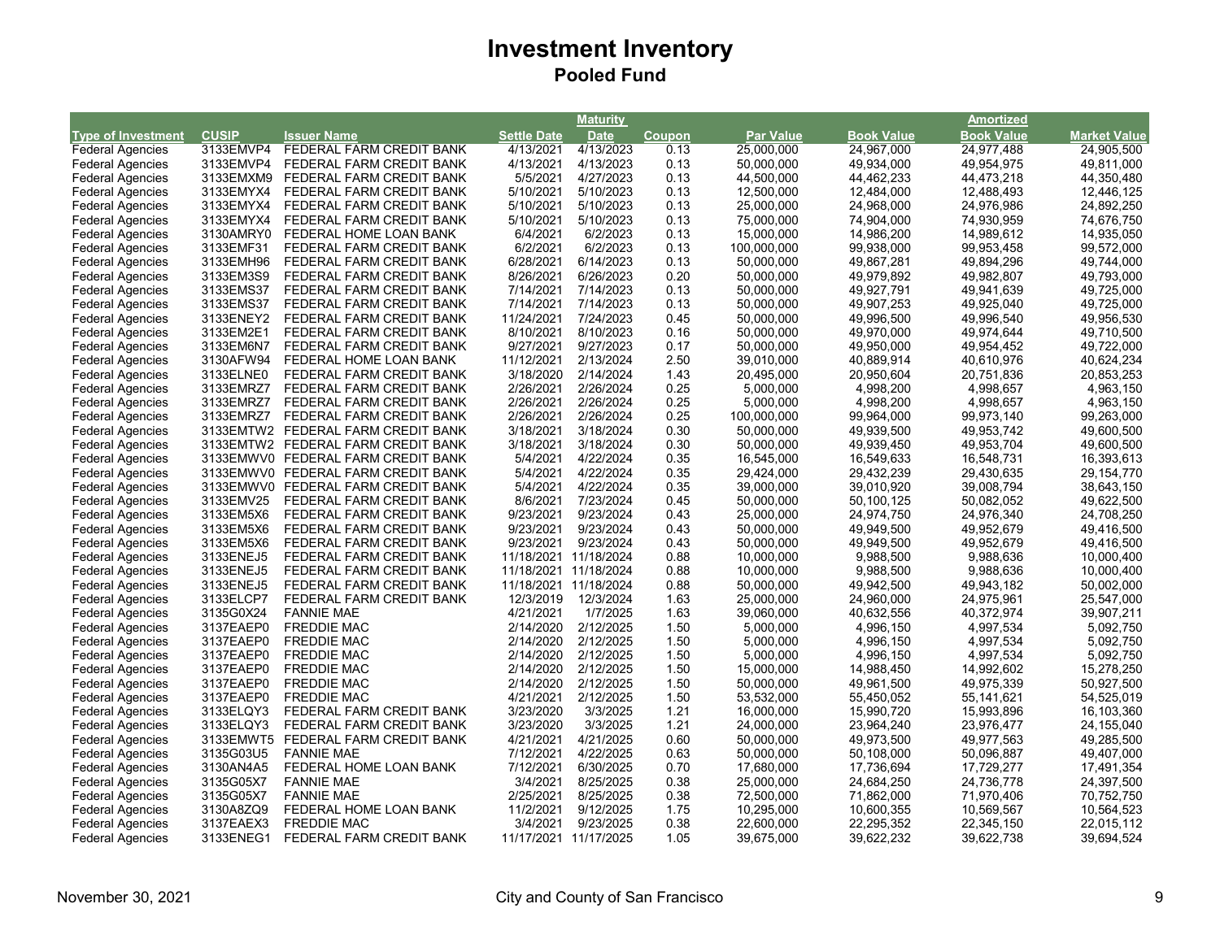# Investment Inventory

## Pooled Fund

| Type of Investment | CUSIP | Issuer Name | Settle Date | Maturity Date | Coupon | Par Value | Book Value | Amortized Book Value | Market Value |
|---|---|---|---|---|---|---|---|---|---|
| Federal Agencies | 3133EMVP4 | FEDERAL FARM CREDIT BANK | 4/13/2021 | 4/13/2023 | 0.13 | 25,000,000 | 24,967,000 | 24,977,488 | 24,905,500 |
| Federal Agencies | 3133EMVP4 | FEDERAL FARM CREDIT BANK | 4/13/2021 | 4/13/2023 | 0.13 | 50,000,000 | 49,934,000 | 49,954,975 | 49,811,000 |
| Federal Agencies | 3133EMXM9 | FEDERAL FARM CREDIT BANK | 5/5/2021 | 4/27/2023 | 0.13 | 44,500,000 | 44,462,233 | 44,473,218 | 44,350,480 |
| Federal Agencies | 3133EMYX4 | FEDERAL FARM CREDIT BANK | 5/10/2021 | 5/10/2023 | 0.13 | 12,500,000 | 12,484,000 | 12,488,493 | 12,446,125 |
| Federal Agencies | 3133EMYX4 | FEDERAL FARM CREDIT BANK | 5/10/2021 | 5/10/2023 | 0.13 | 25,000,000 | 24,968,000 | 24,976,986 | 24,892,250 |
| Federal Agencies | 3133EMYX4 | FEDERAL FARM CREDIT BANK | 5/10/2021 | 5/10/2023 | 0.13 | 75,000,000 | 74,904,000 | 74,930,959 | 74,676,750 |
| Federal Agencies | 3130AMRY0 | FEDERAL HOME LOAN BANK | 6/4/2021 | 6/2/2023 | 0.13 | 15,000,000 | 14,986,200 | 14,989,612 | 14,935,050 |
| Federal Agencies | 3133EMF31 | FEDERAL FARM CREDIT BANK | 6/2/2021 | 6/2/2023 | 0.13 | 100,000,000 | 99,938,000 | 99,953,458 | 99,572,000 |
| Federal Agencies | 3133EMH96 | FEDERAL FARM CREDIT BANK | 6/28/2021 | 6/14/2023 | 0.13 | 50,000,000 | 49,867,281 | 49,894,296 | 49,744,000 |
| Federal Agencies | 3133EM3S9 | FEDERAL FARM CREDIT BANK | 8/26/2021 | 6/26/2023 | 0.20 | 50,000,000 | 49,979,892 | 49,982,807 | 49,793,000 |
| Federal Agencies | 3133EMS37 | FEDERAL FARM CREDIT BANK | 7/14/2021 | 7/14/2023 | 0.13 | 50,000,000 | 49,927,791 | 49,941,639 | 49,725,000 |
| Federal Agencies | 3133EMS37 | FEDERAL FARM CREDIT BANK | 7/14/2021 | 7/14/2023 | 0.13 | 50,000,000 | 49,907,253 | 49,925,040 | 49,725,000 |
| Federal Agencies | 3133ENEY2 | FEDERAL FARM CREDIT BANK | 11/24/2021 | 7/24/2023 | 0.45 | 50,000,000 | 49,996,500 | 49,996,540 | 49,956,530 |
| Federal Agencies | 3133EM2E1 | FEDERAL FARM CREDIT BANK | 8/10/2021 | 8/10/2023 | 0.16 | 50,000,000 | 49,970,000 | 49,974,644 | 49,710,500 |
| Federal Agencies | 3133EM6N7 | FEDERAL FARM CREDIT BANK | 9/27/2021 | 9/27/2023 | 0.17 | 50,000,000 | 49,950,000 | 49,954,452 | 49,722,000 |
| Federal Agencies | 3130AFW94 | FEDERAL HOME LOAN BANK | 11/12/2021 | 2/13/2024 | 2.50 | 39,010,000 | 40,889,914 | 40,610,976 | 40,624,234 |
| Federal Agencies | 3133ELNE0 | FEDERAL FARM CREDIT BANK | 3/18/2020 | 2/14/2024 | 1.43 | 20,495,000 | 20,950,604 | 20,751,836 | 20,853,253 |
| Federal Agencies | 3133EMRZ7 | FEDERAL FARM CREDIT BANK | 2/26/2021 | 2/26/2024 | 0.25 | 5,000,000 | 4,998,200 | 4,998,657 | 4,963,150 |
| Federal Agencies | 3133EMRZ7 | FEDERAL FARM CREDIT BANK | 2/26/2021 | 2/26/2024 | 0.25 | 5,000,000 | 4,998,200 | 4,998,657 | 4,963,150 |
| Federal Agencies | 3133EMRZ7 | FEDERAL FARM CREDIT BANK | 2/26/2021 | 2/26/2024 | 0.25 | 100,000,000 | 99,964,000 | 99,973,140 | 99,263,000 |
| Federal Agencies | 3133EMTW2 | FEDERAL FARM CREDIT BANK | 3/18/2021 | 3/18/2024 | 0.30 | 50,000,000 | 49,939,500 | 49,953,742 | 49,600,500 |
| Federal Agencies | 3133EMTW2 | FEDERAL FARM CREDIT BANK | 3/18/2021 | 3/18/2024 | 0.30 | 50,000,000 | 49,939,450 | 49,953,704 | 49,600,500 |
| Federal Agencies | 3133EMWV0 | FEDERAL FARM CREDIT BANK | 5/4/2021 | 4/22/2024 | 0.35 | 16,545,000 | 16,549,633 | 16,548,731 | 16,393,613 |
| Federal Agencies | 3133EMWV0 | FEDERAL FARM CREDIT BANK | 5/4/2021 | 4/22/2024 | 0.35 | 29,424,000 | 29,432,239 | 29,430,635 | 29,154,770 |
| Federal Agencies | 3133EMWV0 | FEDERAL FARM CREDIT BANK | 5/4/2021 | 4/22/2024 | 0.35 | 39,000,000 | 39,010,920 | 39,008,794 | 38,643,150 |
| Federal Agencies | 3133EMV25 | FEDERAL FARM CREDIT BANK | 8/6/2021 | 7/23/2024 | 0.45 | 50,000,000 | 50,100,125 | 50,082,052 | 49,622,500 |
| Federal Agencies | 3133EM5X6 | FEDERAL FARM CREDIT BANK | 9/23/2021 | 9/23/2024 | 0.43 | 25,000,000 | 24,974,750 | 24,976,340 | 24,708,250 |
| Federal Agencies | 3133EM5X6 | FEDERAL FARM CREDIT BANK | 9/23/2021 | 9/23/2024 | 0.43 | 50,000,000 | 49,949,500 | 49,952,679 | 49,416,500 |
| Federal Agencies | 3133EM5X6 | FEDERAL FARM CREDIT BANK | 9/23/2021 | 9/23/2024 | 0.43 | 50,000,000 | 49,949,500 | 49,952,679 | 49,416,500 |
| Federal Agencies | 3133ENEJ5 | FEDERAL FARM CREDIT BANK | 11/18/2021 | 11/18/2024 | 0.88 | 10,000,000 | 9,988,500 | 9,988,636 | 10,000,400 |
| Federal Agencies | 3133ENEJ5 | FEDERAL FARM CREDIT BANK | 11/18/2021 | 11/18/2024 | 0.88 | 10,000,000 | 9,988,500 | 9,988,636 | 10,000,400 |
| Federal Agencies | 3133ENEJ5 | FEDERAL FARM CREDIT BANK | 11/18/2021 | 11/18/2024 | 0.88 | 50,000,000 | 49,942,500 | 49,943,182 | 50,002,000 |
| Federal Agencies | 3133ELCP7 | FEDERAL FARM CREDIT BANK | 12/3/2019 | 12/3/2024 | 1.63 | 25,000,000 | 24,960,000 | 24,975,961 | 25,547,000 |
| Federal Agencies | 3135G0X24 | FANNIE MAE | 4/21/2021 | 1/7/2025 | 1.63 | 39,060,000 | 40,632,556 | 40,372,974 | 39,907,211 |
| Federal Agencies | 3137EAEP0 | FREDDIE MAC | 2/14/2020 | 2/12/2025 | 1.50 | 5,000,000 | 4,996,150 | 4,997,534 | 5,092,750 |
| Federal Agencies | 3137EAEP0 | FREDDIE MAC | 2/14/2020 | 2/12/2025 | 1.50 | 5,000,000 | 4,996,150 | 4,997,534 | 5,092,750 |
| Federal Agencies | 3137EAEP0 | FREDDIE MAC | 2/14/2020 | 2/12/2025 | 1.50 | 5,000,000 | 4,996,150 | 4,997,534 | 5,092,750 |
| Federal Agencies | 3137EAEP0 | FREDDIE MAC | 2/14/2020 | 2/12/2025 | 1.50 | 15,000,000 | 14,988,450 | 14,992,602 | 15,278,250 |
| Federal Agencies | 3137EAEP0 | FREDDIE MAC | 2/14/2020 | 2/12/2025 | 1.50 | 50,000,000 | 49,961,500 | 49,975,339 | 50,927,500 |
| Federal Agencies | 3137EAEP0 | FREDDIE MAC | 4/21/2021 | 2/12/2025 | 1.50 | 53,532,000 | 55,450,052 | 55,141,621 | 54,525,019 |
| Federal Agencies | 3133ELQY3 | FEDERAL FARM CREDIT BANK | 3/23/2020 | 3/3/2025 | 1.21 | 16,000,000 | 15,990,720 | 15,993,896 | 16,103,360 |
| Federal Agencies | 3133ELQY3 | FEDERAL FARM CREDIT BANK | 3/23/2020 | 3/3/2025 | 1.21 | 24,000,000 | 23,964,240 | 23,976,477 | 24,155,040 |
| Federal Agencies | 3133EMWT5 | FEDERAL FARM CREDIT BANK | 4/21/2021 | 4/21/2025 | 0.60 | 50,000,000 | 49,973,500 | 49,977,563 | 49,285,500 |
| Federal Agencies | 3135G03U5 | FANNIE MAE | 7/12/2021 | 4/22/2025 | 0.63 | 50,000,000 | 50,108,000 | 50,096,887 | 49,407,000 |
| Federal Agencies | 3130AN4A5 | FEDERAL HOME LOAN BANK | 7/12/2021 | 6/30/2025 | 0.70 | 17,680,000 | 17,736,694 | 17,729,277 | 17,491,354 |
| Federal Agencies | 3135G05X7 | FANNIE MAE | 3/4/2021 | 8/25/2025 | 0.38 | 25,000,000 | 24,684,250 | 24,736,778 | 24,397,500 |
| Federal Agencies | 3135G05X7 | FANNIE MAE | 2/25/2021 | 8/25/2025 | 0.38 | 72,500,000 | 71,862,000 | 71,970,406 | 70,752,750 |
| Federal Agencies | 3130A8ZQ9 | FEDERAL HOME LOAN BANK | 11/2/2021 | 9/12/2025 | 1.75 | 10,295,000 | 10,600,355 | 10,569,567 | 10,564,523 |
| Federal Agencies | 3137EAEX3 | FREDDIE MAC | 3/4/2021 | 9/23/2025 | 0.38 | 22,600,000 | 22,295,352 | 22,345,150 | 22,015,112 |
| Federal Agencies | 3133ENEG1 | FEDERAL FARM CREDIT BANK | 11/17/2021 | 11/17/2025 | 1.05 | 39,675,000 | 39,622,232 | 39,622,738 | 39,694,524 |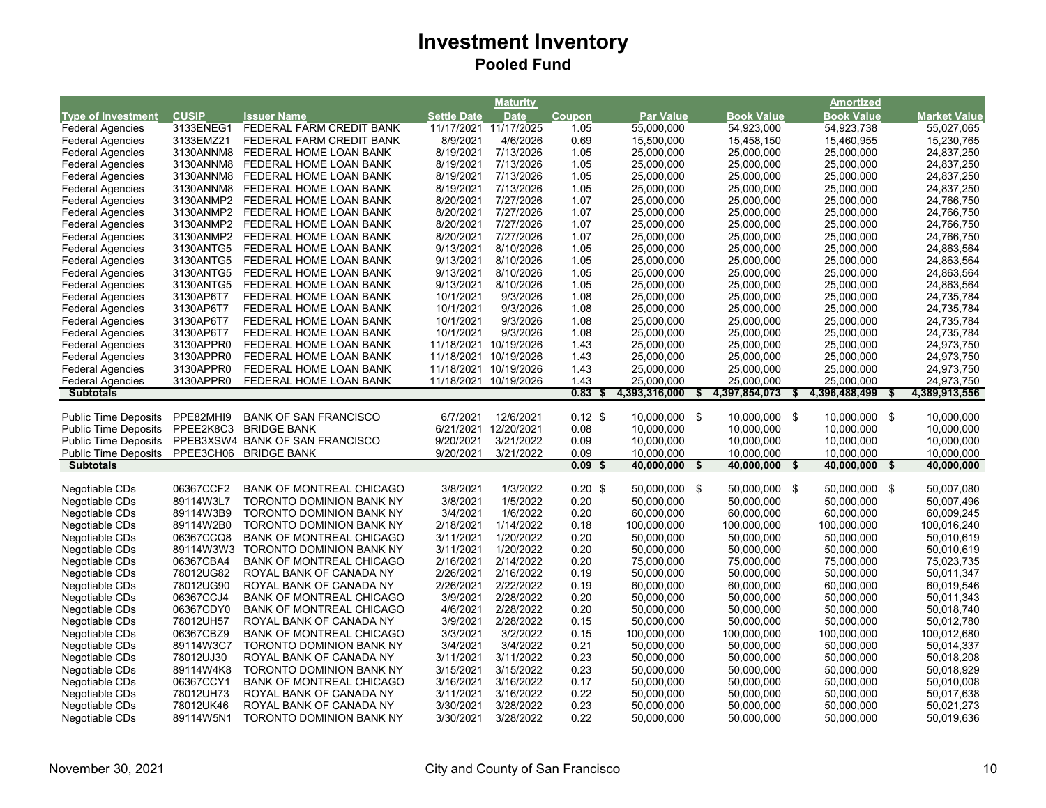# Investment Inventory

## Pooled Fund

| Type of Investment | CUSIP | Issuer Name | Settle Date | Maturity Date | Coupon | Par Value | Book Value | Amortized Book Value | Market Value |
|---|---|---|---|---|---|---|---|---|---|
| Federal Agencies | 3133ENEG1 | FEDERAL FARM CREDIT BANK | 11/17/2021 | 11/17/2025 | 1.05 | 55,000,000 | 54,923,000 | 54,923,738 | 55,027,065 |
| Federal Agencies | 3133EMZ21 | FEDERAL FARM CREDIT BANK | 8/9/2021 | 4/6/2026 | 0.69 | 15,500,000 | 15,458,150 | 15,460,955 | 15,230,765 |
| Federal Agencies | 3130ANNM8 | FEDERAL HOME LOAN BANK | 8/19/2021 | 7/13/2026 | 1.05 | 25,000,000 | 25,000,000 | 25,000,000 | 24,837,250 |
| Federal Agencies | 3130ANNM8 | FEDERAL HOME LOAN BANK | 8/19/2021 | 7/13/2026 | 1.05 | 25,000,000 | 25,000,000 | 25,000,000 | 24,837,250 |
| Federal Agencies | 3130ANNM8 | FEDERAL HOME LOAN BANK | 8/19/2021 | 7/13/2026 | 1.05 | 25,000,000 | 25,000,000 | 25,000,000 | 24,837,250 |
| Federal Agencies | 3130ANNM8 | FEDERAL HOME LOAN BANK | 8/19/2021 | 7/13/2026 | 1.05 | 25,000,000 | 25,000,000 | 25,000,000 | 24,837,250 |
| Federal Agencies | 3130ANMP2 | FEDERAL HOME LOAN BANK | 8/20/2021 | 7/27/2026 | 1.07 | 25,000,000 | 25,000,000 | 25,000,000 | 24,766,750 |
| Federal Agencies | 3130ANMP2 | FEDERAL HOME LOAN BANK | 8/20/2021 | 7/27/2026 | 1.07 | 25,000,000 | 25,000,000 | 25,000,000 | 24,766,750 |
| Federal Agencies | 3130ANMP2 | FEDERAL HOME LOAN BANK | 8/20/2021 | 7/27/2026 | 1.07 | 25,000,000 | 25,000,000 | 25,000,000 | 24,766,750 |
| Federal Agencies | 3130ANMP2 | FEDERAL HOME LOAN BANK | 8/20/2021 | 7/27/2026 | 1.07 | 25,000,000 | 25,000,000 | 25,000,000 | 24,766,750 |
| Federal Agencies | 3130ANTG5 | FEDERAL HOME LOAN BANK | 9/13/2021 | 8/10/2026 | 1.05 | 25,000,000 | 25,000,000 | 25,000,000 | 24,863,564 |
| Federal Agencies | 3130ANTG5 | FEDERAL HOME LOAN BANK | 9/13/2021 | 8/10/2026 | 1.05 | 25,000,000 | 25,000,000 | 25,000,000 | 24,863,564 |
| Federal Agencies | 3130ANTG5 | FEDERAL HOME LOAN BANK | 9/13/2021 | 8/10/2026 | 1.05 | 25,000,000 | 25,000,000 | 25,000,000 | 24,863,564 |
| Federal Agencies | 3130ANTG5 | FEDERAL HOME LOAN BANK | 9/13/2021 | 8/10/2026 | 1.05 | 25,000,000 | 25,000,000 | 25,000,000 | 24,863,564 |
| Federal Agencies | 3130AP6T7 | FEDERAL HOME LOAN BANK | 10/1/2021 | 9/3/2026 | 1.08 | 25,000,000 | 25,000,000 | 25,000,000 | 24,735,784 |
| Federal Agencies | 3130AP6T7 | FEDERAL HOME LOAN BANK | 10/1/2021 | 9/3/2026 | 1.08 | 25,000,000 | 25,000,000 | 25,000,000 | 24,735,784 |
| Federal Agencies | 3130AP6T7 | FEDERAL HOME LOAN BANK | 10/1/2021 | 9/3/2026 | 1.08 | 25,000,000 | 25,000,000 | 25,000,000 | 24,735,784 |
| Federal Agencies | 3130AP6T7 | FEDERAL HOME LOAN BANK | 10/1/2021 | 9/3/2026 | 1.08 | 25,000,000 | 25,000,000 | 25,000,000 | 24,735,784 |
| Federal Agencies | 3130APPR0 | FEDERAL HOME LOAN BANK | 11/18/2021 | 10/19/2026 | 1.43 | 25,000,000 | 25,000,000 | 25,000,000 | 24,973,750 |
| Federal Agencies | 3130APPR0 | FEDERAL HOME LOAN BANK | 11/18/2021 | 10/19/2026 | 1.43 | 25,000,000 | 25,000,000 | 25,000,000 | 24,973,750 |
| Federal Agencies | 3130APPR0 | FEDERAL HOME LOAN BANK | 11/18/2021 | 10/19/2026 | 1.43 | 25,000,000 | 25,000,000 | 25,000,000 | 24,973,750 |
| Federal Agencies | 3130APPR0 | FEDERAL HOME LOAN BANK | 11/18/2021 | 10/19/2026 | 1.43 | 25,000,000 | 25,000,000 | 25,000,000 | 24,973,750 |
| **Subtotals** | | | | | **0.83** | **$ 4,393,316,000** | **$ 4,397,854,073** | **$ 4,396,488,499** | **$ 4,389,913,556** |
| | | | | | | | | | |
| Public Time Deposits | PPE82MHI9 | BANK OF SAN FRANCISCO | 6/7/2021 | 12/6/2021 | 0.12 | $ 10,000,000 | $ 10,000,000 | $ 10,000,000 | $ 10,000,000 |
| Public Time Deposits | PPEE2K8C3 | BRIDGE BANK | 6/21/2021 | 12/20/2021 | 0.08 | 10,000,000 | 10,000,000 | 10,000,000 | 10,000,000 |
| Public Time Deposits | PPEB3XSW4 | BANK OF SAN FRANCISCO | 9/20/2021 | 3/21/2022 | 0.09 | 10,000,000 | 10,000,000 | 10,000,000 | 10,000,000 |
| Public Time Deposits | PPEE3CH06 | BRIDGE BANK | 9/20/2021 | 3/21/2022 | 0.09 | 10,000,000 | 10,000,000 | 10,000,000 | 10,000,000 |
| **Subtotals** | | | | | **0.09** | **$ 40,000,000** | **$ 40,000,000** | **$ 40,000,000** | **$ 40,000,000** |
| | | | | | | | | | |
| Negotiable CDs | 06367CCF2 | BANK OF MONTREAL CHICAGO | 3/8/2021 | 1/3/2022 | 0.20 | $ 50,000,000 | $ 50,000,000 | $ 50,000,000 | $ 50,007,080 |
| Negotiable CDs | 89114W3L7 | TORONTO DOMINION BANK NY | 3/8/2021 | 1/5/2022 | 0.20 | 50,000,000 | 50,000,000 | 50,000,000 | 50,007,496 |
| Negotiable CDs | 89114W3B9 | TORONTO DOMINION BANK NY | 3/4/2021 | 1/6/2022 | 0.20 | 60,000,000 | 60,000,000 | 60,000,000 | 60,009,245 |
| Negotiable CDs | 89114W2B0 | TORONTO DOMINION BANK NY | 2/18/2021 | 1/14/2022 | 0.18 | 100,000,000 | 100,000,000 | 100,000,000 | 100,016,240 |
| Negotiable CDs | 06367CCQ8 | BANK OF MONTREAL CHICAGO | 3/11/2021 | 1/20/2022 | 0.20 | 50,000,000 | 50,000,000 | 50,000,000 | 50,010,619 |
| Negotiable CDs | 89114W3W3 | TORONTO DOMINION BANK NY | 3/11/2021 | 1/20/2022 | 0.20 | 50,000,000 | 50,000,000 | 50,000,000 | 50,010,619 |
| Negotiable CDs | 06367CBA4 | BANK OF MONTREAL CHICAGO | 2/16/2021 | 2/14/2022 | 0.20 | 75,000,000 | 75,000,000 | 75,000,000 | 75,023,735 |
| Negotiable CDs | 78012UG82 | ROYAL BANK OF CANADA NY | 2/26/2021 | 2/16/2022 | 0.19 | 50,000,000 | 50,000,000 | 50,000,000 | 50,011,347 |
| Negotiable CDs | 78012UG90 | ROYAL BANK OF CANADA NY | 2/26/2021 | 2/22/2022 | 0.19 | 60,000,000 | 60,000,000 | 60,000,000 | 60,019,546 |
| Negotiable CDs | 06367CCJ4 | BANK OF MONTREAL CHICAGO | 3/9/2021 | 2/28/2022 | 0.20 | 50,000,000 | 50,000,000 | 50,000,000 | 50,011,343 |
| Negotiable CDs | 06367CDY0 | BANK OF MONTREAL CHICAGO | 4/6/2021 | 2/28/2022 | 0.20 | 50,000,000 | 50,000,000 | 50,000,000 | 50,018,740 |
| Negotiable CDs | 78012UH57 | ROYAL BANK OF CANADA NY | 3/9/2021 | 2/28/2022 | 0.15 | 50,000,000 | 50,000,000 | 50,000,000 | 50,012,780 |
| Negotiable CDs | 06367CBZ9 | BANK OF MONTREAL CHICAGO | 3/3/2021 | 3/2/2022 | 0.15 | 100,000,000 | 100,000,000 | 100,000,000 | 100,012,680 |
| Negotiable CDs | 89114W3C7 | TORONTO DOMINION BANK NY | 3/4/2021 | 3/4/2022 | 0.21 | 50,000,000 | 50,000,000 | 50,000,000 | 50,014,337 |
| Negotiable CDs | 78012UJ30 | ROYAL BANK OF CANADA NY | 3/11/2021 | 3/11/2022 | 0.23 | 50,000,000 | 50,000,000 | 50,000,000 | 50,018,208 |
| Negotiable CDs | 89114W4K8 | TORONTO DOMINION BANK NY | 3/15/2021 | 3/15/2022 | 0.23 | 50,000,000 | 50,000,000 | 50,000,000 | 50,018,929 |
| Negotiable CDs | 06367CCY1 | BANK OF MONTREAL CHICAGO | 3/16/2021 | 3/16/2022 | 0.17 | 50,000,000 | 50,000,000 | 50,000,000 | 50,010,008 |
| Negotiable CDs | 78012UH73 | ROYAL BANK OF CANADA NY | 3/11/2021 | 3/16/2022 | 0.22 | 50,000,000 | 50,000,000 | 50,000,000 | 50,017,638 |
| Negotiable CDs | 78012UK46 | ROYAL BANK OF CANADA NY | 3/30/2021 | 3/28/2022 | 0.23 | 50,000,000 | 50,000,000 | 50,000,000 | 50,021,273 |
| Negotiable CDs | 89114W5N1 | TORONTO DOMINION BANK NY | 3/30/2021 | 3/28/2022 | 0.22 | 50,000,000 | 50,000,000 | 50,000,000 | 50,019,636 |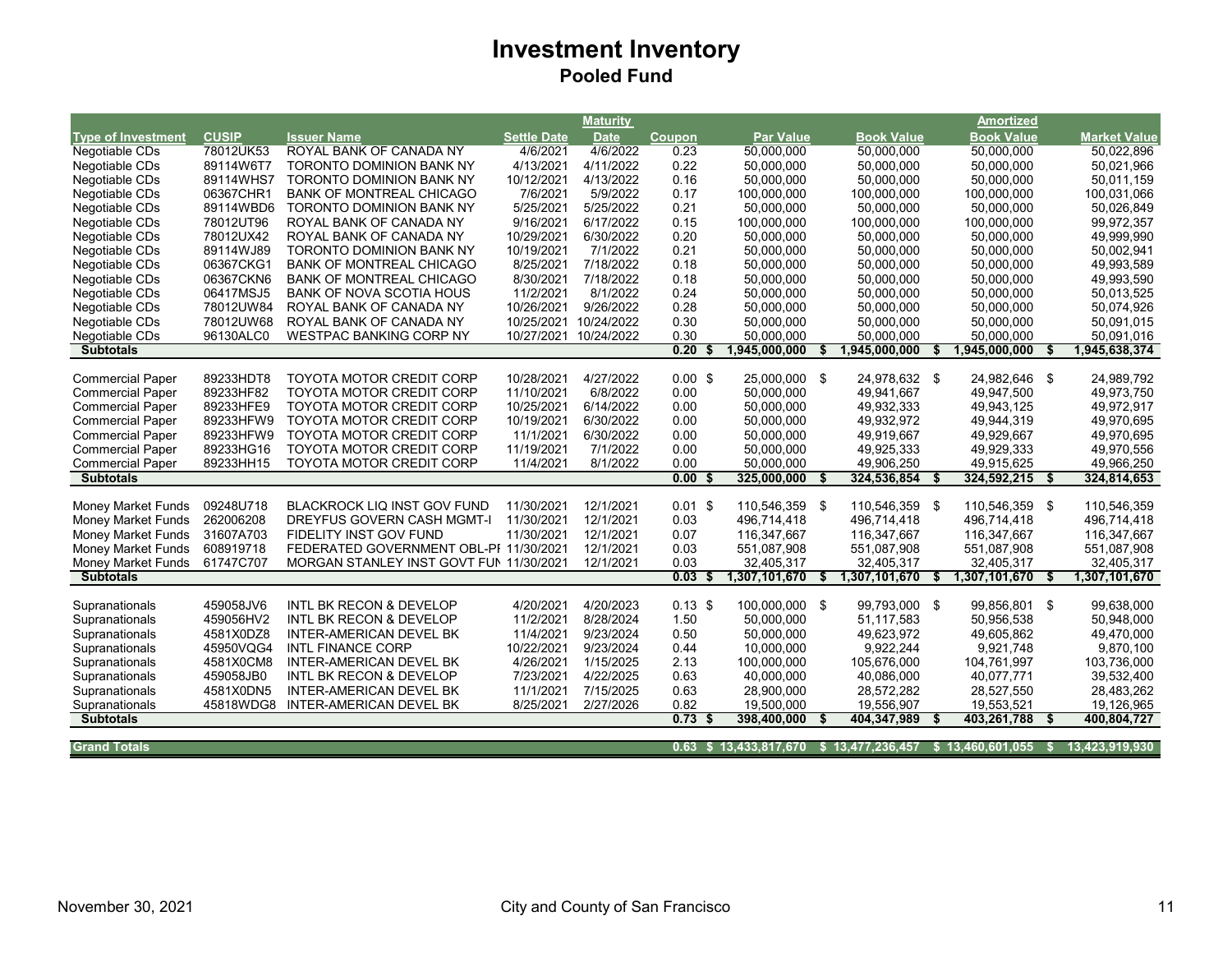# Investment Inventory

## Pooled Fund

| Type of Investment | CUSIP | Issuer Name | Settle Date | Maturity Date | Coupon | Par Value | Book Value | Amortized Book Value | Market Value |
|---|---|---|---|---|---|---|---|---|---|
| Negotiable CDs | 78012UK53 | ROYAL BANK OF CANADA NY | 4/6/2021 | 4/6/2022 | 0.23 | 50,000,000 | 50,000,000 | 50,000,000 | 50,022,896 |
| Negotiable CDs | 89114W6T7 | TORONTO DOMINION BANK NY | 4/13/2021 | 4/11/2022 | 0.22 | 50,000,000 | 50,000,000 | 50,000,000 | 50,021,966 |
| Negotiable CDs | 89114WHS7 | TORONTO DOMINION BANK NY | 10/12/2021 | 4/13/2022 | 0.16 | 50,000,000 | 50,000,000 | 50,000,000 | 50,011,159 |
| Negotiable CDs | 06367CHR1 | BANK OF MONTREAL CHICAGO | 7/6/2021 | 5/9/2022 | 0.17 | 100,000,000 | 100,000,000 | 100,000,000 | 100,031,066 |
| Negotiable CDs | 89114WBD6 | TORONTO DOMINION BANK NY | 5/25/2021 | 5/25/2022 | 0.21 | 50,000,000 | 50,000,000 | 50,000,000 | 50,026,849 |
| Negotiable CDs | 78012UT96 | ROYAL BANK OF CANADA NY | 9/16/2021 | 6/17/2022 | 0.15 | 100,000,000 | 100,000,000 | 100,000,000 | 99,972,357 |
| Negotiable CDs | 78012UX42 | ROYAL BANK OF CANADA NY | 10/29/2021 | 6/30/2022 | 0.20 | 50,000,000 | 50,000,000 | 50,000,000 | 49,999,990 |
| Negotiable CDs | 89114WJ89 | TORONTO DOMINION BANK NY | 10/19/2021 | 7/1/2022 | 0.21 | 50,000,000 | 50,000,000 | 50,000,000 | 50,002,941 |
| Negotiable CDs | 06367CKG1 | BANK OF MONTREAL CHICAGO | 8/25/2021 | 7/18/2022 | 0.18 | 50,000,000 | 50,000,000 | 50,000,000 | 49,993,589 |
| Negotiable CDs | 06367CKN6 | BANK OF MONTREAL CHICAGO | 8/30/2021 | 7/18/2022 | 0.18 | 50,000,000 | 50,000,000 | 50,000,000 | 49,993,590 |
| Negotiable CDs | 06417MSJ5 | BANK OF NOVA SCOTIA HOUS | 11/2/2021 | 8/1/2022 | 0.24 | 50,000,000 | 50,000,000 | 50,000,000 | 50,013,525 |
| Negotiable CDs | 78012UW84 | ROYAL BANK OF CANADA NY | 10/26/2021 | 9/26/2022 | 0.28 | 50,000,000 | 50,000,000 | 50,000,000 | 50,074,926 |
| Negotiable CDs | 78012UW68 | ROYAL BANK OF CANADA NY | 10/25/2021 | 10/24/2022 | 0.30 | 50,000,000 | 50,000,000 | 50,000,000 | 50,091,015 |
| Negotiable CDs | 96130ALC0 | WESTPAC BANKING CORP NY | 10/27/2021 | 10/24/2022 | 0.30 | 50,000,000 | 50,000,000 | 50,000,000 | 50,091,016 |
| **Subtotals** | | | | | **0.20** | **$ 1,945,000,000** | **$ 1,945,000,000** | **$ 1,945,000,000** | **$ 1,945,638,374** |
| | | | | | | | | | |
| Commercial Paper | 89233HDT8 | TOYOTA MOTOR CREDIT CORP | 10/28/2021 | 4/27/2022 | 0.00 | $ 25,000,000 | $ 24,978,632 | $ 24,982,646 | $ 24,989,792 |
| Commercial Paper | 89233HF82 | TOYOTA MOTOR CREDIT CORP | 11/10/2021 | 6/8/2022 | 0.00 | 50,000,000 | 49,941,667 | 49,947,500 | 49,973,750 |
| Commercial Paper | 89233HFE9 | TOYOTA MOTOR CREDIT CORP | 10/25/2021 | 6/14/2022 | 0.00 | 50,000,000 | 49,932,333 | 49,943,125 | 49,972,917 |
| Commercial Paper | 89233HFW9 | TOYOTA MOTOR CREDIT CORP | 10/19/2021 | 6/30/2022 | 0.00 | 50,000,000 | 49,932,972 | 49,944,319 | 49,970,695 |
| Commercial Paper | 89233HFW9 | TOYOTA MOTOR CREDIT CORP | 11/1/2021 | 6/30/2022 | 0.00 | 50,000,000 | 49,919,667 | 49,929,667 | 49,970,695 |
| Commercial Paper | 89233HG16 | TOYOTA MOTOR CREDIT CORP | 11/19/2021 | 7/1/2022 | 0.00 | 50,000,000 | 49,925,333 | 49,929,333 | 49,970,556 |
| Commercial Paper | 89233HH15 | TOYOTA MOTOR CREDIT CORP | 11/4/2021 | 8/1/2022 | 0.00 | 50,000,000 | 49,906,250 | 49,915,625 | 49,966,250 |
| **Subtotals** | | | | | **0.00** | **$ 325,000,000** | **$ 324,536,854** | **$ 324,592,215** | **$ 324,814,653** |
| | | | | | | | | | |
| Money Market Funds | 09248U718 | BLACKROCK LIQ INST GOV FUND | 11/30/2021 | 12/1/2021 | 0.01 | $ 110,546,359 | $ 110,546,359 | $ 110,546,359 | $ 110,546,359 |
| Money Market Funds | 262006208 | DREYFUS GOVERN CASH MGMT-I | 11/30/2021 | 12/1/2021 | 0.03 | 496,714,418 | 496,714,418 | 496,714,418 | 496,714,418 |
| Money Market Funds | 31607A703 | FIDELITY INST GOV FUND | 11/30/2021 | 12/1/2021 | 0.07 | 116,347,667 | 116,347,667 | 116,347,667 | 116,347,667 |
| Money Market Funds | 608919718 | FEDERATED GOVERNMENT OBL-PI | 11/30/2021 | 12/1/2021 | 0.03 | 551,087,908 | 551,087,908 | 551,087,908 | 551,087,908 |
| Money Market Funds | 61747C707 | MORGAN STANLEY INST GOVT FUN | 11/30/2021 | 12/1/2021 | 0.03 | 32,405,317 | 32,405,317 | 32,405,317 | 32,405,317 |
| **Subtotals** | | | | | **0.03** | **$ 1,307,101,670** | **$ 1,307,101,670** | **$ 1,307,101,670** | **$ 1,307,101,670** |
| | | | | | | | | | |
| Supranationals | 459058JV6 | INTL BK RECON & DEVELOP | 4/20/2021 | 4/20/2023 | 0.13 | $ 100,000,000 | $ 99,793,000 | $ 99,856,801 | $ 99,638,000 |
| Supranationals | 459056HV2 | INTL BK RECON & DEVELOP | 11/2/2021 | 8/28/2024 | 1.50 | 50,000,000 | 51,117,583 | 50,956,538 | 50,948,000 |
| Supranationals | 4581X0DZ8 | INTER-AMERICAN DEVEL BK | 11/4/2021 | 9/23/2024 | 0.50 | 50,000,000 | 49,623,972 | 49,605,862 | 49,470,000 |
| Supranationals | 45950VQG4 | INTL FINANCE CORP | 10/22/2021 | 9/23/2024 | 0.44 | 10,000,000 | 9,922,244 | 9,921,748 | 9,870,100 |
| Supranationals | 4581X0CM8 | INTER-AMERICAN DEVEL BK | 4/26/2021 | 1/15/2025 | 2.13 | 100,000,000 | 105,676,000 | 104,761,997 | 103,736,000 |
| Supranationals | 459058JB0 | INTL BK RECON & DEVELOP | 7/23/2021 | 4/22/2025 | 0.63 | 40,000,000 | 40,086,000 | 40,077,771 | 39,532,400 |
| Supranationals | 4581X0DN5 | INTER-AMERICAN DEVEL BK | 11/1/2021 | 7/15/2025 | 0.63 | 28,900,000 | 28,572,282 | 28,527,550 | 28,483,262 |
| Supranationals | 45818WDG8 | INTER-AMERICAN DEVEL BK | 8/25/2021 | 2/27/2026 | 0.82 | 19,500,000 | 19,556,907 | 19,553,521 | 19,126,965 |
| **Subtotals** | | | | | **0.73** | **$ 398,400,000** | **$ 404,347,989** | **$ 403,261,788** | **$ 400,804,727** |
| | | | | | | | | | |
| **Grand Totals** | | | | | **0.63** | **$ 13,433,817,670** | **$ 13,477,236,457** | **$ 13,460,601,055** | **$ 13,423,919,930** |

November 30, 2021 City and County of San Francisco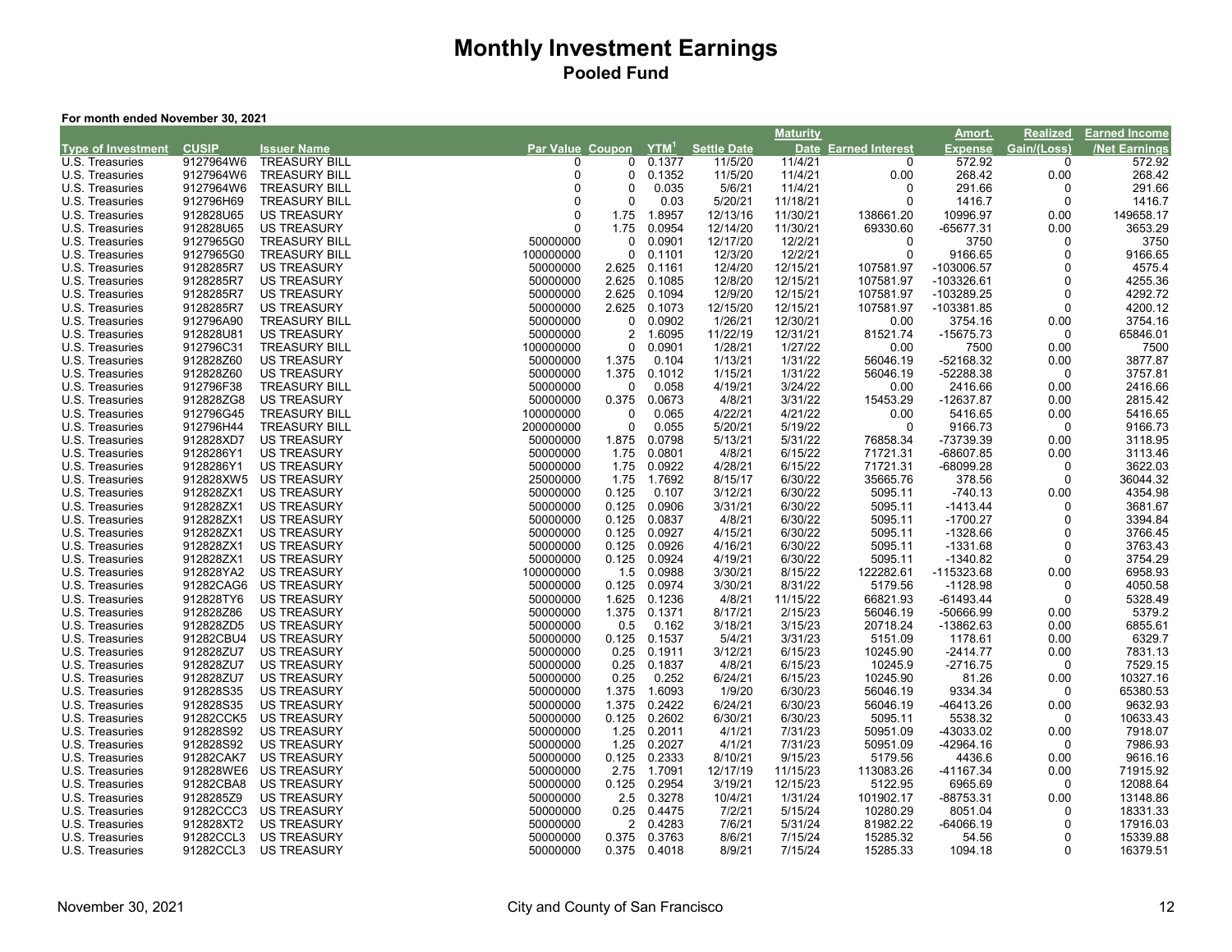# Monthly Investment Earnings

## Pooled Fund

**For month ended November 30, 2021**

| Type of Investment | CUSIP | Issuer Name | Par Value | Coupon | YTM[1] | Settle Date | Maturity Date | Earned Interest | Amort. Expense | Realized Gain/(Loss) | Earned Income /Net Earnings |
|---|---|---|---|---|---|---|---|---|---|---|---|
| U.S. Treasuries | 9127964W6 | TREASURY BILL | 0 | 0 | 0.1377 | 11/5/20 | 11/4/21 | 0 | 572.92 | 0 | 572.92 |
| U.S. Treasuries | 9127964W6 | TREASURY BILL | 0 | 0 | 0.1352 | 11/5/20 | 11/4/21 | 0.00 | 268.42 | 0.00 | 268.42 |
| U.S. Treasuries | 9127964W6 | TREASURY BILL | 0 | 0 | 0.035 | 5/6/21 | 11/4/21 | 0 | 291.66 | 0 | 291.66 |
| U.S. Treasuries | 912796H69 | TREASURY BILL | 0 | 0 | 0.03 | 5/20/21 | 11/18/21 | 0 | 1416.7 | 0 | 1416.7 |
| U.S. Treasuries | 912828U65 | US TREASURY | 0 | 1.75 | 1.8957 | 12/13/16 | 11/30/21 | 138661.20 | 10996.97 | 0.00 | 149658.17 |
| U.S. Treasuries | 912828U65 | US TREASURY | 0 | 1.75 | 0.0954 | 12/14/20 | 11/30/21 | 69330.60 | -65677.31 | 0.00 | 3653.29 |
| U.S. Treasuries | 9127965G0 | TREASURY BILL | 50000000 | 0 | 0.0901 | 12/17/20 | 12/2/21 | 0 | 3750 | 0 | 3750 |
| U.S. Treasuries | 9127965G0 | TREASURY BILL | 100000000 | 0 | 0.1101 | 12/3/20 | 12/2/21 | 0 | 9166.65 | 0 | 9166.65 |
| U.S. Treasuries | 9128285R7 | US TREASURY | 50000000 | 2.625 | 0.1161 | 12/4/20 | 12/15/21 | 107581.97 | -103006.57 | 0 | 4575.4 |
| U.S. Treasuries | 9128285R7 | US TREASURY | 50000000 | 2.625 | 0.1085 | 12/8/20 | 12/15/21 | 107581.97 | -103326.61 | 0 | 4255.36 |
| U.S. Treasuries | 9128285R7 | US TREASURY | 50000000 | 2.625 | 0.1094 | 12/9/20 | 12/15/21 | 107581.97 | -103289.25 | 0 | 4292.72 |
| U.S. Treasuries | 9128285R7 | US TREASURY | 50000000 | 2.625 | 0.1073 | 12/15/20 | 12/15/21 | 107581.97 | -103381.85 | 0 | 4200.12 |
| U.S. Treasuries | 912796A90 | TREASURY BILL | 50000000 | 0 | 0.0902 | 1/26/21 | 12/30/21 | 0.00 | 3754.16 | 0.00 | 3754.16 |
| U.S. Treasuries | 912828U81 | US TREASURY | 50000000 | 2 | 1.6095 | 11/22/19 | 12/31/21 | 81521.74 | -15675.73 | 0 | 65846.01 |
| U.S. Treasuries | 912796C31 | TREASURY BILL | 100000000 | 0 | 0.0901 | 1/28/21 | 1/27/22 | 0.00 | 7500 | 0.00 | 7500 |
| U.S. Treasuries | 912828Z60 | US TREASURY | 50000000 | 1.375 | 0.104 | 1/13/21 | 1/31/22 | 56046.19 | -52168.32 | 0.00 | 3877.87 |
| U.S. Treasuries | 912828Z60 | US TREASURY | 50000000 | 1.375 | 0.1012 | 1/15/21 | 1/31/22 | 56046.19 | -52288.38 | 0 | 3757.81 |
| U.S. Treasuries | 912796F38 | TREASURY BILL | 50000000 | 0 | 0.058 | 4/19/21 | 3/24/22 | 0.00 | 2416.66 | 0.00 | 2416.66 |
| U.S. Treasuries | 912828ZG8 | US TREASURY | 50000000 | 0.375 | 0.0673 | 4/8/21 | 3/31/22 | 15453.29 | -12637.87 | 0.00 | 2815.42 |
| U.S. Treasuries | 912796G45 | TREASURY BILL | 100000000 | 0 | 0.065 | 4/22/21 | 4/21/22 | 0.00 | 5416.65 | 0.00 | 5416.65 |
| U.S. Treasuries | 912796H44 | TREASURY BILL | 200000000 | 0 | 0.055 | 5/20/21 | 5/19/22 | 0 | 9166.73 | 0 | 9166.73 |
| U.S. Treasuries | 912828XD7 | US TREASURY | 50000000 | 1.875 | 0.0798 | 5/13/21 | 5/31/22 | 76858.34 | -73739.39 | 0.00 | 3118.95 |
| U.S. Treasuries | 9128286Y1 | US TREASURY | 50000000 | 1.75 | 0.0801 | 4/8/21 | 6/15/22 | 71721.31 | -68607.85 | 0.00 | 3113.46 |
| U.S. Treasuries | 9128286Y1 | US TREASURY | 50000000 | 1.75 | 0.0922 | 4/28/21 | 6/15/22 | 71721.31 | -68099.28 | 0 | 3622.03 |
| U.S. Treasuries | 912828XW5 | US TREASURY | 25000000 | 1.75 | 1.7692 | 8/15/17 | 6/30/22 | 35665.76 | 378.56 | 0 | 36044.32 |
| U.S. Treasuries | 912828ZX1 | US TREASURY | 50000000 | 0.125 | 0.107 | 3/12/21 | 6/30/22 | 5095.11 | -740.13 | 0.00 | 4354.98 |
| U.S. Treasuries | 912828ZX1 | US TREASURY | 50000000 | 0.125 | 0.0906 | 3/31/21 | 6/30/22 | 5095.11 | -1413.44 | 0 | 3681.67 |
| U.S. Treasuries | 912828ZX1 | US TREASURY | 50000000 | 0.125 | 0.0837 | 4/8/21 | 6/30/22 | 5095.11 | -1700.27 | 0 | 3394.84 |
| U.S. Treasuries | 912828ZX1 | US TREASURY | 50000000 | 0.125 | 0.0927 | 4/15/21 | 6/30/22 | 5095.11 | -1328.66 | 0 | 3766.45 |
| U.S. Treasuries | 912828ZX1 | US TREASURY | 50000000 | 0.125 | 0.0926 | 4/16/21 | 6/30/22 | 5095.11 | -1331.68 | 0 | 3763.43 |
| U.S. Treasuries | 912828ZX1 | US TREASURY | 50000000 | 0.125 | 0.0924 | 4/19/21 | 6/30/22 | 5095.11 | -1340.82 | 0 | 3754.29 |
| U.S. Treasuries | 912828YA2 | US TREASURY | 100000000 | 1.5 | 0.0988 | 3/30/21 | 8/15/22 | 122282.61 | -115323.68 | 0.00 | 6958.93 |
| U.S. Treasuries | 91282CAG6 | US TREASURY | 50000000 | 0.125 | 0.0974 | 3/30/21 | 8/31/22 | 5179.56 | -1128.98 | 0 | 4050.58 |
| U.S. Treasuries | 912828TY6 | US TREASURY | 50000000 | 1.625 | 0.1236 | 4/8/21 | 11/15/22 | 66821.93 | -61493.44 | 0 | 5328.49 |
| U.S. Treasuries | 912828Z86 | US TREASURY | 50000000 | 1.375 | 0.1371 | 8/17/21 | 2/15/23 | 56046.19 | -50666.99 | 0.00 | 5379.2 |
| U.S. Treasuries | 912828ZD5 | US TREASURY | 50000000 | 0.5 | 0.162 | 3/18/21 | 3/15/23 | 20718.24 | -13862.63 | 0.00 | 6855.61 |
| U.S. Treasuries | 91282CBU4 | US TREASURY | 50000000 | 0.125 | 0.1537 | 5/4/21 | 3/31/23 | 5151.09 | 1178.61 | 0.00 | 6329.7 |
| U.S. Treasuries | 912828ZU7 | US TREASURY | 50000000 | 0.25 | 0.1911 | 3/12/21 | 6/15/23 | 10245.90 | -2414.77 | 0.00 | 7831.13 |
| U.S. Treasuries | 912828ZU7 | US TREASURY | 50000000 | 0.25 | 0.1837 | 4/8/21 | 6/15/23 | 10245.9 | -2716.75 | 0 | 7529.15 |
| U.S. Treasuries | 912828ZU7 | US TREASURY | 50000000 | 0.25 | 0.252 | 6/24/21 | 6/15/23 | 10245.90 | 81.26 | 0.00 | 10327.16 |
| U.S. Treasuries | 912828S35 | US TREASURY | 50000000 | 1.375 | 1.6093 | 1/9/20 | 6/30/23 | 56046.19 | 9334.34 | 0 | 65380.53 |
| U.S. Treasuries | 912828S35 | US TREASURY | 50000000 | 1.375 | 0.2422 | 6/24/21 | 6/30/23 | 56046.19 | -46413.26 | 0.00 | 9632.93 |
| U.S. Treasuries | 91282CCK5 | US TREASURY | 50000000 | 0.125 | 0.2602 | 6/30/21 | 6/30/23 | 5095.11 | 5538.32 | 0 | 10633.43 |
| U.S. Treasuries | 912828S92 | US TREASURY | 50000000 | 1.25 | 0.2011 | 4/1/21 | 7/31/23 | 50951.09 | -43033.02 | 0.00 | 7918.07 |
| U.S. Treasuries | 912828S92 | US TREASURY | 50000000 | 1.25 | 0.2027 | 4/1/21 | 7/31/23 | 50951.09 | -42964.16 | 0 | 7986.93 |
| U.S. Treasuries | 91282CAK7 | US TREASURY | 50000000 | 0.125 | 0.2333 | 8/10/21 | 9/15/23 | 5179.56 | 4436.6 | 0.00 | 9616.16 |
| U.S. Treasuries | 912828WE6 | US TREASURY | 50000000 | 2.75 | 1.7091 | 12/17/19 | 11/15/23 | 113083.26 | -41167.34 | 0.00 | 71915.92 |
| U.S. Treasuries | 91282CBA8 | US TREASURY | 50000000 | 0.125 | 0.2954 | 3/19/21 | 12/15/23 | 5122.95 | 6965.69 | 0 | 12088.64 |
| U.S. Treasuries | 9128285Z9 | US TREASURY | 50000000 | 2.5 | 0.3278 | 10/4/21 | 1/31/24 | 101902.17 | -88753.31 | 0.00 | 13148.86 |
| U.S. Treasuries | 91282CCC3 | US TREASURY | 50000000 | 0.25 | 0.4475 | 7/2/21 | 5/15/24 | 10280.29 | 8051.04 | 0 | 18331.33 |
| U.S. Treasuries | 912828XT2 | US TREASURY | 50000000 | 2 | 0.4283 | 7/6/21 | 5/31/24 | 81982.22 | -64066.19 | 0 | 17916.03 |
| U.S. Treasuries | 91282CCL3 | US TREASURY | 50000000 | 0.375 | 0.3763 | 8/6/21 | 7/15/24 | 15285.32 | 54.56 | 0 | 15339.88 |
| U.S. Treasuries | 91282CCL3 | US TREASURY | 50000000 | 0.375 | 0.4018 | 8/9/21 | 7/15/24 | 15285.33 | 1094.18 | 0 | 16379.51 |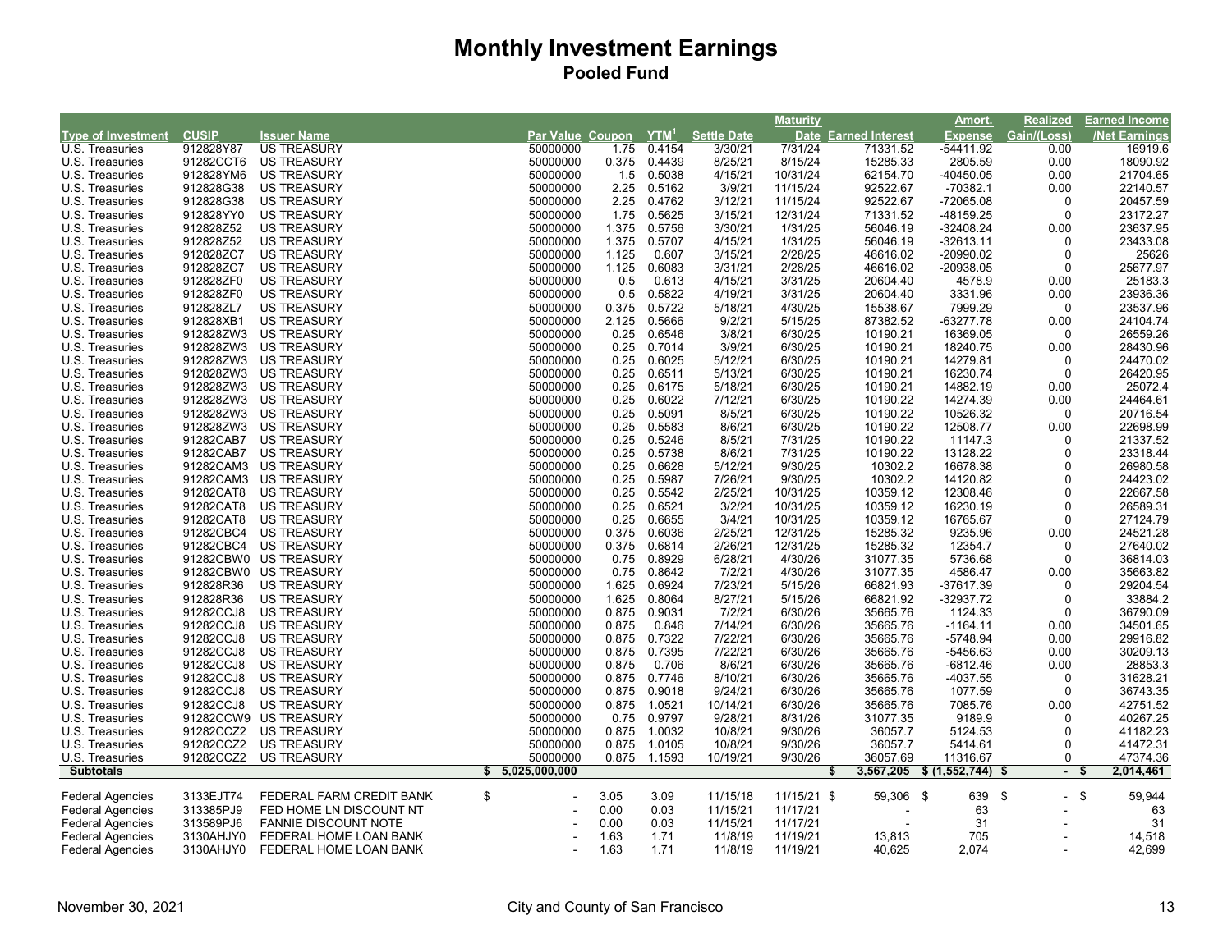# Monthly Investment Earnings
## Pooled Fund

| Type of Investment | CUSIP | Issuer Name | Par Value | Coupon | YTM[1] | Settle Date | Maturity Date | Earned Interest | Amort. Expense | Realized Gain/(Loss) | Earned Income /Net Earnings |
|---|---|---|---|---|---|---|---|---|---|---|---|
| U.S. Treasuries | 912828Y87 | US TREASURY | 50000000 | 1.75 | 0.4154 | 3/30/21 | 7/31/24 | 71331.52 | -54411.92 | 0.00 | 16919.6 |
| U.S. Treasuries | 91282CCT6 | US TREASURY | 50000000 | 0.375 | 0.4439 | 8/25/21 | 8/15/24 | 15285.33 | 2805.59 | 0.00 | 18090.92 |
| U.S. Treasuries | 912828YM6 | US TREASURY | 50000000 | 1.5 | 0.5038 | 4/15/21 | 10/31/24 | 62154.70 | -40450.05 | 0.00 | 21704.65 |
| U.S. Treasuries | 912828G38 | US TREASURY | 50000000 | 2.25 | 0.5162 | 3/9/21 | 11/15/24 | 92522.67 | -70382.1 | 0.00 | 22140.57 |
| U.S. Treasuries | 912828G38 | US TREASURY | 50000000 | 2.25 | 0.4762 | 3/12/21 | 11/15/24 | 92522.67 | -72065.08 | 0 | 20457.59 |
| U.S. Treasuries | 912828YY0 | US TREASURY | 50000000 | 1.75 | 0.5625 | 3/15/21 | 12/31/24 | 71331.52 | -48159.25 | 0 | 23172.27 |
| U.S. Treasuries | 912828Z52 | US TREASURY | 50000000 | 1.375 | 0.5756 | 3/30/21 | 1/31/25 | 56046.19 | -32408.24 | 0.00 | 23637.95 |
| U.S. Treasuries | 912828Z52 | US TREASURY | 50000000 | 1.375 | 0.5707 | 4/15/21 | 1/31/25 | 56046.19 | -32613.11 | 0 | 23433.08 |
| U.S. Treasuries | 912828ZC7 | US TREASURY | 50000000 | 1.125 | 0.607 | 3/15/21 | 2/28/25 | 46616.02 | -20990.02 | 0 | 25626 |
| U.S. Treasuries | 912828ZC7 | US TREASURY | 50000000 | 1.125 | 0.6083 | 3/31/21 | 2/28/25 | 46616.02 | -20938.05 | 0 | 25677.97 |
| U.S. Treasuries | 912828ZF0 | US TREASURY | 50000000 | 0.5 | 0.613 | 4/15/21 | 3/31/25 | 20604.40 | 4578.9 | 0.00 | 25183.3 |
| U.S. Treasuries | 912828ZF0 | US TREASURY | 50000000 | 0.5 | 0.5822 | 4/19/21 | 3/31/25 | 20604.40 | 3331.96 | 0.00 | 23936.36 |
| U.S. Treasuries | 912828ZL7 | US TREASURY | 50000000 | 0.375 | 0.5722 | 5/18/21 | 4/30/25 | 15538.67 | 7999.29 | 0 | 23537.96 |
| U.S. Treasuries | 912828XB1 | US TREASURY | 50000000 | 2.125 | 0.5666 | 9/2/21 | 5/15/25 | 87382.52 | -63277.78 | 0.00 | 24104.74 |
| U.S. Treasuries | 912828ZW3 | US TREASURY | 50000000 | 0.25 | 0.6546 | 3/8/21 | 6/30/25 | 10190.21 | 16369.05 | 0 | 26559.26 |
| U.S. Treasuries | 912828ZW3 | US TREASURY | 50000000 | 0.25 | 0.7014 | 3/9/21 | 6/30/25 | 10190.21 | 18240.75 | 0.00 | 28430.96 |
| U.S. Treasuries | 912828ZW3 | US TREASURY | 50000000 | 0.25 | 0.6025 | 5/12/21 | 6/30/25 | 10190.21 | 14279.81 | 0 | 24470.02 |
| U.S. Treasuries | 912828ZW3 | US TREASURY | 50000000 | 0.25 | 0.6511 | 5/13/21 | 6/30/25 | 10190.21 | 16230.74 | 0 | 26420.95 |
| U.S. Treasuries | 912828ZW3 | US TREASURY | 50000000 | 0.25 | 0.6175 | 5/18/21 | 6/30/25 | 10190.21 | 14882.19 | 0.00 | 25072.4 |
| U.S. Treasuries | 912828ZW3 | US TREASURY | 50000000 | 0.25 | 0.6022 | 7/12/21 | 6/30/25 | 10190.22 | 14274.39 | 0.00 | 24464.61 |
| U.S. Treasuries | 912828ZW3 | US TREASURY | 50000000 | 0.25 | 0.5091 | 8/5/21 | 6/30/25 | 10190.22 | 10526.32 | 0 | 20716.54 |
| U.S. Treasuries | 912828ZW3 | US TREASURY | 50000000 | 0.25 | 0.5583 | 8/6/21 | 6/30/25 | 10190.22 | 12508.77 | 0.00 | 22698.99 |
| U.S. Treasuries | 91282CAB7 | US TREASURY | 50000000 | 0.25 | 0.5246 | 8/5/21 | 7/31/25 | 10190.22 | 11147.3 | 0 | 21337.52 |
| U.S. Treasuries | 91282CAB7 | US TREASURY | 50000000 | 0.25 | 0.5738 | 8/6/21 | 7/31/25 | 10190.22 | 13128.22 | 0 | 23318.44 |
| U.S. Treasuries | 91282CAM3 | US TREASURY | 50000000 | 0.25 | 0.6628 | 5/12/21 | 9/30/25 | 10302.2 | 16678.38 | 0 | 26980.58 |
| U.S. Treasuries | 91282CAM3 | US TREASURY | 50000000 | 0.25 | 0.5987 | 7/26/21 | 9/30/25 | 10302.2 | 14120.82 | 0 | 24423.02 |
| U.S. Treasuries | 91282CAT8 | US TREASURY | 50000000 | 0.25 | 0.5542 | 2/25/21 | 10/31/25 | 10359.12 | 12308.46 | 0 | 22667.58 |
| U.S. Treasuries | 91282CAT8 | US TREASURY | 50000000 | 0.25 | 0.6521 | 3/2/21 | 10/31/25 | 10359.12 | 16230.19 | 0 | 26589.31 |
| U.S. Treasuries | 91282CAT8 | US TREASURY | 50000000 | 0.25 | 0.6655 | 3/4/21 | 10/31/25 | 10359.12 | 16765.67 | 0 | 27124.79 |
| U.S. Treasuries | 91282CBC4 | US TREASURY | 50000000 | 0.375 | 0.6036 | 2/25/21 | 12/31/25 | 15285.32 | 9235.96 | 0.00 | 24521.28 |
| U.S. Treasuries | 91282CBC4 | US TREASURY | 50000000 | 0.375 | 0.6814 | 2/26/21 | 12/31/25 | 15285.32 | 12354.7 | 0 | 27640.02 |
| U.S. Treasuries | 91282CBW0 | US TREASURY | 50000000 | 0.75 | 0.8929 | 6/28/21 | 4/30/26 | 31077.35 | 5736.68 | 0 | 36814.03 |
| U.S. Treasuries | 91282CBW0 | US TREASURY | 50000000 | 0.75 | 0.8642 | 7/2/21 | 4/30/26 | 31077.35 | 4586.47 | 0.00 | 35663.82 |
| U.S. Treasuries | 912828R36 | US TREASURY | 50000000 | 1.625 | 0.6924 | 7/23/21 | 5/15/26 | 66821.93 | -37617.39 | 0 | 29204.54 |
| U.S. Treasuries | 912828R36 | US TREASURY | 50000000 | 1.625 | 0.8064 | 8/27/21 | 5/15/26 | 66821.92 | -32937.72 | 0 | 33884.2 |
| U.S. Treasuries | 91282CCJ8 | US TREASURY | 50000000 | 0.875 | 0.9031 | 7/2/21 | 6/30/26 | 35665.76 | 1124.33 | 0 | 36790.09 |
| U.S. Treasuries | 91282CCJ8 | US TREASURY | 50000000 | 0.875 | 0.846 | 7/14/21 | 6/30/26 | 35665.76 | -1164.11 | 0.00 | 34501.65 |
| U.S. Treasuries | 91282CCJ8 | US TREASURY | 50000000 | 0.875 | 0.7322 | 7/22/21 | 6/30/26 | 35665.76 | -5748.94 | 0.00 | 29916.82 |
| U.S. Treasuries | 91282CCJ8 | US TREASURY | 50000000 | 0.875 | 0.7395 | 7/22/21 | 6/30/26 | 35665.76 | -5456.63 | 0.00 | 30209.13 |
| U.S. Treasuries | 91282CCJ8 | US TREASURY | 50000000 | 0.875 | 0.706 | 8/6/21 | 6/30/26 | 35665.76 | -6812.46 | 0.00 | 28853.3 |
| U.S. Treasuries | 91282CCJ8 | US TREASURY | 50000000 | 0.875 | 0.7746 | 8/10/21 | 6/30/26 | 35665.76 | -4037.55 | 0 | 31628.21 |
| U.S. Treasuries | 91282CCJ8 | US TREASURY | 50000000 | 0.875 | 0.9018 | 9/24/21 | 6/30/26 | 35665.76 | 1077.59 | 0 | 36743.35 |
| U.S. Treasuries | 91282CCJ8 | US TREASURY | 50000000 | 0.875 | 1.0521 | 10/14/21 | 6/30/26 | 35665.76 | 7085.76 | 0.00 | 42751.52 |
| U.S. Treasuries | 91282CCW9 | US TREASURY | 50000000 | 0.75 | 0.9797 | 9/28/21 | 8/31/26 | 31077.35 | 9189.9 | 0 | 40267.25 |
| U.S. Treasuries | 91282CCZ2 | US TREASURY | 50000000 | 0.875 | 1.0032 | 10/8/21 | 9/30/26 | 36057.7 | 5124.53 | 0 | 41182.23 |
| U.S. Treasuries | 91282CCZ2 | US TREASURY | 50000000 | 0.875 | 1.0105 | 10/8/21 | 9/30/26 | 36057.7 | 5414.61 | 0 | 41472.31 |
| U.S. Treasuries | 91282CCZ2 | US TREASURY | 50000000 | 0.875 | 1.1593 | 10/19/21 | 9/30/26 | 36057.69 | 11316.67 | 0 | 47374.36 |
| **Subtotals** | | | **$ 5,025,000,000** | | | | | **$ 3,567,205** | **$ (1,552,744)** | **$ -** | **$ 2,014,461** |
| Federal Agencies | 3133EJT74 | FEDERAL FARM CREDIT BANK | $ - | 3.05 | 3.09 | 11/15/18 | 11/15/21 | $ 59,306 | $ 639 | $ - | $ 59,944 |
| Federal Agencies | 313385PJ9 | FED HOME LN DISCOUNT NT | - | 0.00 | 0.03 | 11/15/21 | 11/17/21 | - | 63 | - | 63 |
| Federal Agencies | 313589PJ6 | FANNIE DISCOUNT NOTE | - | 0.00 | 0.03 | 11/15/21 | 11/17/21 | - | 31 | - | 31 |
| Federal Agencies | 3130AHJY0 | FEDERAL HOME LOAN BANK | - | 1.63 | 1.71 | 11/8/19 | 11/19/21 | 13,813 | 705 | - | 14,518 |
| Federal Agencies | 3130AHJY0 | FEDERAL HOME LOAN BANK | - | 1.63 | 1.71 | 11/8/19 | 11/19/21 | 40,625 | 2,074 | - | 42,699 |

November 30, 2021 City and County of San Francisco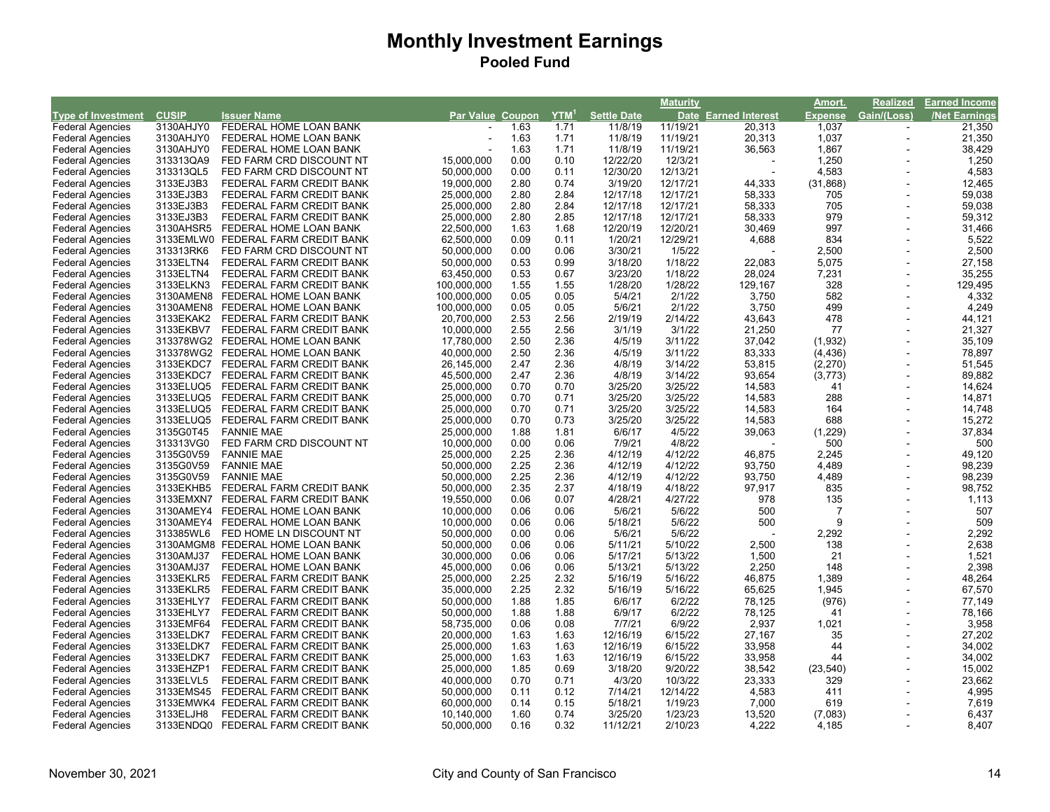# Monthly Investment Earnings

## Pooled Fund

| Type of Investment | CUSIP | Issuer Name | Par Value | Coupon | YTM[1] | Settle Date | Maturity Date | Earned Interest | Amort. Expense | Realized Gain/(Loss) | Earned Income /Net Earnings |
|---|---|---|---|---|---|---|---|---|---|---|---|
| Federal Agencies | 3130AHJY0 | FEDERAL HOME LOAN BANK | - | 1.63 | 1.71 | 11/8/19 | 11/19/21 | 20,313 | 1,037 | - | 21,350 |
| Federal Agencies | 3130AHJY0 | FEDERAL HOME LOAN BANK | - | 1.63 | 1.71 | 11/8/19 | 11/19/21 | 20,313 | 1,037 | - | 21,350 |
| Federal Agencies | 3130AHJY0 | FEDERAL HOME LOAN BANK | - | 1.63 | 1.71 | 11/8/19 | 11/19/21 | 36,563 | 1,867 | - | 38,429 |
| Federal Agencies | 313313QA9 | FED FARM CRD DISCOUNT NT | 15,000,000 | 0.00 | 0.10 | 12/22/20 | 12/3/21 | - | 1,250 | - | 1,250 |
| Federal Agencies | 313313QL5 | FED FARM CRD DISCOUNT NT | 50,000,000 | 0.00 | 0.11 | 12/30/20 | 12/13/21 | - | 4,583 | - | 4,583 |
| Federal Agencies | 3133EJ3B3 | FEDERAL FARM CREDIT BANK | 19,000,000 | 2.80 | 0.74 | 3/19/20 | 12/17/21 | 44,333 | (31,868) | - | 12,465 |
| Federal Agencies | 3133EJ3B3 | FEDERAL FARM CREDIT BANK | 25,000,000 | 2.80 | 2.84 | 12/17/18 | 12/17/21 | 58,333 | 705 | - | 59,038 |
| Federal Agencies | 3133EJ3B3 | FEDERAL FARM CREDIT BANK | 25,000,000 | 2.80 | 2.84 | 12/17/18 | 12/17/21 | 58,333 | 705 | - | 59,038 |
| Federal Agencies | 3133EJ3B3 | FEDERAL FARM CREDIT BANK | 25,000,000 | 2.80 | 2.85 | 12/17/18 | 12/17/21 | 58,333 | 979 | - | 59,312 |
| Federal Agencies | 3130AHSR5 | FEDERAL HOME LOAN BANK | 22,500,000 | 1.63 | 1.68 | 12/20/19 | 12/20/21 | 30,469 | 997 | - | 31,466 |
| Federal Agencies | 3133EMLW0 | FEDERAL FARM CREDIT BANK | 62,500,000 | 0.09 | 0.11 | 1/20/21 | 12/29/21 | 4,688 | 834 | - | 5,522 |
| Federal Agencies | 313313RK6 | FED FARM CRD DISCOUNT NT | 50,000,000 | 0.00 | 0.06 | 3/30/21 | 1/5/22 | - | 2,500 | - | 2,500 |
| Federal Agencies | 3133ELTN4 | FEDERAL FARM CREDIT BANK | 50,000,000 | 0.53 | 0.99 | 3/18/20 | 1/18/22 | 22,083 | 5,075 | - | 27,158 |
| Federal Agencies | 3133ELTN4 | FEDERAL FARM CREDIT BANK | 63,450,000 | 0.53 | 0.67 | 3/23/20 | 1/18/22 | 28,024 | 7,231 | - | 35,255 |
| Federal Agencies | 3133ELKN3 | FEDERAL FARM CREDIT BANK | 100,000,000 | 1.55 | 1.55 | 1/28/20 | 1/28/22 | 129,167 | 328 | - | 129,495 |
| Federal Agencies | 3130AMEN8 | FEDERAL HOME LOAN BANK | 100,000,000 | 0.05 | 0.05 | 5/4/21 | 2/1/22 | 3,750 | 582 | - | 4,332 |
| Federal Agencies | 3130AMEN8 | FEDERAL HOME LOAN BANK | 100,000,000 | 0.05 | 0.05 | 5/6/21 | 2/1/22 | 3,750 | 499 | - | 4,249 |
| Federal Agencies | 3133EKAK2 | FEDERAL FARM CREDIT BANK | 20,700,000 | 2.53 | 2.56 | 2/19/19 | 2/14/22 | 43,643 | 478 | - | 44,121 |
| Federal Agencies | 3133EKBV7 | FEDERAL FARM CREDIT BANK | 10,000,000 | 2.55 | 2.56 | 3/1/19 | 3/1/22 | 21,250 | 77 | - | 21,327 |
| Federal Agencies | 313378WG2 | FEDERAL HOME LOAN BANK | 17,780,000 | 2.50 | 2.36 | 4/5/19 | 3/11/22 | 37,042 | (1,932) | - | 35,109 |
| Federal Agencies | 313378WG2 | FEDERAL HOME LOAN BANK | 40,000,000 | 2.50 | 2.36 | 4/5/19 | 3/11/22 | 83,333 | (4,436) | - | 78,897 |
| Federal Agencies | 3133EKDC7 | FEDERAL FARM CREDIT BANK | 26,145,000 | 2.47 | 2.36 | 4/8/19 | 3/14/22 | 53,815 | (2,270) | - | 51,545 |
| Federal Agencies | 3133EKDC7 | FEDERAL FARM CREDIT BANK | 45,500,000 | 2.47 | 2.36 | 4/8/19 | 3/14/22 | 93,654 | (3,773) | - | 89,882 |
| Federal Agencies | 3133ELUQ5 | FEDERAL FARM CREDIT BANK | 25,000,000 | 0.70 | 0.70 | 3/25/20 | 3/25/22 | 14,583 | 41 | - | 14,624 |
| Federal Agencies | 3133ELUQ5 | FEDERAL FARM CREDIT BANK | 25,000,000 | 0.70 | 0.71 | 3/25/20 | 3/25/22 | 14,583 | 288 | - | 14,871 |
| Federal Agencies | 3133ELUQ5 | FEDERAL FARM CREDIT BANK | 25,000,000 | 0.70 | 0.71 | 3/25/20 | 3/25/22 | 14,583 | 164 | - | 14,748 |
| Federal Agencies | 3133ELUQ5 | FEDERAL FARM CREDIT BANK | 25,000,000 | 0.70 | 0.73 | 3/25/20 | 3/25/22 | 14,583 | 688 | - | 15,272 |
| Federal Agencies | 3135G0T45 | FANNIE MAE | 25,000,000 | 1.88 | 1.81 | 6/6/17 | 4/5/22 | 39,063 | (1,229) | - | 37,834 |
| Federal Agencies | 313313VG0 | FED FARM CRD DISCOUNT NT | 10,000,000 | 0.00 | 0.06 | 7/9/21 | 4/8/22 | - | 500 | - | 500 |
| Federal Agencies | 3135G0V59 | FANNIE MAE | 25,000,000 | 2.25 | 2.36 | 4/12/19 | 4/12/22 | 46,875 | 2,245 | - | 49,120 |
| Federal Agencies | 3135G0V59 | FANNIE MAE | 50,000,000 | 2.25 | 2.36 | 4/12/19 | 4/12/22 | 93,750 | 4,489 | - | 98,239 |
| Federal Agencies | 3135G0V59 | FANNIE MAE | 50,000,000 | 2.25 | 2.36 | 4/12/19 | 4/12/22 | 93,750 | 4,489 | - | 98,239 |
| Federal Agencies | 3133EKHB5 | FEDERAL FARM CREDIT BANK | 50,000,000 | 2.35 | 2.37 | 4/18/19 | 4/18/22 | 97,917 | 835 | - | 98,752 |
| Federal Agencies | 3133EMXN7 | FEDERAL FARM CREDIT BANK | 19,550,000 | 0.06 | 0.07 | 4/28/21 | 4/27/22 | 978 | 135 | - | 1,113 |
| Federal Agencies | 3130AMEY4 | FEDERAL HOME LOAN BANK | 10,000,000 | 0.06 | 0.06 | 5/6/21 | 5/6/22 | 500 | 7 | - | 507 |
| Federal Agencies | 3130AMEY4 | FEDERAL HOME LOAN BANK | 10,000,000 | 0.06 | 0.06 | 5/18/21 | 5/6/22 | 500 | 9 | - | 509 |
| Federal Agencies | 313385WL6 | FED HOME LN DISCOUNT NT | 50,000,000 | 0.00 | 0.06 | 5/6/21 | 5/6/22 | - | 2,292 | - | 2,292 |
| Federal Agencies | 3130AMGM8 | FEDERAL HOME LOAN BANK | 50,000,000 | 0.06 | 0.06 | 5/11/21 | 5/10/22 | 2,500 | 138 | - | 2,638 |
| Federal Agencies | 3130AMJ37 | FEDERAL HOME LOAN BANK | 30,000,000 | 0.06 | 0.06 | 5/17/21 | 5/13/22 | 1,500 | 21 | - | 1,521 |
| Federal Agencies | 3130AMJ37 | FEDERAL HOME LOAN BANK | 45,000,000 | 0.06 | 0.06 | 5/13/21 | 5/13/22 | 2,250 | 148 | - | 2,398 |
| Federal Agencies | 3133EKLR5 | FEDERAL FARM CREDIT BANK | 25,000,000 | 2.25 | 2.32 | 5/16/19 | 5/16/22 | 46,875 | 1,389 | - | 48,264 |
| Federal Agencies | 3133EKLR5 | FEDERAL FARM CREDIT BANK | 35,000,000 | 2.25 | 2.32 | 5/16/19 | 5/16/22 | 65,625 | 1,945 | - | 67,570 |
| Federal Agencies | 3133EHLY7 | FEDERAL FARM CREDIT BANK | 50,000,000 | 1.88 | 1.85 | 6/6/17 | 6/2/22 | 78,125 | (976) | - | 77,149 |
| Federal Agencies | 3133EHLY7 | FEDERAL FARM CREDIT BANK | 50,000,000 | 1.88 | 1.88 | 6/9/17 | 6/2/22 | 78,125 | 41 | - | 78,166 |
| Federal Agencies | 3133EMF64 | FEDERAL FARM CREDIT BANK | 58,735,000 | 0.06 | 0.08 | 7/7/21 | 6/9/22 | 2,937 | 1,021 | - | 3,958 |
| Federal Agencies | 3133ELDK7 | FEDERAL FARM CREDIT BANK | 20,000,000 | 1.63 | 1.63 | 12/16/19 | 6/15/22 | 27,167 | 35 | - | 27,202 |
| Federal Agencies | 3133ELDK7 | FEDERAL FARM CREDIT BANK | 25,000,000 | 1.63 | 1.63 | 12/16/19 | 6/15/22 | 33,958 | 44 | - | 34,002 |
| Federal Agencies | 3133ELDK7 | FEDERAL FARM CREDIT BANK | 25,000,000 | 1.63 | 1.63 | 12/16/19 | 6/15/22 | 33,958 | 44 | - | 34,002 |
| Federal Agencies | 3133EHZP1 | FEDERAL FARM CREDIT BANK | 25,000,000 | 1.85 | 0.69 | 3/18/20 | 9/20/22 | 38,542 | (23,540) | - | 15,002 |
| Federal Agencies | 3133ELVL5 | FEDERAL FARM CREDIT BANK | 40,000,000 | 0.70 | 0.71 | 4/3/20 | 10/3/22 | 23,333 | 329 | - | 23,662 |
| Federal Agencies | 3133EMS45 | FEDERAL FARM CREDIT BANK | 50,000,000 | 0.11 | 0.12 | 7/14/21 | 12/14/22 | 4,583 | 411 | - | 4,995 |
| Federal Agencies | 3133EMWK4 | FEDERAL FARM CREDIT BANK | 60,000,000 | 0.14 | 0.15 | 5/18/21 | 1/19/23 | 7,000 | 619 | - | 7,619 |
| Federal Agencies | 3133ELJH8 | FEDERAL FARM CREDIT BANK | 10,140,000 | 1.60 | 0.74 | 3/25/20 | 1/23/23 | 13,520 | (7,083) | - | 6,437 |
| Federal Agencies | 3133ENDQ0 | FEDERAL FARM CREDIT BANK | 50,000,000 | 0.16 | 0.32 | 11/12/21 | 2/10/23 | 4,222 | 4,185 | - | 8,407 |

November 30, 2021 — City and County of San Francisco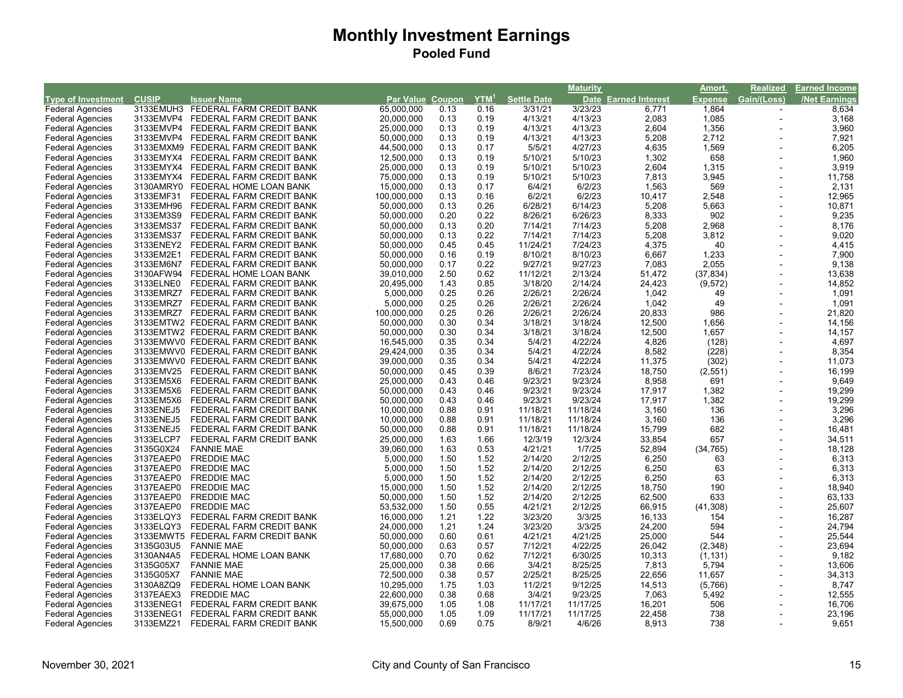# Monthly Investment Earnings

## Pooled Fund

| Type of Investment | CUSIP | Issuer Name | Par Value | Coupon | YTM[1] | Settle Date | Maturity Date | Earned Interest | Amort. Expense | Realized Gain/(Loss) | Earned Income /Net Earnings |
|---|---|---|---|---|---|---|---|---|---|---|---|
| Federal Agencies | 3133EMUH3 | FEDERAL FARM CREDIT BANK | 65,000,000 | 0.13 | 0.16 | 3/31/21 | 3/23/23 | 6,771 | 1,864 | - | 8,634 |
| Federal Agencies | 3133EMVP4 | FEDERAL FARM CREDIT BANK | 20,000,000 | 0.13 | 0.19 | 4/13/21 | 4/13/23 | 2,083 | 1,085 | - | 3,168 |
| Federal Agencies | 3133EMVP4 | FEDERAL FARM CREDIT BANK | 25,000,000 | 0.13 | 0.19 | 4/13/21 | 4/13/23 | 2,604 | 1,356 | - | 3,960 |
| Federal Agencies | 3133EMVP4 | FEDERAL FARM CREDIT BANK | 50,000,000 | 0.13 | 0.19 | 4/13/21 | 4/13/23 | 5,208 | 2,712 | - | 7,921 |
| Federal Agencies | 3133EMXM9 | FEDERAL FARM CREDIT BANK | 44,500,000 | 0.13 | 0.17 | 5/5/21 | 4/27/23 | 4,635 | 1,569 | - | 6,205 |
| Federal Agencies | 3133EMYX4 | FEDERAL FARM CREDIT BANK | 12,500,000 | 0.13 | 0.19 | 5/10/21 | 5/10/23 | 1,302 | 658 | - | 1,960 |
| Federal Agencies | 3133EMYX4 | FEDERAL FARM CREDIT BANK | 25,000,000 | 0.13 | 0.19 | 5/10/21 | 5/10/23 | 2,604 | 1,315 | - | 3,919 |
| Federal Agencies | 3133EMYX4 | FEDERAL FARM CREDIT BANK | 75,000,000 | 0.13 | 0.19 | 5/10/21 | 5/10/23 | 7,813 | 3,945 | - | 11,758 |
| Federal Agencies | 3130AMRY0 | FEDERAL HOME LOAN BANK | 15,000,000 | 0.13 | 0.17 | 6/4/21 | 6/2/23 | 1,563 | 569 | - | 2,131 |
| Federal Agencies | 3133EMF31 | FEDERAL FARM CREDIT BANK | 100,000,000 | 0.13 | 0.16 | 6/2/21 | 6/2/23 | 10,417 | 2,548 | - | 12,965 |
| Federal Agencies | 3133EMH96 | FEDERAL FARM CREDIT BANK | 50,000,000 | 0.13 | 0.26 | 6/28/21 | 6/14/23 | 5,208 | 5,663 | - | 10,871 |
| Federal Agencies | 3133EM3S9 | FEDERAL FARM CREDIT BANK | 50,000,000 | 0.20 | 0.22 | 8/26/21 | 6/26/23 | 8,333 | 902 | - | 9,235 |
| Federal Agencies | 3133EMS37 | FEDERAL FARM CREDIT BANK | 50,000,000 | 0.13 | 0.20 | 7/14/21 | 7/14/23 | 5,208 | 2,968 | - | 8,176 |
| Federal Agencies | 3133EMS37 | FEDERAL FARM CREDIT BANK | 50,000,000 | 0.13 | 0.22 | 7/14/21 | 7/14/23 | 5,208 | 3,812 | - | 9,020 |
| Federal Agencies | 3133ENEY2 | FEDERAL FARM CREDIT BANK | 50,000,000 | 0.45 | 0.45 | 11/24/21 | 7/24/23 | 4,375 | 40 | - | 4,415 |
| Federal Agencies | 3133EM2E1 | FEDERAL FARM CREDIT BANK | 50,000,000 | 0.16 | 0.19 | 8/10/21 | 8/10/23 | 6,667 | 1,233 | - | 7,900 |
| Federal Agencies | 3133EM6N7 | FEDERAL FARM CREDIT BANK | 50,000,000 | 0.17 | 0.22 | 9/27/21 | 9/27/23 | 7,083 | 2,055 | - | 9,138 |
| Federal Agencies | 3130AFW94 | FEDERAL HOME LOAN BANK | 39,010,000 | 2.50 | 0.62 | 11/12/21 | 2/13/24 | 51,472 | (37,834) | - | 13,638 |
| Federal Agencies | 3133ELNE0 | FEDERAL FARM CREDIT BANK | 20,495,000 | 1.43 | 0.85 | 3/18/20 | 2/14/24 | 24,423 | (9,572) | - | 14,852 |
| Federal Agencies | 3133EMRZ7 | FEDERAL FARM CREDIT BANK | 5,000,000 | 0.25 | 0.26 | 2/26/21 | 2/26/24 | 1,042 | 49 | - | 1,091 |
| Federal Agencies | 3133EMRZ7 | FEDERAL FARM CREDIT BANK | 5,000,000 | 0.25 | 0.26 | 2/26/21 | 2/26/24 | 1,042 | 49 | - | 1,091 |
| Federal Agencies | 3133EMRZ7 | FEDERAL FARM CREDIT BANK | 100,000,000 | 0.25 | 0.26 | 2/26/21 | 2/26/24 | 20,833 | 986 | - | 21,820 |
| Federal Agencies | 3133EMTW2 | FEDERAL FARM CREDIT BANK | 50,000,000 | 0.30 | 0.34 | 3/18/21 | 3/18/24 | 12,500 | 1,656 | - | 14,156 |
| Federal Agencies | 3133EMTW2 | FEDERAL FARM CREDIT BANK | 50,000,000 | 0.30 | 0.34 | 3/18/21 | 3/18/24 | 12,500 | 1,657 | - | 14,157 |
| Federal Agencies | 3133EMWV0 | FEDERAL FARM CREDIT BANK | 16,545,000 | 0.35 | 0.34 | 5/4/21 | 4/22/24 | 4,826 | (128) | - | 4,697 |
| Federal Agencies | 3133EMWV0 | FEDERAL FARM CREDIT BANK | 29,424,000 | 0.35 | 0.34 | 5/4/21 | 4/22/24 | 8,582 | (228) | - | 8,354 |
| Federal Agencies | 3133EMWV0 | FEDERAL FARM CREDIT BANK | 39,000,000 | 0.35 | 0.34 | 5/4/21 | 4/22/24 | 11,375 | (302) | - | 11,073 |
| Federal Agencies | 3133EMV25 | FEDERAL FARM CREDIT BANK | 50,000,000 | 0.45 | 0.39 | 8/6/21 | 7/23/24 | 18,750 | (2,551) | - | 16,199 |
| Federal Agencies | 3133EM5X6 | FEDERAL FARM CREDIT BANK | 25,000,000 | 0.43 | 0.46 | 9/23/21 | 9/23/24 | 8,958 | 691 | - | 9,649 |
| Federal Agencies | 3133EM5X6 | FEDERAL FARM CREDIT BANK | 50,000,000 | 0.43 | 0.46 | 9/23/21 | 9/23/24 | 17,917 | 1,382 | - | 19,299 |
| Federal Agencies | 3133EM5X6 | FEDERAL FARM CREDIT BANK | 50,000,000 | 0.43 | 0.46 | 9/23/21 | 9/23/24 | 17,917 | 1,382 | - | 19,299 |
| Federal Agencies | 3133ENEJ5 | FEDERAL FARM CREDIT BANK | 10,000,000 | 0.88 | 0.91 | 11/18/21 | 11/18/24 | 3,160 | 136 | - | 3,296 |
| Federal Agencies | 3133ENEJ5 | FEDERAL FARM CREDIT BANK | 10,000,000 | 0.88 | 0.91 | 11/18/21 | 11/18/24 | 3,160 | 136 | - | 3,296 |
| Federal Agencies | 3133ENEJ5 | FEDERAL FARM CREDIT BANK | 50,000,000 | 0.88 | 0.91 | 11/18/21 | 11/18/24 | 15,799 | 682 | - | 16,481 |
| Federal Agencies | 3133ELCP7 | FEDERAL FARM CREDIT BANK | 25,000,000 | 1.63 | 1.66 | 12/3/19 | 12/3/24 | 33,854 | 657 | - | 34,511 |
| Federal Agencies | 3135G0X24 | FANNIE MAE | 39,060,000 | 1.63 | 0.53 | 4/21/21 | 1/7/25 | 52,894 | (34,765) | - | 18,128 |
| Federal Agencies | 3137EAEP0 | FREDDIE MAC | 5,000,000 | 1.50 | 1.52 | 2/14/20 | 2/12/25 | 6,250 | 63 | - | 6,313 |
| Federal Agencies | 3137EAEP0 | FREDDIE MAC | 5,000,000 | 1.50 | 1.52 | 2/14/20 | 2/12/25 | 6,250 | 63 | - | 6,313 |
| Federal Agencies | 3137EAEP0 | FREDDIE MAC | 5,000,000 | 1.50 | 1.52 | 2/14/20 | 2/12/25 | 6,250 | 63 | - | 6,313 |
| Federal Agencies | 3137EAEP0 | FREDDIE MAC | 15,000,000 | 1.50 | 1.52 | 2/14/20 | 2/12/25 | 18,750 | 190 | - | 18,940 |
| Federal Agencies | 3137EAEP0 | FREDDIE MAC | 50,000,000 | 1.50 | 1.52 | 2/14/20 | 2/12/25 | 62,500 | 633 | - | 63,133 |
| Federal Agencies | 3137EAEP0 | FREDDIE MAC | 53,532,000 | 1.50 | 0.55 | 4/21/21 | 2/12/25 | 66,915 | (41,308) | - | 25,607 |
| Federal Agencies | 3133ELQY3 | FEDERAL FARM CREDIT BANK | 16,000,000 | 1.21 | 1.22 | 3/23/20 | 3/3/25 | 16,133 | 154 | - | 16,287 |
| Federal Agencies | 3133ELQY3 | FEDERAL FARM CREDIT BANK | 24,000,000 | 1.21 | 1.24 | 3/23/20 | 3/3/25 | 24,200 | 594 | - | 24,794 |
| Federal Agencies | 3133EMWT5 | FEDERAL FARM CREDIT BANK | 50,000,000 | 0.60 | 0.61 | 4/21/21 | 4/21/25 | 25,000 | 544 | - | 25,544 |
| Federal Agencies | 3135G03U5 | FANNIE MAE | 50,000,000 | 0.63 | 0.57 | 7/12/21 | 4/22/25 | 26,042 | (2,348) | - | 23,694 |
| Federal Agencies | 3130AN4A5 | FEDERAL HOME LOAN BANK | 17,680,000 | 0.70 | 0.62 | 7/12/21 | 6/30/25 | 10,313 | (1,131) | - | 9,182 |
| Federal Agencies | 3135G05X7 | FANNIE MAE | 25,000,000 | 0.38 | 0.66 | 3/4/21 | 8/25/25 | 7,813 | 5,794 | - | 13,606 |
| Federal Agencies | 3135G05X7 | FANNIE MAE | 72,500,000 | 0.38 | 0.57 | 2/25/21 | 8/25/25 | 22,656 | 11,657 | - | 34,313 |
| Federal Agencies | 3130A8ZQ9 | FEDERAL HOME LOAN BANK | 10,295,000 | 1.75 | 1.03 | 11/2/21 | 9/12/25 | 14,513 | (5,766) | - | 8,747 |
| Federal Agencies | 3137EAEX3 | FREDDIE MAC | 22,600,000 | 0.38 | 0.68 | 3/4/21 | 9/23/25 | 7,063 | 5,492 | - | 12,555 |
| Federal Agencies | 3133ENEG1 | FEDERAL FARM CREDIT BANK | 39,675,000 | 1.05 | 1.08 | 11/17/21 | 11/17/25 | 16,201 | 506 | - | 16,706 |
| Federal Agencies | 3133ENEG1 | FEDERAL FARM CREDIT BANK | 55,000,000 | 1.05 | 1.09 | 11/17/21 | 11/17/25 | 22,458 | 738 | - | 23,196 |
| Federal Agencies | 3133EMZ21 | FEDERAL FARM CREDIT BANK | 15,500,000 | 0.69 | 0.75 | 8/9/21 | 4/6/26 | 8,913 | 738 | - | 9,651 |

November 30, 2021 City and County of San Francisco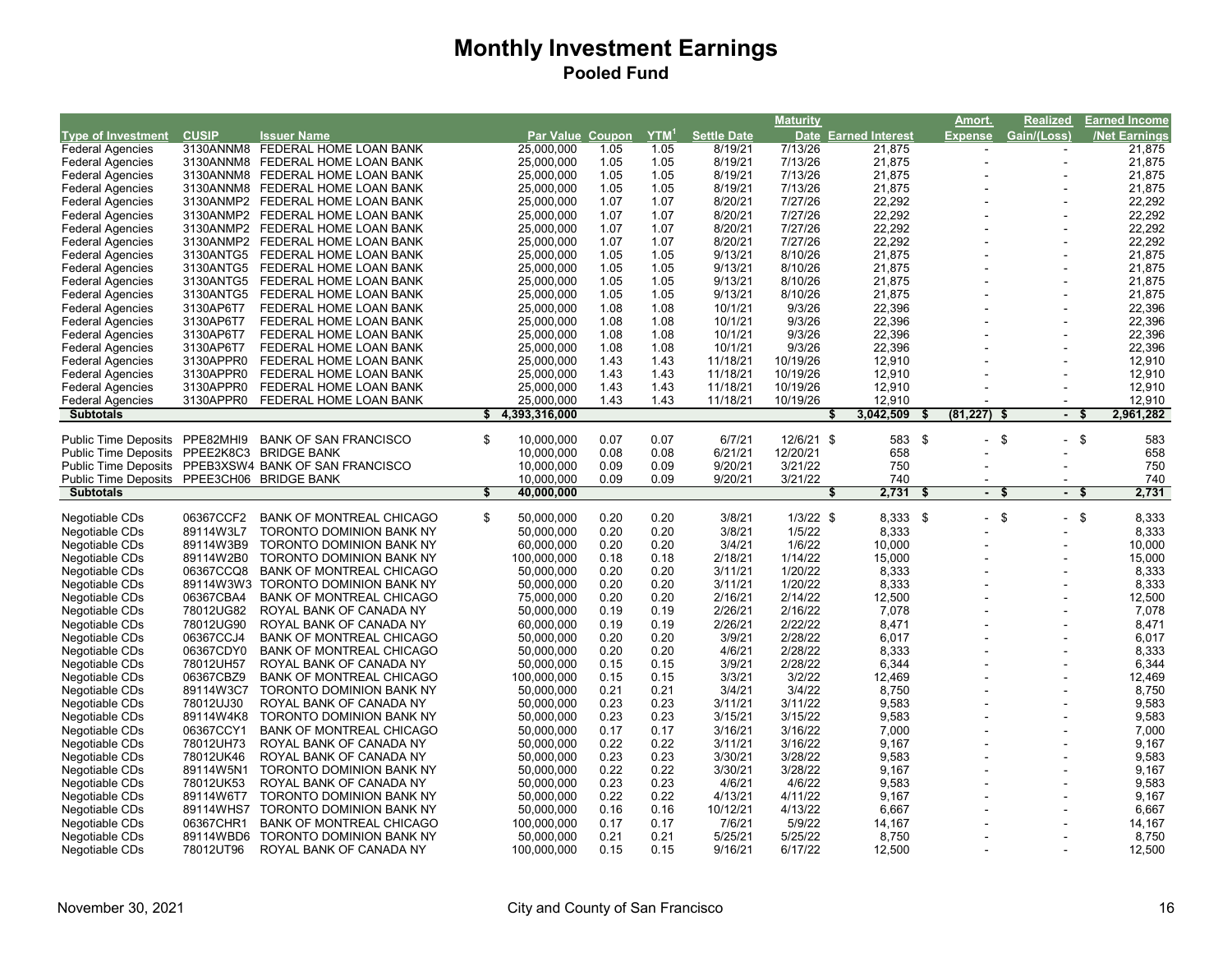# Monthly Investment Earnings

## Pooled Fund

| Type of Investment | CUSIP | Issuer Name | Par Value | Coupon | YTM[1] | Settle Date | Maturity Date | Earned Interest | Amort. Expense | Realized Gain/(Loss) | Earned Income /Net Earnings |
|---|---|---|---|---|---|---|---|---|---|---|---|
| Federal Agencies | 3130ANNM8 | FEDERAL HOME LOAN BANK | 25,000,000 | 1.05 | 1.05 | 8/19/21 | 7/13/26 | 21,875 | - | - | 21,875 |
| Federal Agencies | 3130ANNM8 | FEDERAL HOME LOAN BANK | 25,000,000 | 1.05 | 1.05 | 8/19/21 | 7/13/26 | 21,875 | - | - | 21,875 |
| Federal Agencies | 3130ANNM8 | FEDERAL HOME LOAN BANK | 25,000,000 | 1.05 | 1.05 | 8/19/21 | 7/13/26 | 21,875 | - | - | 21,875 |
| Federal Agencies | 3130ANNM8 | FEDERAL HOME LOAN BANK | 25,000,000 | 1.05 | 1.05 | 8/19/21 | 7/13/26 | 21,875 | - | - | 21,875 |
| Federal Agencies | 3130ANMP2 | FEDERAL HOME LOAN BANK | 25,000,000 | 1.07 | 1.07 | 8/20/21 | 7/27/26 | 22,292 | - | - | 22,292 |
| Federal Agencies | 3130ANMP2 | FEDERAL HOME LOAN BANK | 25,000,000 | 1.07 | 1.07 | 8/20/21 | 7/27/26 | 22,292 | - | - | 22,292 |
| Federal Agencies | 3130ANMP2 | FEDERAL HOME LOAN BANK | 25,000,000 | 1.07 | 1.07 | 8/20/21 | 7/27/26 | 22,292 | - | - | 22,292 |
| Federal Agencies | 3130ANMP2 | FEDERAL HOME LOAN BANK | 25,000,000 | 1.07 | 1.07 | 8/20/21 | 7/27/26 | 22,292 | - | - | 22,292 |
| Federal Agencies | 3130ANTG5 | FEDERAL HOME LOAN BANK | 25,000,000 | 1.05 | 1.05 | 9/13/21 | 8/10/26 | 21,875 | - | - | 21,875 |
| Federal Agencies | 3130ANTG5 | FEDERAL HOME LOAN BANK | 25,000,000 | 1.05 | 1.05 | 9/13/21 | 8/10/26 | 21,875 | - | - | 21,875 |
| Federal Agencies | 3130ANTG5 | FEDERAL HOME LOAN BANK | 25,000,000 | 1.05 | 1.05 | 9/13/21 | 8/10/26 | 21,875 | - | - | 21,875 |
| Federal Agencies | 3130ANTG5 | FEDERAL HOME LOAN BANK | 25,000,000 | 1.05 | 1.05 | 9/13/21 | 8/10/26 | 21,875 | - | - | 21,875 |
| Federal Agencies | 3130AP6T7 | FEDERAL HOME LOAN BANK | 25,000,000 | 1.08 | 1.08 | 10/1/21 | 9/3/26 | 22,396 | - | - | 22,396 |
| Federal Agencies | 3130AP6T7 | FEDERAL HOME LOAN BANK | 25,000,000 | 1.08 | 1.08 | 10/1/21 | 9/3/26 | 22,396 | - | - | 22,396 |
| Federal Agencies | 3130AP6T7 | FEDERAL HOME LOAN BANK | 25,000,000 | 1.08 | 1.08 | 10/1/21 | 9/3/26 | 22,396 | - | - | 22,396 |
| Federal Agencies | 3130AP6T7 | FEDERAL HOME LOAN BANK | 25,000,000 | 1.08 | 1.08 | 10/1/21 | 9/3/26 | 22,396 | - | - | 22,396 |
| Federal Agencies | 3130APPR0 | FEDERAL HOME LOAN BANK | 25,000,000 | 1.43 | 1.43 | 11/18/21 | 10/19/26 | 12,910 | - | - | 12,910 |
| Federal Agencies | 3130APPR0 | FEDERAL HOME LOAN BANK | 25,000,000 | 1.43 | 1.43 | 11/18/21 | 10/19/26 | 12,910 | - | - | 12,910 |
| Federal Agencies | 3130APPR0 | FEDERAL HOME LOAN BANK | 25,000,000 | 1.43 | 1.43 | 11/18/21 | 10/19/26 | 12,910 | - | - | 12,910 |
| Federal Agencies | 3130APPR0 | FEDERAL HOME LOAN BANK | 25,000,000 | 1.43 | 1.43 | 11/18/21 | 10/19/26 | 12,910 | - | - | 12,910 |
| **Subtotals** | | | **$ 4,393,316,000** | | | | | **$ 3,042,509** | **$ (81,227)** | **$ -** | **$ 2,961,282** |
| | | | | | | | | | | | |
| Public Time Deposits | PPE82MHI9 | BANK OF SAN FRANCISCO | $ 10,000,000 | 0.07 | 0.07 | 6/7/21 | 12/6/21 | $ 583 | $ - | $ - | $ 583 |
| Public Time Deposits | PPEE2K8C3 | BRIDGE BANK | 10,000,000 | 0.08 | 0.08 | 6/21/21 | 12/20/21 | 658 | - | - | 658 |
| Public Time Deposits | PPEB3XSW4 | BANK OF SAN FRANCISCO | 10,000,000 | 0.09 | 0.09 | 9/20/21 | 3/21/22 | 750 | - | - | 750 |
| Public Time Deposits | PPEE3CH06 | BRIDGE BANK | 10,000,000 | 0.09 | 0.09 | 9/20/21 | 3/21/22 | 740 | - | - | 740 |
| **Subtotals** | | | **$ 40,000,000** | | | | | **$ 2,731** | **$ -** | **$ -** | **$ 2,731** |
| | | | | | | | | | | | |
| Negotiable CDs | 06367CCF2 | BANK OF MONTREAL CHICAGO | $ 50,000,000 | 0.20 | 0.20 | 3/8/21 | 1/3/22 | $ 8,333 | $ - | $ - | $ 8,333 |
| Negotiable CDs | 89114W3L7 | TORONTO DOMINION BANK NY | 50,000,000 | 0.20 | 0.20 | 3/8/21 | 1/5/22 | 8,333 | - | - | 8,333 |
| Negotiable CDs | 89114W3B9 | TORONTO DOMINION BANK NY | 60,000,000 | 0.20 | 0.20 | 3/4/21 | 1/6/22 | 10,000 | - | - | 10,000 |
| Negotiable CDs | 89114W2B0 | TORONTO DOMINION BANK NY | 100,000,000 | 0.18 | 0.18 | 2/18/21 | 1/14/22 | 15,000 | - | - | 15,000 |
| Negotiable CDs | 06367CCQ8 | BANK OF MONTREAL CHICAGO | 50,000,000 | 0.20 | 0.20 | 3/11/21 | 1/20/22 | 8,333 | - | - | 8,333 |
| Negotiable CDs | 89114W3W3 | TORONTO DOMINION BANK NY | 50,000,000 | 0.20 | 0.20 | 3/11/21 | 1/20/22 | 8,333 | - | - | 8,333 |
| Negotiable CDs | 06367CBA4 | BANK OF MONTREAL CHICAGO | 75,000,000 | 0.20 | 0.20 | 2/16/21 | 2/14/22 | 12,500 | - | - | 12,500 |
| Negotiable CDs | 78012UG82 | ROYAL BANK OF CANADA NY | 50,000,000 | 0.19 | 0.19 | 2/26/21 | 2/16/22 | 7,078 | - | - | 7,078 |
| Negotiable CDs | 78012UG90 | ROYAL BANK OF CANADA NY | 60,000,000 | 0.19 | 0.19 | 2/26/21 | 2/22/22 | 8,471 | - | - | 8,471 |
| Negotiable CDs | 06367CCJ4 | BANK OF MONTREAL CHICAGO | 50,000,000 | 0.20 | 0.20 | 3/9/21 | 2/28/22 | 6,017 | - | - | 6,017 |
| Negotiable CDs | 06367CDY0 | BANK OF MONTREAL CHICAGO | 50,000,000 | 0.20 | 0.20 | 4/6/21 | 2/28/22 | 8,333 | - | - | 8,333 |
| Negotiable CDs | 78012UH57 | ROYAL BANK OF CANADA NY | 50,000,000 | 0.15 | 0.15 | 3/9/21 | 2/28/22 | 6,344 | - | - | 6,344 |
| Negotiable CDs | 06367CBZ9 | BANK OF MONTREAL CHICAGO | 100,000,000 | 0.15 | 0.15 | 3/3/21 | 3/2/22 | 12,469 | - | - | 12,469 |
| Negotiable CDs | 89114W3C7 | TORONTO DOMINION BANK NY | 50,000,000 | 0.21 | 0.21 | 3/4/21 | 3/4/22 | 8,750 | - | - | 8,750 |
| Negotiable CDs | 78012UJ30 | ROYAL BANK OF CANADA NY | 50,000,000 | 0.23 | 0.23 | 3/11/21 | 3/11/22 | 9,583 | - | - | 9,583 |
| Negotiable CDs | 89114W4K8 | TORONTO DOMINION BANK NY | 50,000,000 | 0.23 | 0.23 | 3/15/21 | 3/15/22 | 9,583 | - | - | 9,583 |
| Negotiable CDs | 06367CCY1 | BANK OF MONTREAL CHICAGO | 50,000,000 | 0.17 | 0.17 | 3/16/21 | 3/16/22 | 7,000 | - | - | 7,000 |
| Negotiable CDs | 78012UH73 | ROYAL BANK OF CANADA NY | 50,000,000 | 0.22 | 0.22 | 3/11/21 | 3/16/22 | 9,167 | - | - | 9,167 |
| Negotiable CDs | 78012UK46 | ROYAL BANK OF CANADA NY | 50,000,000 | 0.23 | 0.23 | 3/30/21 | 3/28/22 | 9,583 | - | - | 9,583 |
| Negotiable CDs | 89114W5N1 | TORONTO DOMINION BANK NY | 50,000,000 | 0.22 | 0.22 | 3/30/21 | 3/28/22 | 9,167 | - | - | 9,167 |
| Negotiable CDs | 78012UK53 | ROYAL BANK OF CANADA NY | 50,000,000 | 0.23 | 0.23 | 4/6/21 | 4/6/22 | 9,583 | - | - | 9,583 |
| Negotiable CDs | 89114W6T7 | TORONTO DOMINION BANK NY | 50,000,000 | 0.22 | 0.22 | 4/13/21 | 4/11/22 | 9,167 | - | - | 9,167 |
| Negotiable CDs | 89114WHS7 | TORONTO DOMINION BANK NY | 50,000,000 | 0.16 | 0.16 | 10/12/21 | 4/13/22 | 6,667 | - | - | 6,667 |
| Negotiable CDs | 06367CHR1 | BANK OF MONTREAL CHICAGO | 100,000,000 | 0.17 | 0.17 | 7/6/21 | 5/9/22 | 14,167 | - | - | 14,167 |
| Negotiable CDs | 89114WBD6 | TORONTO DOMINION BANK NY | 50,000,000 | 0.21 | 0.21 | 5/25/21 | 5/25/22 | 8,750 | - | - | 8,750 |
| Negotiable CDs | 78012UT96 | ROYAL BANK OF CANADA NY | 100,000,000 | 0.15 | 0.15 | 9/16/21 | 6/17/22 | 12,500 | - | - | 12,500 |

November 30, 2021 — City and County of San Francisco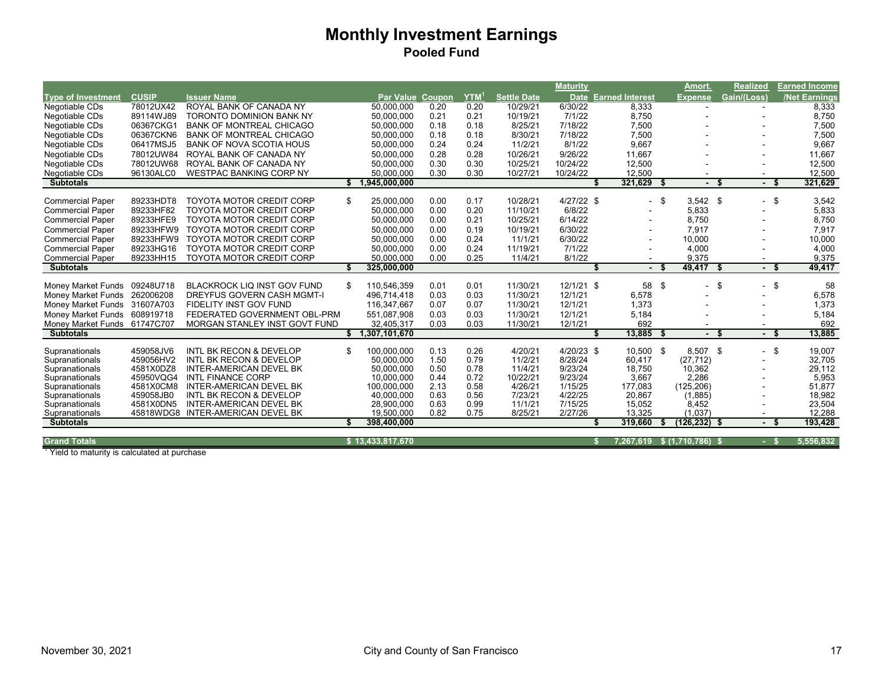# Monthly Investment Earnings

## Pooled Fund

| Type of Investment | CUSIP | Issuer Name | Par Value | Coupon | YTM[1] | Settle Date | Maturity Date | Earned Interest | Amort. Expense | Realized Gain/(Loss) | Earned Income /Net Earnings |
|---|---|---|---|---|---|---|---|---|---|---|---|
| Negotiable CDs | 78012UX42 | ROYAL BANK OF CANADA NY | 50,000,000 | 0.20 | 0.20 | 10/29/21 | 6/30/22 | 8,333 | - | - | 8,333 |
| Negotiable CDs | 89114WJ89 | TORONTO DOMINION BANK NY | 50,000,000 | 0.21 | 0.21 | 10/19/21 | 7/1/22 | 8,750 | - | - | 8,750 |
| Negotiable CDs | 06367CKG1 | BANK OF MONTREAL CHICAGO | 50,000,000 | 0.18 | 0.18 | 8/25/21 | 7/18/22 | 7,500 | - | - | 7,500 |
| Negotiable CDs | 06367CKN6 | BANK OF MONTREAL CHICAGO | 50,000,000 | 0.18 | 0.18 | 8/30/21 | 7/18/22 | 7,500 | - | - | 7,500 |
| Negotiable CDs | 06417MSJ5 | BANK OF NOVA SCOTIA HOUS | 50,000,000 | 0.24 | 0.24 | 11/2/21 | 8/1/22 | 9,667 | - | - | 9,667 |
| Negotiable CDs | 78012UW84 | ROYAL BANK OF CANADA NY | 50,000,000 | 0.28 | 0.28 | 10/26/21 | 9/26/22 | 11,667 | - | - | 11,667 |
| Negotiable CDs | 78012UW68 | ROYAL BANK OF CANADA NY | 50,000,000 | 0.30 | 0.30 | 10/25/21 | 10/24/22 | 12,500 | - | - | 12,500 |
| Negotiable CDs | 96130ALC0 | WESTPAC BANKING CORP NY | 50,000,000 | 0.30 | 0.30 | 10/27/21 | 10/24/22 | 12,500 | - | - | 12,500 |
| **Subtotals** | | | **$ 1,945,000,000** | | | | | **$ 321,629** | **$ -** | **$ -** | **$ 321,629** |
| Commercial Paper | 89233HDT8 | TOYOTA MOTOR CREDIT CORP | $ 25,000,000 | 0.00 | 0.17 | 10/28/21 | 4/27/22 | $ - | $ 3,542 | $ - | $ 3,542 |
| Commercial Paper | 89233HF82 | TOYOTA MOTOR CREDIT CORP | 50,000,000 | 0.00 | 0.20 | 11/10/21 | 6/8/22 | - | 5,833 | - | 5,833 |
| Commercial Paper | 89233HFE9 | TOYOTA MOTOR CREDIT CORP | 50,000,000 | 0.00 | 0.21 | 10/25/21 | 6/14/22 | - | 8,750 | - | 8,750 |
| Commercial Paper | 89233HFW9 | TOYOTA MOTOR CREDIT CORP | 50,000,000 | 0.00 | 0.19 | 10/19/21 | 6/30/22 | - | 7,917 | - | 7,917 |
| Commercial Paper | 89233HFW9 | TOYOTA MOTOR CREDIT CORP | 50,000,000 | 0.00 | 0.24 | 11/1/21 | 6/30/22 | - | 10,000 | - | 10,000 |
| Commercial Paper | 89233HG16 | TOYOTA MOTOR CREDIT CORP | 50,000,000 | 0.00 | 0.24 | 11/19/21 | 7/1/22 | - | 4,000 | - | 4,000 |
| Commercial Paper | 89233HH15 | TOYOTA MOTOR CREDIT CORP | 50,000,000 | 0.00 | 0.25 | 11/4/21 | 8/1/22 | - | 9,375 | - | 9,375 |
| **Subtotals** | | | **$ 325,000,000** | | | | | **$ -** | **$ 49,417** | **$ -** | **$ 49,417** |
| Money Market Funds | 09248U718 | BLACKROCK LIQ INST GOV FUND | $ 110,546,359 | 0.01 | 0.01 | 11/30/21 | 12/1/21 | $ 58 | $ - | $ - | $ 58 |
| Money Market Funds | 262006208 | DREYFUS GOVERN CASH MGMT-I | 496,714,418 | 0.03 | 0.03 | 11/30/21 | 12/1/21 | 6,578 | - | - | 6,578 |
| Money Market Funds | 31607A703 | FIDELITY INST GOV FUND | 116,347,667 | 0.07 | 0.07 | 11/30/21 | 12/1/21 | 1,373 | - | - | 1,373 |
| Money Market Funds | 608919718 | FEDERATED GOVERNMENT OBL-PRM | 551,087,908 | 0.03 | 0.03 | 11/30/21 | 12/1/21 | 5,184 | - | - | 5,184 |
| Money Market Funds | 61747C707 | MORGAN STANLEY INST GOVT FUND | 32,405,317 | 0.03 | 0.03 | 11/30/21 | 12/1/21 | 692 | - | - | 692 |
| **Subtotals** | | | **$ 1,307,101,670** | | | | | **$ 13,885** | **$ -** | **$ -** | **$ 13,885** |
| Supranationals | 459058JV6 | INTL BK RECON & DEVELOP | $ 100,000,000 | 0.13 | 0.26 | 4/20/21 | 4/20/23 | $ 10,500 | $ 8,507 | $ - | $ 19,007 |
| Supranationals | 459056HV2 | INTL BK RECON & DEVELOP | 50,000,000 | 1.50 | 0.79 | 11/2/21 | 8/28/24 | 60,417 | (27,712) | - | 32,705 |
| Supranationals | 4581X0DZ8 | INTER-AMERICAN DEVEL BK | 50,000,000 | 0.50 | 0.78 | 11/4/21 | 9/23/24 | 18,750 | 10,362 | - | 29,112 |
| Supranationals | 45950VQG4 | INTL FINANCE CORP | 10,000,000 | 0.44 | 0.72 | 10/22/21 | 9/23/24 | 3,667 | 2,286 | - | 5,953 |
| Supranationals | 4581X0CM8 | INTER-AMERICAN DEVEL BK | 100,000,000 | 2.13 | 0.58 | 4/26/21 | 1/15/25 | 177,083 | (125,206) | - | 51,877 |
| Supranationals | 459058JB0 | INTL BK RECON & DEVELOP | 40,000,000 | 0.63 | 0.56 | 7/23/21 | 4/22/25 | 20,867 | (1,885) | - | 18,982 |
| Supranationals | 4581X0DN5 | INTER-AMERICAN DEVEL BK | 28,900,000 | 0.63 | 0.99 | 11/1/21 | 7/15/25 | 15,052 | 8,452 | - | 23,504 |
| Supranationals | 45818WDG8 | INTER-AMERICAN DEVEL BK | 19,500,000 | 0.82 | 0.75 | 8/25/21 | 2/27/26 | 13,325 | (1,037) | - | 12,288 |
| **Subtotals** | | | **$ 398,400,000** | | | | | **$ 319,660** | **$ (126,232)** | **$ -** | **$ 193,428** |
| **Grand Totals** | | | **$ 13,433,817,670** | | | | | **$ 7,267,619** | **$ (1,710,786)** | **$ -** | **$ 5,556,832** |

[1] Yield to maturity is calculated at purchase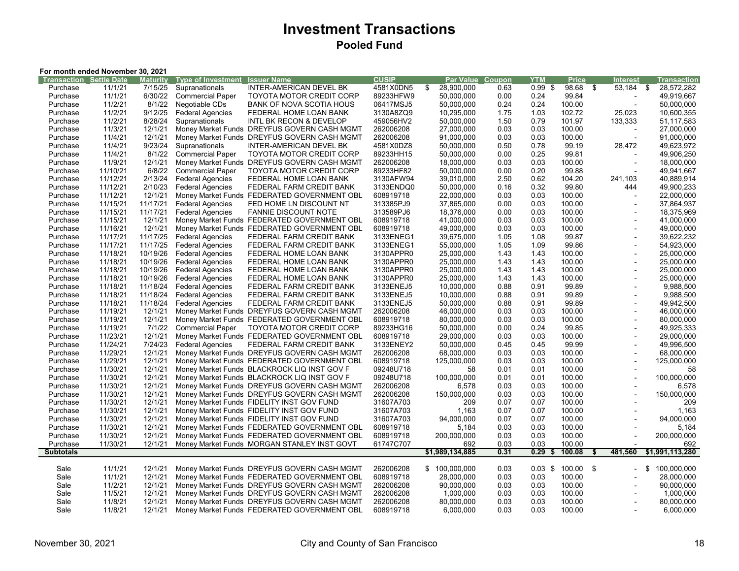# Investment Transactions

## Pooled Fund

**For month ended November 30, 2021**

| Transaction | Settle Date | Maturity | Type of Investment | Issuer Name | CUSIP | Par Value | Coupon | YTM | Price | Interest | Transaction |
|---|---|---|---|---|---|---|---|---|---|---|---|
| Purchase | 11/1/21 | 7/15/25 | Supranationals | INTER-AMERICAN DEVEL BK | 4581X0DN5 | $ 28,900,000 | 0.63 | 0.99 | $ 98.68 | $ 53,184 | $ 28,572,282 |
| Purchase | 11/1/21 | 6/30/22 | Commercial Paper | TOYOTA MOTOR CREDIT CORP | 89233HFW9 | 50,000,000 | 0.00 | 0.24 | 99.84 | - | 49,919,667 |
| Purchase | 11/2/21 | 8/1/22 | Negotiable CDs | BANK OF NOVA SCOTIA HOUS | 06417MSJ5 | 50,000,000 | 0.24 | 0.24 | 100.00 | - | 50,000,000 |
| Purchase | 11/2/21 | 9/12/25 | Federal Agencies | FEDERAL HOME LOAN BANK | 3130A8ZQ9 | 10,295,000 | 1.75 | 1.03 | 102.72 | 25,023 | 10,600,355 |
| Purchase | 11/2/21 | 8/28/24 | Supranationals | INTL BK RECON & DEVELOP | 459056HV2 | 50,000,000 | 1.50 | 0.79 | 101.97 | 133,333 | 51,117,583 |
| Purchase | 11/3/21 | 12/1/21 | Money Market Funds | DREYFUS GOVERN CASH MGMT | 262006208 | 27,000,000 | 0.03 | 0.03 | 100.00 | - | 27,000,000 |
| Purchase | 11/4/21 | 12/1/21 | Money Market Funds | DREYFUS GOVERN CASH MGMT | 262006208 | 91,000,000 | 0.03 | 0.03 | 100.00 | - | 91,000,000 |
| Purchase | 11/4/21 | 9/23/24 | Supranationals | INTER-AMERICAN DEVEL BK | 4581X0DZ8 | 50,000,000 | 0.50 | 0.78 | 99.19 | 28,472 | 49,623,972 |
| Purchase | 11/4/21 | 8/1/22 | Commercial Paper | TOYOTA MOTOR CREDIT CORP | 89233HH15 | 50,000,000 | 0.00 | 0.25 | 99.81 | - | 49,906,250 |
| Purchase | 11/9/21 | 12/1/21 | Money Market Funds | DREYFUS GOVERN CASH MGMT | 262006208 | 18,000,000 | 0.03 | 0.03 | 100.00 | - | 18,000,000 |
| Purchase | 11/10/21 | 6/8/22 | Commercial Paper | TOYOTA MOTOR CREDIT CORP | 89233HF82 | 50,000,000 | 0.00 | 0.20 | 99.88 | - | 49,941,667 |
| Purchase | 11/12/21 | 2/13/24 | Federal Agencies | FEDERAL HOME LOAN BANK | 3130AFW94 | 39,010,000 | 2.50 | 0.62 | 104.20 | 241,103 | 40,889,914 |
| Purchase | 11/12/21 | 2/10/23 | Federal Agencies | FEDERAL FARM CREDIT BANK | 3133ENDQ0 | 50,000,000 | 0.16 | 0.32 | 99.80 | 444 | 49,900,233 |
| Purchase | 11/12/21 | 12/1/21 | Money Market Funds | FEDERATED GOVERNMENT OBL | 608919718 | 22,000,000 | 0.03 | 0.03 | 100.00 | - | 22,000,000 |
| Purchase | 11/15/21 | 11/17/21 | Federal Agencies | FED HOME LN DISCOUNT NT | 313385PJ9 | 37,865,000 | 0.00 | 0.03 | 100.00 | - | 37,864,937 |
| Purchase | 11/15/21 | 11/17/21 | Federal Agencies | FANNIE DISCOUNT NOTE | 313589PJ6 | 18,376,000 | 0.00 | 0.03 | 100.00 | - | 18,375,969 |
| Purchase | 11/15/21 | 12/1/21 | Money Market Funds | FEDERATED GOVERNMENT OBL | 608919718 | 41,000,000 | 0.03 | 0.03 | 100.00 | - | 41,000,000 |
| Purchase | 11/16/21 | 12/1/21 | Money Market Funds | FEDERATED GOVERNMENT OBL | 608919718 | 49,000,000 | 0.03 | 0.03 | 100.00 | - | 49,000,000 |
| Purchase | 11/17/21 | 11/17/25 | Federal Agencies | FEDERAL FARM CREDIT BANK | 3133ENEG1 | 39,675,000 | 1.05 | 1.08 | 99.87 | - | 39,622,232 |
| Purchase | 11/17/21 | 11/17/25 | Federal Agencies | FEDERAL FARM CREDIT BANK | 3133ENEG1 | 55,000,000 | 1.05 | 1.09 | 99.86 | - | 54,923,000 |
| Purchase | 11/18/21 | 10/19/26 | Federal Agencies | FEDERAL HOME LOAN BANK | 3130APPR0 | 25,000,000 | 1.43 | 1.43 | 100.00 | - | 25,000,000 |
| Purchase | 11/18/21 | 10/19/26 | Federal Agencies | FEDERAL HOME LOAN BANK | 3130APPR0 | 25,000,000 | 1.43 | 1.43 | 100.00 | - | 25,000,000 |
| Purchase | 11/18/21 | 10/19/26 | Federal Agencies | FEDERAL HOME LOAN BANK | 3130APPR0 | 25,000,000 | 1.43 | 1.43 | 100.00 | - | 25,000,000 |
| Purchase | 11/18/21 | 10/19/26 | Federal Agencies | FEDERAL HOME LOAN BANK | 3130APPR0 | 25,000,000 | 1.43 | 1.43 | 100.00 | - | 25,000,000 |
| Purchase | 11/18/21 | 11/18/24 | Federal Agencies | FEDERAL FARM CREDIT BANK | 3133ENEJ5 | 10,000,000 | 0.88 | 0.91 | 99.89 | - | 9,988,500 |
| Purchase | 11/18/21 | 11/18/24 | Federal Agencies | FEDERAL FARM CREDIT BANK | 3133ENEJ5 | 10,000,000 | 0.88 | 0.91 | 99.89 | - | 9,988,500 |
| Purchase | 11/18/21 | 11/18/24 | Federal Agencies | FEDERAL FARM CREDIT BANK | 3133ENEJ5 | 50,000,000 | 0.88 | 0.91 | 99.89 | - | 49,942,500 |
| Purchase | 11/19/21 | 12/1/21 | Money Market Funds | DREYFUS GOVERN CASH MGMT | 262006208 | 46,000,000 | 0.03 | 0.03 | 100.00 | - | 46,000,000 |
| Purchase | 11/19/21 | 12/1/21 | Money Market Funds | FEDERATED GOVERNMENT OBL | 608919718 | 80,000,000 | 0.03 | 0.03 | 100.00 | - | 80,000,000 |
| Purchase | 11/19/21 | 7/1/22 | Commercial Paper | TOYOTA MOTOR CREDIT CORP | 89233HG16 | 50,000,000 | 0.00 | 0.24 | 99.85 | - | 49,925,333 |
| Purchase | 11/23/21 | 12/1/21 | Money Market Funds | FEDERATED GOVERNMENT OBL | 608919718 | 29,000,000 | 0.03 | 0.03 | 100.00 | - | 29,000,000 |
| Purchase | 11/24/21 | 7/24/23 | Federal Agencies | FEDERAL FARM CREDIT BANK | 3133ENEY2 | 50,000,000 | 0.45 | 0.45 | 99.99 | - | 49,996,500 |
| Purchase | 11/29/21 | 12/1/21 | Money Market Funds | DREYFUS GOVERN CASH MGMT | 262006208 | 68,000,000 | 0.03 | 0.03 | 100.00 | - | 68,000,000 |
| Purchase | 11/29/21 | 12/1/21 | Money Market Funds | FEDERATED GOVERNMENT OBL | 608919718 | 125,000,000 | 0.03 | 0.03 | 100.00 | - | 125,000,000 |
| Purchase | 11/30/21 | 12/1/21 | Money Market Funds | BLACKROCK LIQ INST GOV F | 09248U718 | 58 | 0.01 | 0.01 | 100.00 | - | 58 |
| Purchase | 11/30/21 | 12/1/21 | Money Market Funds | BLACKROCK LIQ INST GOV F | 09248U718 | 100,000,000 | 0.01 | 0.01 | 100.00 | - | 100,000,000 |
| Purchase | 11/30/21 | 12/1/21 | Money Market Funds | DREYFUS GOVERN CASH MGMT | 262006208 | 6,578 | 0.03 | 0.03 | 100.00 | - | 6,578 |
| Purchase | 11/30/21 | 12/1/21 | Money Market Funds | DREYFUS GOVERN CASH MGMT | 262006208 | 150,000,000 | 0.03 | 0.03 | 100.00 | - | 150,000,000 |
| Purchase | 11/30/21 | 12/1/21 | Money Market Funds | FIDELITY INST GOV FUND | 31607A703 | 209 | 0.07 | 0.07 | 100.00 | - | 209 |
| Purchase | 11/30/21 | 12/1/21 | Money Market Funds | FIDELITY INST GOV FUND | 31607A703 | 1,163 | 0.07 | 0.07 | 100.00 | - | 1,163 |
| Purchase | 11/30/21 | 12/1/21 | Money Market Funds | FIDELITY INST GOV FUND | 31607A703 | 94,000,000 | 0.07 | 0.07 | 100.00 | - | 94,000,000 |
| Purchase | 11/30/21 | 12/1/21 | Money Market Funds | FEDERATED GOVERNMENT OBL | 608919718 | 5,184 | 0.03 | 0.03 | 100.00 | - | 5,184 |
| Purchase | 11/30/21 | 12/1/21 | Money Market Funds | FEDERATED GOVERNMENT OBL | 608919718 | 200,000,000 | 0.03 | 0.03 | 100.00 | - | 200,000,000 |
| Purchase | 11/30/21 | 12/1/21 | Money Market Funds | MORGAN STANLEY INST GOVT | 61747C707 | 692 | 0.03 | 0.03 | 100.00 | - | 692 |
| **Subtotals** | | | | | | **$1,989,134,885** | **0.31** | **0.29** | **$ 100.08** | **$ 481,560** | **$1,991,113,280** |
| | | | | | | | | | | | |
| Sale | 11/1/21 | 12/1/21 | Money Market Funds | DREYFUS GOVERN CASH MGMT | 262006208 | $ 100,000,000 | 0.03 | 0.03 | $ 100.00 | $ - | $ 100,000,000 |
| Sale | 11/1/21 | 12/1/21 | Money Market Funds | FEDERATED GOVERNMENT OBL | 608919718 | 28,000,000 | 0.03 | 0.03 | 100.00 | - | 28,000,000 |
| Sale | 11/2/21 | 12/1/21 | Money Market Funds | DREYFUS GOVERN CASH MGMT | 262006208 | 90,000,000 | 0.03 | 0.03 | 100.00 | - | 90,000,000 |
| Sale | 11/5/21 | 12/1/21 | Money Market Funds | DREYFUS GOVERN CASH MGMT | 262006208 | 1,000,000 | 0.03 | 0.03 | 100.00 | - | 1,000,000 |
| Sale | 11/8/21 | 12/1/21 | Money Market Funds | DREYFUS GOVERN CASH MGMT | 262006208 | 80,000,000 | 0.03 | 0.03 | 100.00 | - | 80,000,000 |
| Sale | 11/8/21 | 12/1/21 | Money Market Funds | FEDERATED GOVERNMENT OBL | 608919718 | 6,000,000 | 0.03 | 0.03 | 100.00 | - | 6,000,000 |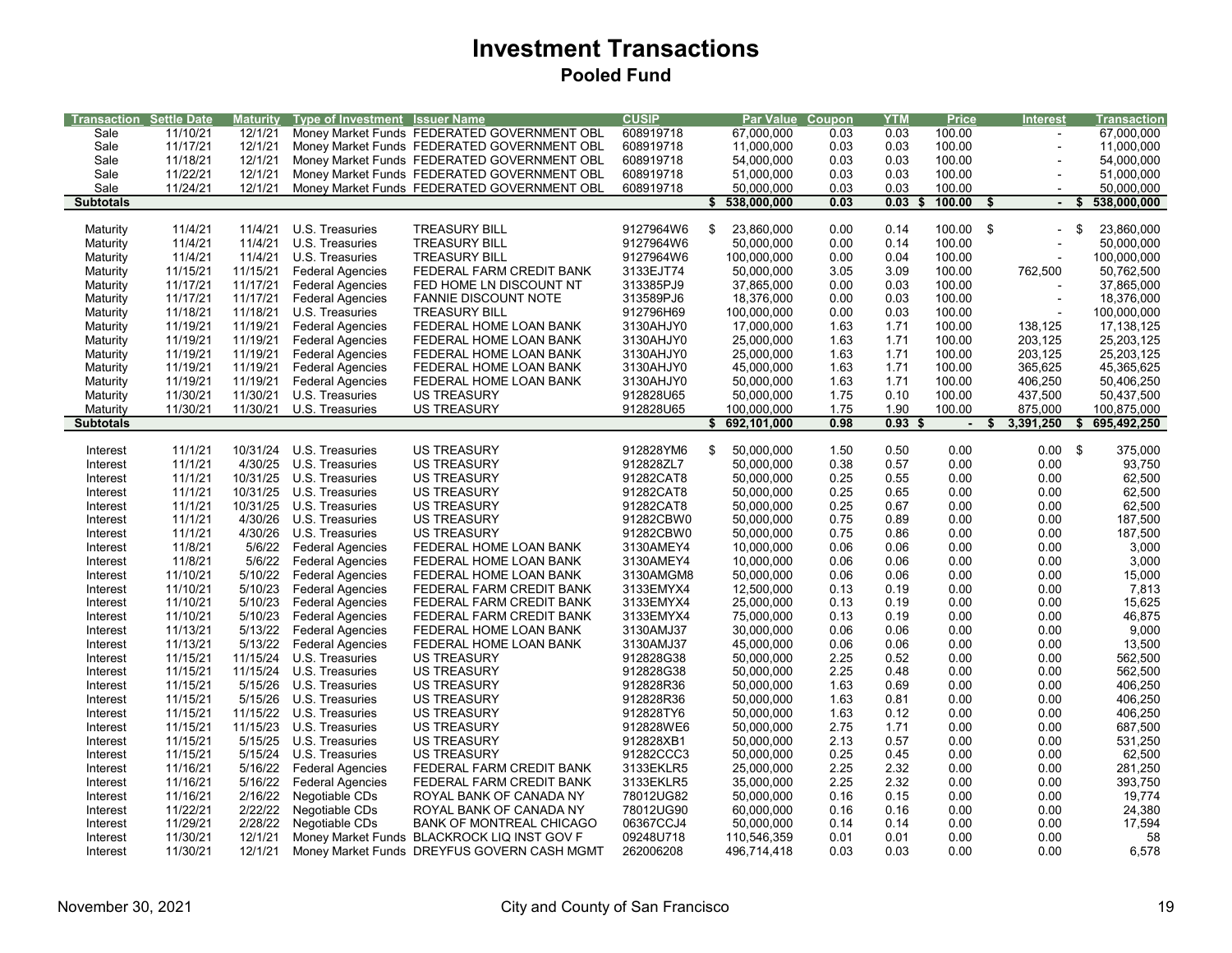# Investment Transactions

## Pooled Fund

| Transaction | Settle Date | Maturity | Type of Investment | Issuer Name | CUSIP | Par Value | Coupon | YTM | Price | Interest | Transaction |
|---|---|---|---|---|---|---|---|---|---|---|---|
| Sale | 11/10/21 | 12/1/21 | Money Market Funds | FEDERATED GOVERNMENT OBL | 608919718 | 67,000,000 | 0.03 | 0.03 | 100.00 | - | 67,000,000 |
| Sale | 11/17/21 | 12/1/21 | Money Market Funds | FEDERATED GOVERNMENT OBL | 608919718 | 11,000,000 | 0.03 | 0.03 | 100.00 | - | 11,000,000 |
| Sale | 11/18/21 | 12/1/21 | Money Market Funds | FEDERATED GOVERNMENT OBL | 608919718 | 54,000,000 | 0.03 | 0.03 | 100.00 | - | 54,000,000 |
| Sale | 11/22/21 | 12/1/21 | Money Market Funds | FEDERATED GOVERNMENT OBL | 608919718 | 51,000,000 | 0.03 | 0.03 | 100.00 | - | 51,000,000 |
| Sale | 11/24/21 | 12/1/21 | Money Market Funds | FEDERATED GOVERNMENT OBL | 608919718 | 50,000,000 | 0.03 | 0.03 | 100.00 | - | 50,000,000 |
| **Subtotals** | | | | | | **$ 538,000,000** | **0.03** | **0.03** | **$ 100.00** | **$ -** | **$ 538,000,000** |
| Maturity | 11/4/21 | 11/4/21 | U.S. Treasuries | TREASURY BILL | 9127964W6 | $ 23,860,000 | 0.00 | 0.14 | 100.00 | $ - | $ 23,860,000 |
| Maturity | 11/4/21 | 11/4/21 | U.S. Treasuries | TREASURY BILL | 9127964W6 | 50,000,000 | 0.00 | 0.14 | 100.00 | - | 50,000,000 |
| Maturity | 11/4/21 | 11/4/21 | U.S. Treasuries | TREASURY BILL | 9127964W6 | 100,000,000 | 0.00 | 0.04 | 100.00 | - | 100,000,000 |
| Maturity | 11/15/21 | 11/15/21 | Federal Agencies | FEDERAL FARM CREDIT BANK | 3133EJT74 | 50,000,000 | 3.05 | 3.09 | 100.00 | 762,500 | 50,762,500 |
| Maturity | 11/17/21 | 11/17/21 | Federal Agencies | FED HOME LN DISCOUNT NT | 313385PJ9 | 37,865,000 | 0.00 | 0.03 | 100.00 | - | 37,865,000 |
| Maturity | 11/17/21 | 11/17/21 | Federal Agencies | FANNIE DISCOUNT NOTE | 313589PJ6 | 18,376,000 | 0.00 | 0.03 | 100.00 | - | 18,376,000 |
| Maturity | 11/18/21 | 11/18/21 | U.S. Treasuries | TREASURY BILL | 912796H69 | 100,000,000 | 0.00 | 0.03 | 100.00 | - | 100,000,000 |
| Maturity | 11/19/21 | 11/19/21 | Federal Agencies | FEDERAL HOME LOAN BANK | 3130AHJY0 | 17,000,000 | 1.63 | 1.71 | 100.00 | 138,125 | 17,138,125 |
| Maturity | 11/19/21 | 11/19/21 | Federal Agencies | FEDERAL HOME LOAN BANK | 3130AHJY0 | 25,000,000 | 1.63 | 1.71 | 100.00 | 203,125 | 25,203,125 |
| Maturity | 11/19/21 | 11/19/21 | Federal Agencies | FEDERAL HOME LOAN BANK | 3130AHJY0 | 25,000,000 | 1.63 | 1.71 | 100.00 | 203,125 | 25,203,125 |
| Maturity | 11/19/21 | 11/19/21 | Federal Agencies | FEDERAL HOME LOAN BANK | 3130AHJY0 | 45,000,000 | 1.63 | 1.71 | 100.00 | 365,625 | 45,365,625 |
| Maturity | 11/19/21 | 11/19/21 | Federal Agencies | FEDERAL HOME LOAN BANK | 3130AHJY0 | 50,000,000 | 1.63 | 1.71 | 100.00 | 406,250 | 50,406,250 |
| Maturity | 11/30/21 | 11/30/21 | U.S. Treasuries | US TREASURY | 912828U65 | 50,000,000 | 1.75 | 0.10 | 100.00 | 437,500 | 50,437,500 |
| Maturity | 11/30/21 | 11/30/21 | U.S. Treasuries | US TREASURY | 912828U65 | 100,000,000 | 1.75 | 1.90 | 100.00 | 875,000 | 100,875,000 |
| **Subtotals** | | | | | | **$ 692,101,000** | **0.98** | **0.93** | **$ -** | **$ 3,391,250** | **$ 695,492,250** |
| Interest | 11/1/21 | 10/31/24 | U.S. Treasuries | US TREASURY | 912828YM6 | $ 50,000,000 | 1.50 | 0.50 | 0.00 | 0.00 | $ 375,000 |
| Interest | 11/1/21 | 4/30/25 | U.S. Treasuries | US TREASURY | 912828ZL7 | 50,000,000 | 0.38 | 0.57 | 0.00 | 0.00 | 93,750 |
| Interest | 11/1/21 | 10/31/25 | U.S. Treasuries | US TREASURY | 91282CAT8 | 50,000,000 | 0.25 | 0.55 | 0.00 | 0.00 | 62,500 |
| Interest | 11/1/21 | 10/31/25 | U.S. Treasuries | US TREASURY | 91282CAT8 | 50,000,000 | 0.25 | 0.65 | 0.00 | 0.00 | 62,500 |
| Interest | 11/1/21 | 10/31/25 | U.S. Treasuries | US TREASURY | 91282CAT8 | 50,000,000 | 0.25 | 0.67 | 0.00 | 0.00 | 62,500 |
| Interest | 11/1/21 | 4/30/26 | U.S. Treasuries | US TREASURY | 91282CBW0 | 50,000,000 | 0.75 | 0.89 | 0.00 | 0.00 | 187,500 |
| Interest | 11/1/21 | 4/30/26 | U.S. Treasuries | US TREASURY | 91282CBW0 | 50,000,000 | 0.75 | 0.86 | 0.00 | 0.00 | 187,500 |
| Interest | 11/8/21 | 5/6/22 | Federal Agencies | FEDERAL HOME LOAN BANK | 3130AMEY4 | 10,000,000 | 0.06 | 0.06 | 0.00 | 0.00 | 3,000 |
| Interest | 11/8/21 | 5/6/22 | Federal Agencies | FEDERAL HOME LOAN BANK | 3130AMEY4 | 10,000,000 | 0.06 | 0.06 | 0.00 | 0.00 | 3,000 |
| Interest | 11/10/21 | 5/10/22 | Federal Agencies | FEDERAL HOME LOAN BANK | 3130AMGM8 | 50,000,000 | 0.06 | 0.06 | 0.00 | 0.00 | 15,000 |
| Interest | 11/10/21 | 5/10/23 | Federal Agencies | FEDERAL FARM CREDIT BANK | 3133EMYX4 | 12,500,000 | 0.13 | 0.19 | 0.00 | 0.00 | 7,813 |
| Interest | 11/10/21 | 5/10/23 | Federal Agencies | FEDERAL FARM CREDIT BANK | 3133EMYX4 | 25,000,000 | 0.13 | 0.19 | 0.00 | 0.00 | 15,625 |
| Interest | 11/10/21 | 5/10/23 | Federal Agencies | FEDERAL FARM CREDIT BANK | 3133EMYX4 | 75,000,000 | 0.13 | 0.19 | 0.00 | 0.00 | 46,875 |
| Interest | 11/13/21 | 5/13/22 | Federal Agencies | FEDERAL HOME LOAN BANK | 3130AMJ37 | 30,000,000 | 0.06 | 0.06 | 0.00 | 0.00 | 9,000 |
| Interest | 11/13/21 | 5/13/22 | Federal Agencies | FEDERAL HOME LOAN BANK | 3130AMJ37 | 45,000,000 | 0.06 | 0.06 | 0.00 | 0.00 | 13,500 |
| Interest | 11/15/21 | 11/15/24 | U.S. Treasuries | US TREASURY | 912828G38 | 50,000,000 | 2.25 | 0.52 | 0.00 | 0.00 | 562,500 |
| Interest | 11/15/21 | 11/15/24 | U.S. Treasuries | US TREASURY | 912828G38 | 50,000,000 | 2.25 | 0.48 | 0.00 | 0.00 | 562,500 |
| Interest | 11/15/21 | 5/15/26 | U.S. Treasuries | US TREASURY | 912828R36 | 50,000,000 | 1.63 | 0.69 | 0.00 | 0.00 | 406,250 |
| Interest | 11/15/21 | 5/15/26 | U.S. Treasuries | US TREASURY | 912828R36 | 50,000,000 | 1.63 | 0.81 | 0.00 | 0.00 | 406,250 |
| Interest | 11/15/21 | 11/15/22 | U.S. Treasuries | US TREASURY | 912828TY6 | 50,000,000 | 1.63 | 0.12 | 0.00 | 0.00 | 406,250 |
| Interest | 11/15/21 | 11/15/23 | U.S. Treasuries | US TREASURY | 912828WE6 | 50,000,000 | 2.75 | 1.71 | 0.00 | 0.00 | 687,500 |
| Interest | 11/15/21 | 5/15/25 | U.S. Treasuries | US TREASURY | 912828XB1 | 50,000,000 | 2.13 | 0.57 | 0.00 | 0.00 | 531,250 |
| Interest | 11/15/21 | 5/15/24 | U.S. Treasuries | US TREASURY | 91282CCC3 | 50,000,000 | 0.25 | 0.45 | 0.00 | 0.00 | 62,500 |
| Interest | 11/16/21 | 5/16/22 | Federal Agencies | FEDERAL FARM CREDIT BANK | 3133EKLR5 | 25,000,000 | 2.25 | 2.32 | 0.00 | 0.00 | 281,250 |
| Interest | 11/16/21 | 5/16/22 | Federal Agencies | FEDERAL FARM CREDIT BANK | 3133EKLR5 | 35,000,000 | 2.25 | 2.32 | 0.00 | 0.00 | 393,750 |
| Interest | 11/16/21 | 2/16/22 | Negotiable CDs | ROYAL BANK OF CANADA NY | 78012UG82 | 50,000,000 | 0.16 | 0.15 | 0.00 | 0.00 | 19,774 |
| Interest | 11/22/21 | 2/22/22 | Negotiable CDs | ROYAL BANK OF CANADA NY | 78012UG90 | 60,000,000 | 0.16 | 0.16 | 0.00 | 0.00 | 24,380 |
| Interest | 11/29/21 | 2/28/22 | Negotiable CDs | BANK OF MONTREAL CHICAGO | 06367CCJ4 | 50,000,000 | 0.14 | 0.14 | 0.00 | 0.00 | 17,594 |
| Interest | 11/30/21 | 12/1/21 | Money Market Funds | BLACKROCK LIQ INST GOV F | 09248U718 | 110,546,359 | 0.01 | 0.01 | 0.00 | 0.00 | 58 |
| Interest | 11/30/21 | 12/1/21 | Money Market Funds | DREYFUS GOVERN CASH MGMT | 262006208 | 496,714,418 | 0.03 | 0.03 | 0.00 | 0.00 | 6,578 |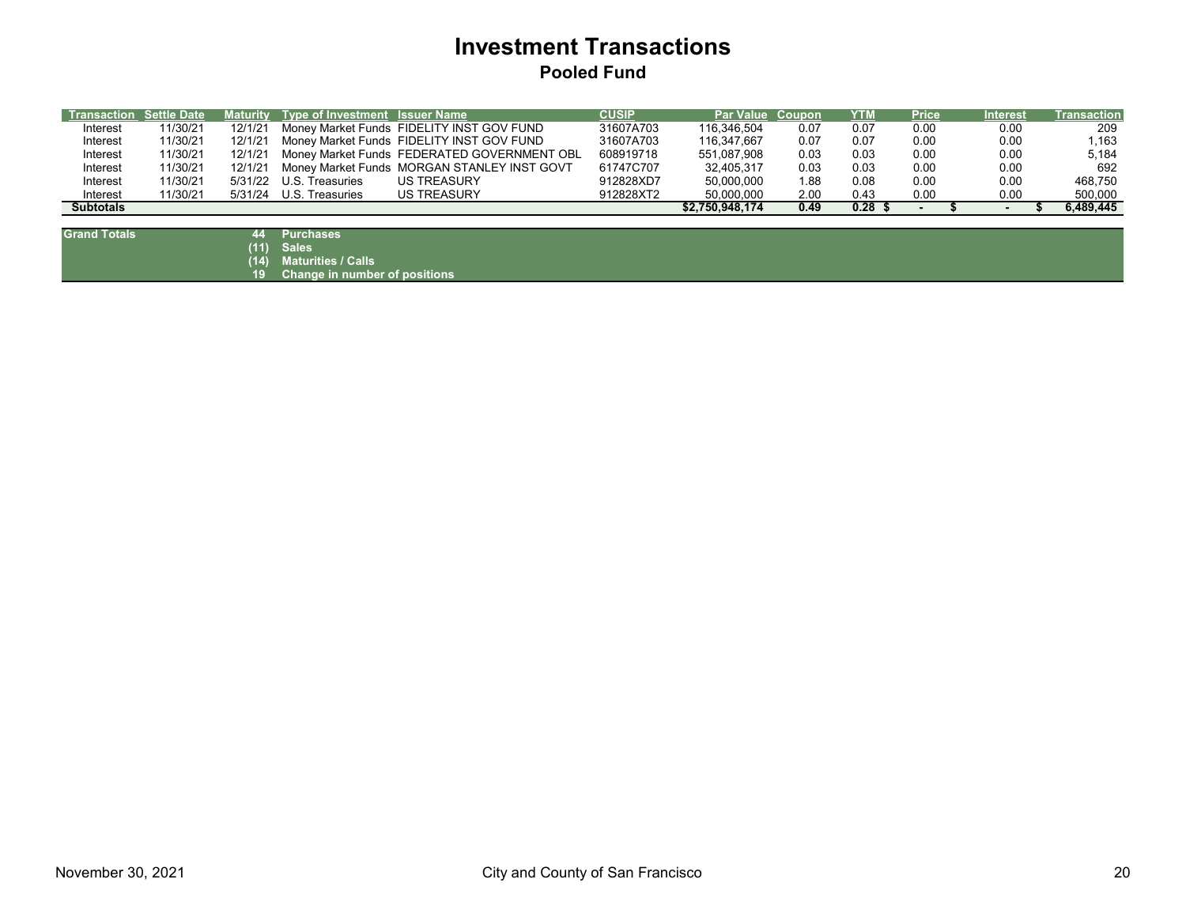# Investment Transactions

## Pooled Fund

| Transaction | Settle Date | Maturity | Type of Investment | Issuer Name | CUSIP | Par Value | Coupon | YTM | Price | Interest | Transaction |
|---|---|---|---|---|---|---|---|---|---|---|---|
| Interest | 11/30/21 | 12/1/21 | Money Market Funds | FIDELITY INST GOV FUND | 31607A703 | 116,346,504 | 0.07 | 0.07 | 0.00 | 0.00 | 209 |
| Interest | 11/30/21 | 12/1/21 | Money Market Funds | FIDELITY INST GOV FUND | 31607A703 | 116,347,667 | 0.07 | 0.07 | 0.00 | 0.00 | 1,163 |
| Interest | 11/30/21 | 12/1/21 | Money Market Funds | FEDERATED GOVERNMENT OBL | 608919718 | 551,087,908 | 0.03 | 0.03 | 0.00 | 0.00 | 5,184 |
| Interest | 11/30/21 | 12/1/21 | Money Market Funds | MORGAN STANLEY INST GOVT | 61747C707 | 32,405,317 | 0.03 | 0.03 | 0.00 | 0.00 | 692 |
| Interest | 11/30/21 | 5/31/22 | U.S. Treasuries | US TREASURY | 912828XD7 | 50,000,000 | 1.88 | 0.08 | 0.00 | 0.00 | 468,750 |
| Interest | 11/30/21 | 5/31/24 | U.S. Treasuries | US TREASURY | 912828XT2 | 50,000,000 | 2.00 | 0.43 | 0.00 | 0.00 | 500,000 |
| **Subtotals** | | | | | | **$2,750,948,174** | **0.49** | **0.28** | **$ -** | **$ -** | **$ 6,489,445** |

| | | |
|---|---|---|
| **Grand Totals** | **44** | **Purchases** |
| | **(11)** | **Sales** |
| | **(14)** | **Maturities / Calls** |
| | **19** | **Change in number of positions** |